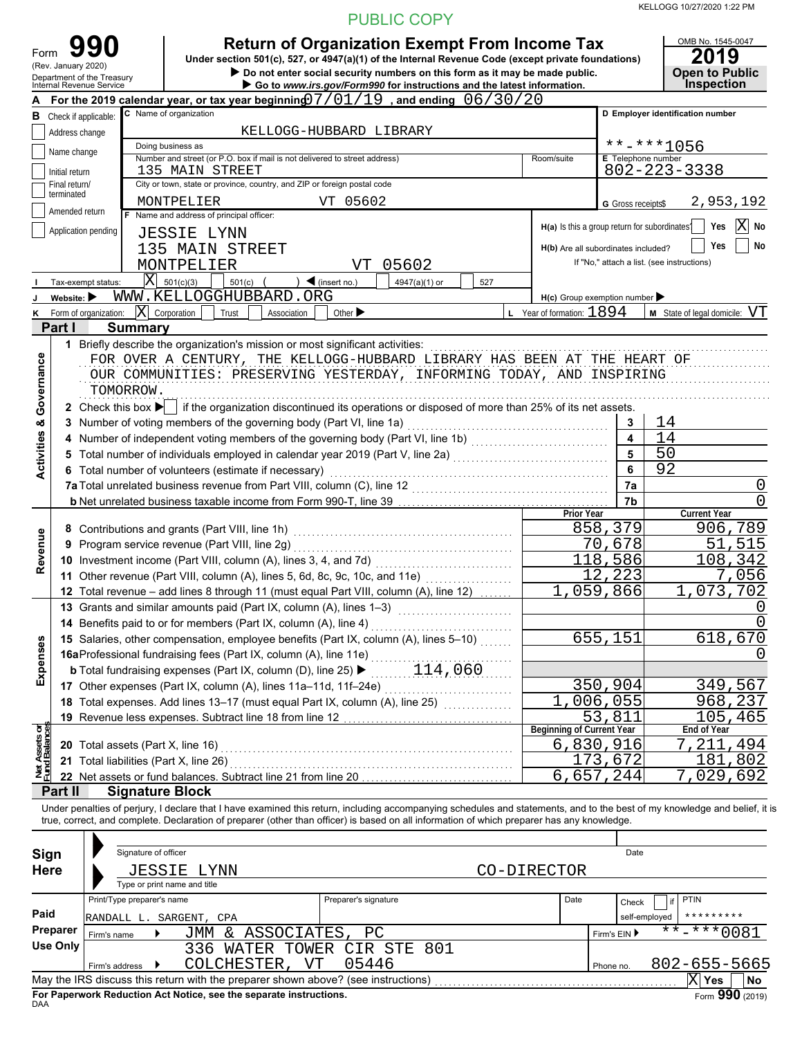PUBLIC COPY

KELLOGG 10/27/2020 1:22 PM

# Form 990 — Return of Organization Exempt From Income Tax

(Rev. January 2020) Department of the Treasury Internal Revenue Service

Under section 501(c), 527, or 4947(a)(1) of the Internal Revenue Code (except private foundations)

▶ Do not enter social security numbers on this form as it may be made public.
▶ Go to *www.irs.gov/Form990* for instructions and the latest information.

OMB No. 1545-0047 — **2019** — Open to Public Inspection

**A** For the 2019 calendar year, or tax year beginning 07/01/19, and ending 06/30/20

**B** Check if applicable: ☐ Address change ☐ Name change ☐ Initial return ☐ Final return/terminated ☐ Amended return ☐ Application pending

**C** Name of organization: KELLOGG-HUBBARD LIBRARY

Doing business as:

Number and street (or P.O. box if mail is not delivered to street address): 135 MAIN STREET — Room/suite:

City or town, state or province, country, and ZIP or foreign postal code: MONTPELIER VT 05602

**D** Employer identification number: \*\*-\*\*\*1056

**E** Telephone number: 802-223-3338

**G** Gross receipts $ 2,953,192

**F** Name and address of principal officer: JESSIE LYNN, 135 MAIN STREET, MONTPELIER VT 05602

**H(a)** Is this a group return for subordinates? ☐ Yes ☒ No

**H(b)** Are all subordinates included? ☐ Yes ☐ No — If "No," attach a list. (see instructions)

**I** Tax-exempt status: ☒ 501(c)(3) ☐ 501(c) ( ) ◀ (insert no.) ☐ 4947(a)(1) or ☐ 527

**J** Website: ▶ WWW.KELLOGGHUBBARD.ORG

**H(c)** Group exemption number ▶

**K** Form of organization: ☒ Corporation ☐ Trust ☐ Association ☐ Other ▶

**L** Year of formation: 1894 **M** State of legal domicile: VT

## Part I Summary

**Activities & Governance**

1 Briefly describe the organization's mission or most significant activities:
FOR OVER A CENTURY, THE KELLOGG-HUBBARD LIBRARY HAS BEEN AT THE HEART OF OUR COMMUNITIES: PRESERVING YESTERDAY, INFORMING TODAY, AND INSPIRING TOMORROW.

2 Check this box ▶ ☐ if the organization discontinued its operations or disposed of more than 25% of its net assets.

| Line | Description | No. | Value |
|---|---|---|---|
| 3 | Number of voting members of the governing body (Part VI, line 1a) | 3 | 14 |
| 4 | Number of independent voting members of the governing body (Part VI, line 1b) | 4 | 14 |
| 5 | Total number of individuals employed in calendar year 2019 (Part V, line 2a) | 5 | 50 |
| 6 | Total number of volunteers (estimate if necessary) | 6 | 92 |
| 7a | Total unrelated business revenue from Part VIII, column (C), line 12 | 7a | 0 |
| b | Net unrelated business taxable income from Form 990-T, line 39 | 7b | 0 |

| Line | Description | Prior Year | Current Year |
|---|---|---|---|
| **Revenue** | | | |
| 8 | Contributions and grants (Part VIII, line 1h) | 858,379 | 906,789 |
| 9 | Program service revenue (Part VIII, line 2g) | 70,678 | 51,515 |
| 10 | Investment income (Part VIII, column (A), lines 3, 4, and 7d) | 118,586 | 108,342 |
| 11 | Other revenue (Part VIII, column (A), lines 5, 6d, 8c, 9c, 10c, and 11e) | 12,223 | 7,056 |
| 12 | Total revenue – add lines 8 through 11 (must equal Part VIII, column (A), line 12) | 1,059,866 | 1,073,702 |
| **Expenses** | | | |
| 13 | Grants and similar amounts paid (Part IX, column (A), lines 1–3) | | 0 |
| 14 | Benefits paid to or for members (Part IX, column (A), line 4) | | 0 |
| 15 | Salaries, other compensation, employee benefits (Part IX, column (A), lines 5–10) | 655,151 | 618,670 |
| 16a | Professional fundraising fees (Part IX, column (A), line 11e) | | 0 |
| b | Total fundraising expenses (Part IX, column (D), line 25) ▶ 114,060 | | |
| 17 | Other expenses (Part IX, column (A), lines 11a–11d, 11f–24e) | 350,904 | 349,567 |
| 18 | Total expenses. Add lines 13–17 (must equal Part IX, column (A), line 25) | 1,006,055 | 968,237 |
| 19 | Revenue less expenses. Subtract line 18 from line 12 | 53,811 | 105,465 |

| Line | Net Assets or Fund Balances | Beginning of Current Year | End of Year |
|---|---|---|---|
| 20 | Total assets (Part X, line 16) | 6,830,916 | 7,211,494 |
| 21 | Total liabilities (Part X, line 26) | 173,672 | 181,802 |
| 22 | Net assets or fund balances. Subtract line 21 from line 20 | 6,657,244 | 7,029,692 |

## Part II Signature Block

Under penalties of perjury, I declare that I have examined this return, including accompanying schedules and statements, and to the best of my knowledge and belief, it is true, correct, and complete. Declaration of preparer (other than officer) is based on all information of which preparer has any knowledge.

**Sign Here**

Signature of officer — Date

JESSIE LYNN — CO-DIRECTOR
Type or print name and title

**Paid Preparer Use Only**

| Print/Type preparer's name | Preparer's signature | Date | Check ☐ if self-employed | PTIN |
|---|---|---|---|---|
| RANDALL L. SARGENT, CPA | | | | \*\*\*\*\*\*\*\*\* |

Firm's name ▶ JMM & ASSOCIATES, PC — Firm's EIN ▶ \*\*-\*\*\*0081

Firm's address ▶ 336 WATER TOWER CIR STE 801, COLCHESTER, VT 05446 — Phone no. 802-655-5665

May the IRS discuss this return with the preparer shown above? (see instructions) ☒ Yes ☐ No

**For Paperwork Reduction Act Notice, see the separate instructions.**

DAA — Form **990** (2019)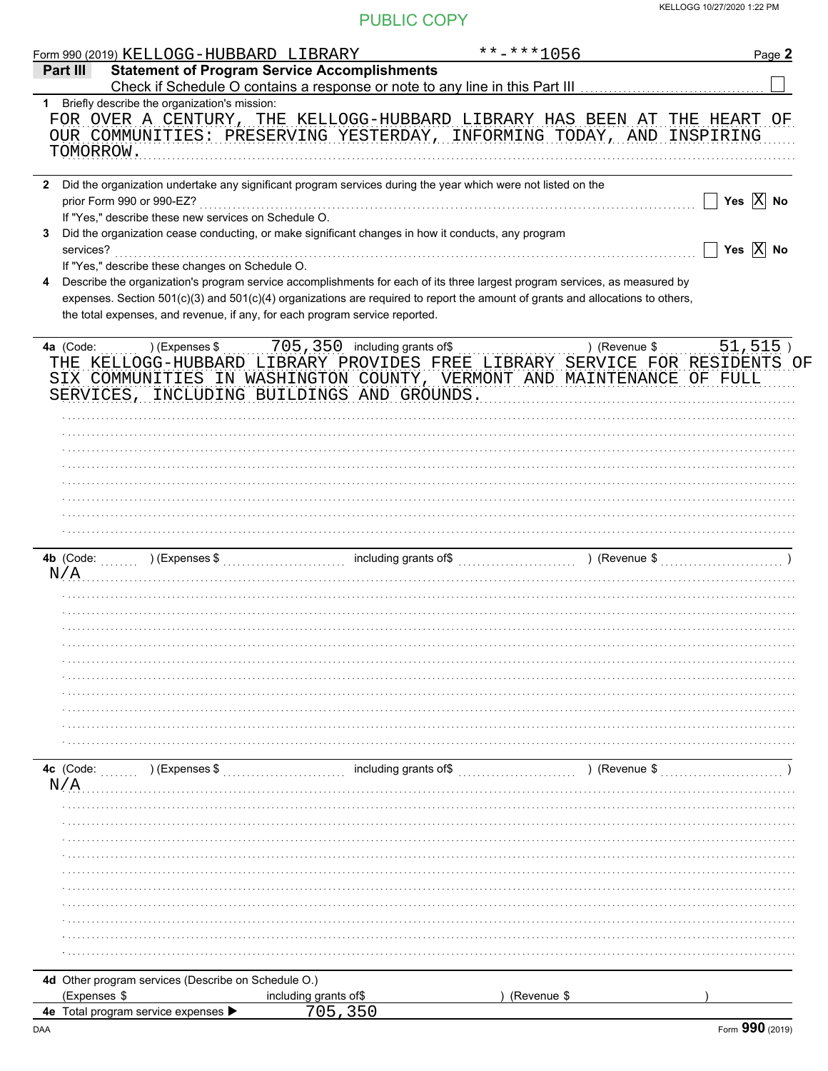PUBLIC COPY

Form 990 (2019) KELLOGG-HUBBARD LIBRARY **-***1056

## Part III Statement of Program Service Accomplishments

Check if Schedule O contains a response or note to any line in this Part III ☐

**1** Briefly describe the organization's mission:

FOR OVER A CENTURY, THE KELLOGG-HUBBARD LIBRARY HAS BEEN AT THE HEART OF OUR COMMUNITIES: PRESERVING YESTERDAY, INFORMING TODAY, AND INSPIRING TOMORROW.

**2** Did the organization undertake any significant program services during the year which were not listed on the prior Form 990 or 990-EZ? ☐ Yes ☒ No

If "Yes," describe these new services on Schedule O.

**3** Did the organization cease conducting, or make significant changes in how it conducts, any program services? ☐ Yes ☒ No

If "Yes," describe these changes on Schedule O.

**4** Describe the organization's program service accomplishments for each of its three largest program services, as measured by expenses. Section 501(c)(3) and 501(c)(4) organizations are required to report the amount of grants and allocations to others, the total expenses, and revenue, if any, for each program service reported.

**4a** (Code: ) (Expenses $ 705,350 including grants of$ ) (Revenue $ 51,515 )

THE KELLOGG-HUBBARD LIBRARY PROVIDES FREE LIBRARY SERVICE FOR RESIDENTS OF SIX COMMUNITIES IN WASHINGTON COUNTY, VERMONT AND MAINTENANCE OF FULL SERVICES, INCLUDING BUILDINGS AND GROUNDS.

**4b** (Code: ) (Expenses $ including grants of$ ) (Revenue $ )

N/A

**4c** (Code: ) (Expenses $ including grants of$ ) (Revenue $ )

N/A

**4d** Other program services (Describe on Schedule O.)

(Expenses $ including grants of$ ) (Revenue $ )

**4e** Total program service expenses ▶ 705,350

Form **990** (2019)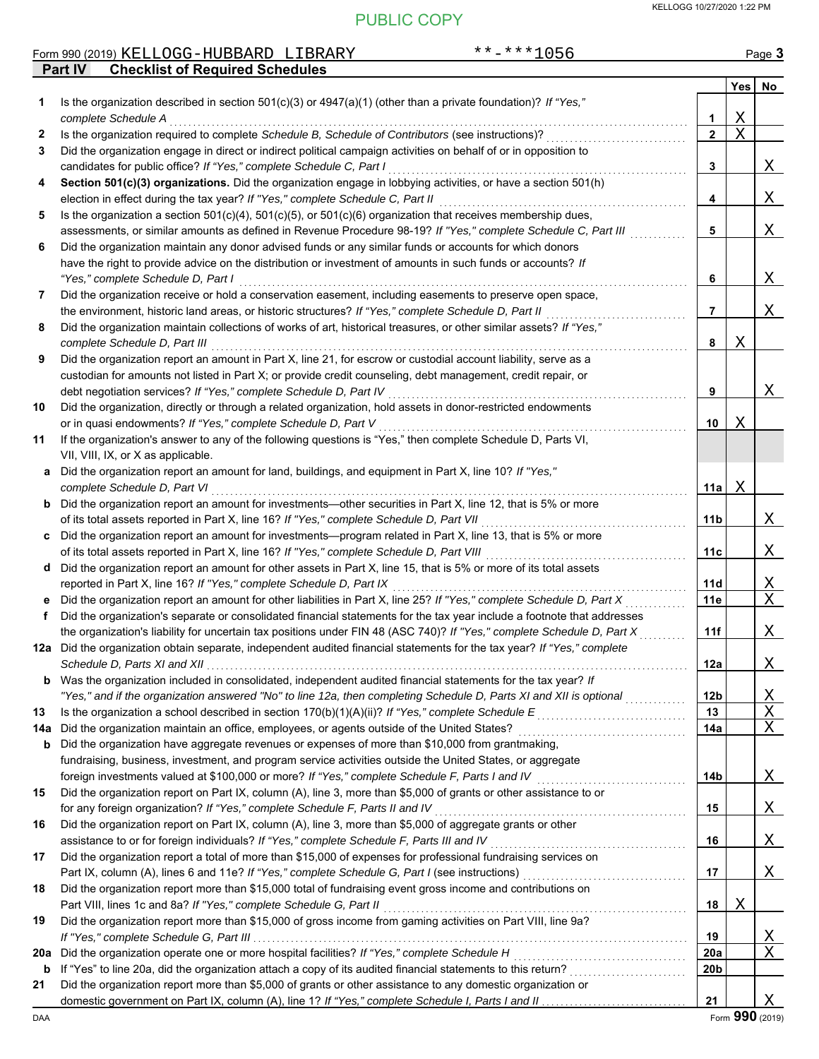PUBLIC COPY

Form 990 (2019) KELLOGG-HUBBARD LIBRARY **-***1056 Page **3**

## Part IV Checklist of Required Schedules

| | | | Yes | No |
|---|---|---|---|---|
| **1** | Is the organization described in section 501(c)(3) or 4947(a)(1) (other than a private foundation)? *If "Yes," complete Schedule A* | **1** | X | |
| **2** | Is the organization required to complete *Schedule B, Schedule of Contributors* (see instructions)? | **2** | X | |
| **3** | Did the organization engage in direct or indirect political campaign activities on behalf of or in opposition to candidates for public office? *If "Yes," complete Schedule C, Part I* | **3** | | X |
| **4** | **Section 501(c)(3) organizations.** Did the organization engage in lobbying activities, or have a section 501(h) election in effect during the tax year? *If "Yes," complete Schedule C, Part II* | **4** | | X |
| **5** | Is the organization a section 501(c)(4), 501(c)(5), or 501(c)(6) organization that receives membership dues, assessments, or similar amounts as defined in Revenue Procedure 98-19? *If "Yes," complete Schedule C, Part III* | **5** | | X |
| **6** | Did the organization maintain any donor advised funds or any similar funds or accounts for which donors have the right to provide advice on the distribution or investment of amounts in such funds or accounts? *If "Yes," complete Schedule D, Part I* | **6** | | X |
| **7** | Did the organization receive or hold a conservation easement, including easements to preserve open space, the environment, historic land areas, or historic structures? *If "Yes," complete Schedule D, Part II* | **7** | | X |
| **8** | Did the organization maintain collections of works of art, historical treasures, or other similar assets? *If "Yes," complete Schedule D, Part III* | **8** | X | |
| **9** | Did the organization report an amount in Part X, line 21, for escrow or custodial account liability, serve as a custodian for amounts not listed in Part X; or provide credit counseling, debt management, credit repair, or debt negotiation services? *If "Yes," complete Schedule D, Part IV* | **9** | | X |
| **10** | Did the organization, directly or through a related organization, hold assets in donor-restricted endowments or in quasi endowments? *If "Yes," complete Schedule D, Part V* | **10** | X | |
| **11** | If the organization's answer to any of the following questions is "Yes," then complete Schedule D, Parts VI, VII, VIII, IX, or X as applicable. | | | |
| **a** | Did the organization report an amount for land, buildings, and equipment in Part X, line 10? *If "Yes," complete Schedule D, Part VI* | **11a** | X | |
| **b** | Did the organization report an amount for investments—other securities in Part X, line 12, that is 5% or more of its total assets reported in Part X, line 16? *If "Yes," complete Schedule D, Part VII* | **11b** | | X |
| **c** | Did the organization report an amount for investments—program related in Part X, line 13, that is 5% or more of its total assets reported in Part X, line 16? *If "Yes," complete Schedule D, Part VIII* | **11c** | | X |
| **d** | Did the organization report an amount for other assets in Part X, line 15, that is 5% or more of its total assets reported in Part X, line 16? *If "Yes," complete Schedule D, Part IX* | **11d** | | X |
| **e** | Did the organization report an amount for other liabilities in Part X, line 25? *If "Yes," complete Schedule D, Part X* | **11e** | | X |
| **f** | Did the organization's separate or consolidated financial statements for the tax year include a footnote that addresses the organization's liability for uncertain tax positions under FIN 48 (ASC 740)? *If "Yes," complete Schedule D, Part X* | **11f** | | X |
| **12a** | Did the organization obtain separate, independent audited financial statements for the tax year? *If "Yes," complete Schedule D, Parts XI and XII* | **12a** | | X |
| **b** | Was the organization included in consolidated, independent audited financial statements for the tax year? *If "Yes," and if the organization answered "No" to line 12a, then completing Schedule D, Parts XI and XII is optional* | **12b** | | X |
| **13** | Is the organization a school described in section 170(b)(1)(A)(ii)? *If "Yes," complete Schedule E* | **13** | | X |
| **14a** | Did the organization maintain an office, employees, or agents outside of the United States? | **14a** | | X |
| **b** | Did the organization have aggregate revenues or expenses of more than $10,000 from grantmaking, fundraising, business, investment, and program service activities outside the United States, or aggregate foreign investments valued at $100,000 or more? *If "Yes," complete Schedule F, Parts I and IV* | **14b** | | X |
| **15** | Did the organization report on Part IX, column (A), line 3, more than $5,000 of grants or other assistance to or for any foreign organization? *If "Yes," complete Schedule F, Parts II and IV* | **15** | | X |
| **16** | Did the organization report on Part IX, column (A), line 3, more than $5,000 of aggregate grants or other assistance to or for foreign individuals? *If "Yes," complete Schedule F, Parts III and IV* | **16** | | X |
| **17** | Did the organization report a total of more than $15,000 of expenses for professional fundraising services on Part IX, column (A), lines 6 and 11e? *If "Yes," complete Schedule G, Part I* (see instructions) | **17** | | X |
| **18** | Did the organization report more than $15,000 total of fundraising event gross income and contributions on Part VIII, lines 1c and 8a? *If "Yes," complete Schedule G, Part II* | **18** | X | |
| **19** | Did the organization report more than $15,000 of gross income from gaming activities on Part VIII, line 9a? *If "Yes," complete Schedule G, Part III* | **19** | | X |
| **20a** | Did the organization operate one or more hospital facilities? *If "Yes," complete Schedule H* | **20a** | | X |
| **b** | If "Yes" to line 20a, did the organization attach a copy of its audited financial statements to this return? | **20b** | | |
| **21** | Did the organization report more than $5,000 of grants or other assistance to any domestic organization or domestic government on Part IX, column (A), line 1? *If "Yes," complete Schedule I, Parts I and II* | **21** | | X |

Form **990** (2019)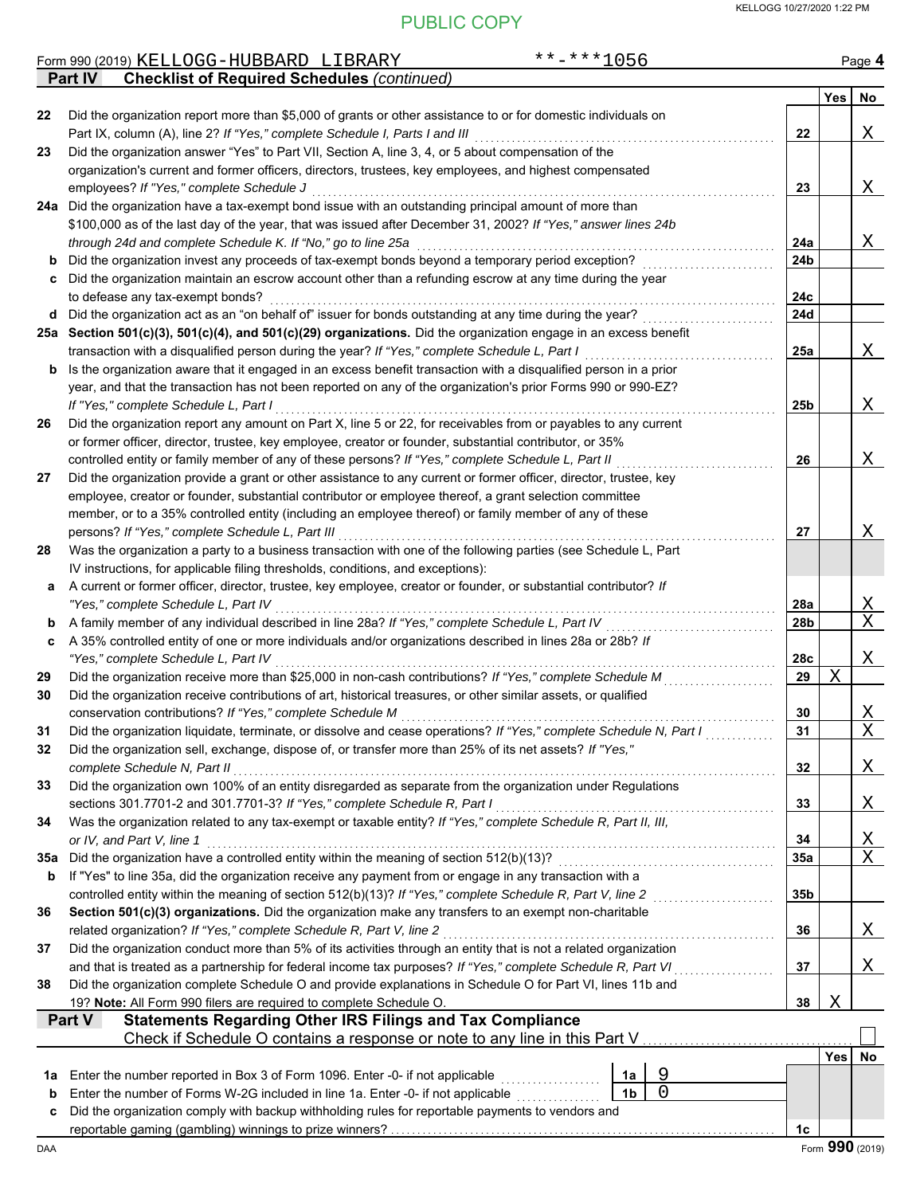PUBLIC COPY

Form 990 (2019) KELLOGG-HUBBARD LIBRARY **-***1056

**Part IV Checklist of Required Schedules** *(continued)*

| | | | Yes | No |
|---|---|---|---|---|
| 22 | Did the organization report more than $5,000 of grants or other assistance to or for domestic individuals on Part IX, column (A), line 2? *If "Yes," complete Schedule I, Parts I and III* | 22 | | X |
| 23 | Did the organization answer "Yes" to Part VII, Section A, line 3, 4, or 5 about compensation of the organization's current and former officers, directors, trustees, key employees, and highest compensated employees? *If "Yes," complete Schedule J* | 23 | | X |
| 24a | Did the organization have a tax-exempt bond issue with an outstanding principal amount of more than $100,000 as of the last day of the year, that was issued after December 31, 2002? *If "Yes," answer lines 24b through 24d and complete Schedule K. If "No," go to line 25a* | 24a | | X |
| b | Did the organization invest any proceeds of tax-exempt bonds beyond a temporary period exception? | 24b | | |
| c | Did the organization maintain an escrow account other than a refunding escrow at any time during the year to defease any tax-exempt bonds? | 24c | | |
| d | Did the organization act as an "on behalf of" issuer for bonds outstanding at any time during the year? | 24d | | |
| 25a | **Section 501(c)(3), 501(c)(4), and 501(c)(29) organizations.** Did the organization engage in an excess benefit transaction with a disqualified person during the year? *If "Yes," complete Schedule L, Part I* | 25a | | X |
| b | Is the organization aware that it engaged in an excess benefit transaction with a disqualified person in a prior year, and that the transaction has not been reported on any of the organization's prior Forms 990 or 990-EZ? *If "Yes," complete Schedule L, Part I* | 25b | | X |
| 26 | Did the organization report any amount on Part X, line 5 or 22, for receivables from or payables to any current or former officer, director, trustee, key employee, creator or founder, substantial contributor, or 35% controlled entity or family member of any of these persons? *If "Yes," complete Schedule L, Part II* | 26 | | X |
| 27 | Did the organization provide a grant or other assistance to any current or former officer, director, trustee, key employee, creator or founder, substantial contributor or employee thereof, a grant selection committee member, or to a 35% controlled entity (including an employee thereof) or family member of any of these persons? *If "Yes," complete Schedule L, Part III* | 27 | | X |
| 28 | Was the organization a party to a business transaction with one of the following parties (see Schedule L, Part IV instructions, for applicable filing thresholds, conditions, and exceptions): | | | |
| a | A current or former officer, director, trustee, key employee, creator or founder, or substantial contributor? *If "Yes," complete Schedule L, Part IV* | 28a | | X |
| b | A family member of any individual described in line 28a? *If "Yes," complete Schedule L, Part IV* | 28b | | X |
| c | A 35% controlled entity of one or more individuals and/or organizations described in lines 28a or 28b? *If "Yes," complete Schedule L, Part IV* | 28c | | X |
| 29 | Did the organization receive more than $25,000 in non-cash contributions? *If "Yes," complete Schedule M* | 29 | X | |
| 30 | Did the organization receive contributions of art, historical treasures, or other similar assets, or qualified conservation contributions? *If "Yes," complete Schedule M* | 30 | | X |
| 31 | Did the organization liquidate, terminate, or dissolve and cease operations? *If "Yes," complete Schedule N, Part I* | 31 | | X |
| 32 | Did the organization sell, exchange, dispose of, or transfer more than 25% of its net assets? *If "Yes," complete Schedule N, Part II* | 32 | | X |
| 33 | Did the organization own 100% of an entity disregarded as separate from the organization under Regulations sections 301.7701-2 and 301.7701-3? *If "Yes," complete Schedule R, Part I* | 33 | | X |
| 34 | Was the organization related to any tax-exempt or taxable entity? *If "Yes," complete Schedule R, Part II, III, or IV, and Part V, line 1* | 34 | | X |
| 35a | Did the organization have a controlled entity within the meaning of section 512(b)(13)? | 35a | | X |
| b | If "Yes" to line 35a, did the organization receive any payment from or engage in any transaction with a controlled entity within the meaning of section 512(b)(13)? *If "Yes," complete Schedule R, Part V, line 2* | 35b | | |
| 36 | **Section 501(c)(3) organizations.** Did the organization make any transfers to an exempt non-charitable related organization? *If "Yes," complete Schedule R, Part V, line 2* | 36 | | X |
| 37 | Did the organization conduct more than 5% of its activities through an entity that is not a related organization and that is treated as a partnership for federal income tax purposes? *If "Yes," complete Schedule R, Part VI* | 37 | | X |
| 38 | Did the organization complete Schedule O and provide explanations in Schedule O for Part VI, lines 11b and 19? **Note:** All Form 990 filers are required to complete Schedule O. | 38 | X | |

**Part V Statements Regarding Other IRS Filings and Tax Compliance**

Check if Schedule O contains a response or note to any line in this Part V ☐

| | | | | | Yes | No |
|---|---|---|---|---|---|---|
| 1a | Enter the number reported in Box 3 of Form 1096. Enter -0- if not applicable | 1a | 9 | | | |
| b | Enter the number of Forms W-2G included in line 1a. Enter -0- if not applicable | 1b | 0 | | | |
| c | Did the organization comply with backup withholding rules for reportable payments to vendors and reportable gaming (gambling) winnings to prize winners? | | | 1c | | |

Form **990** (2019)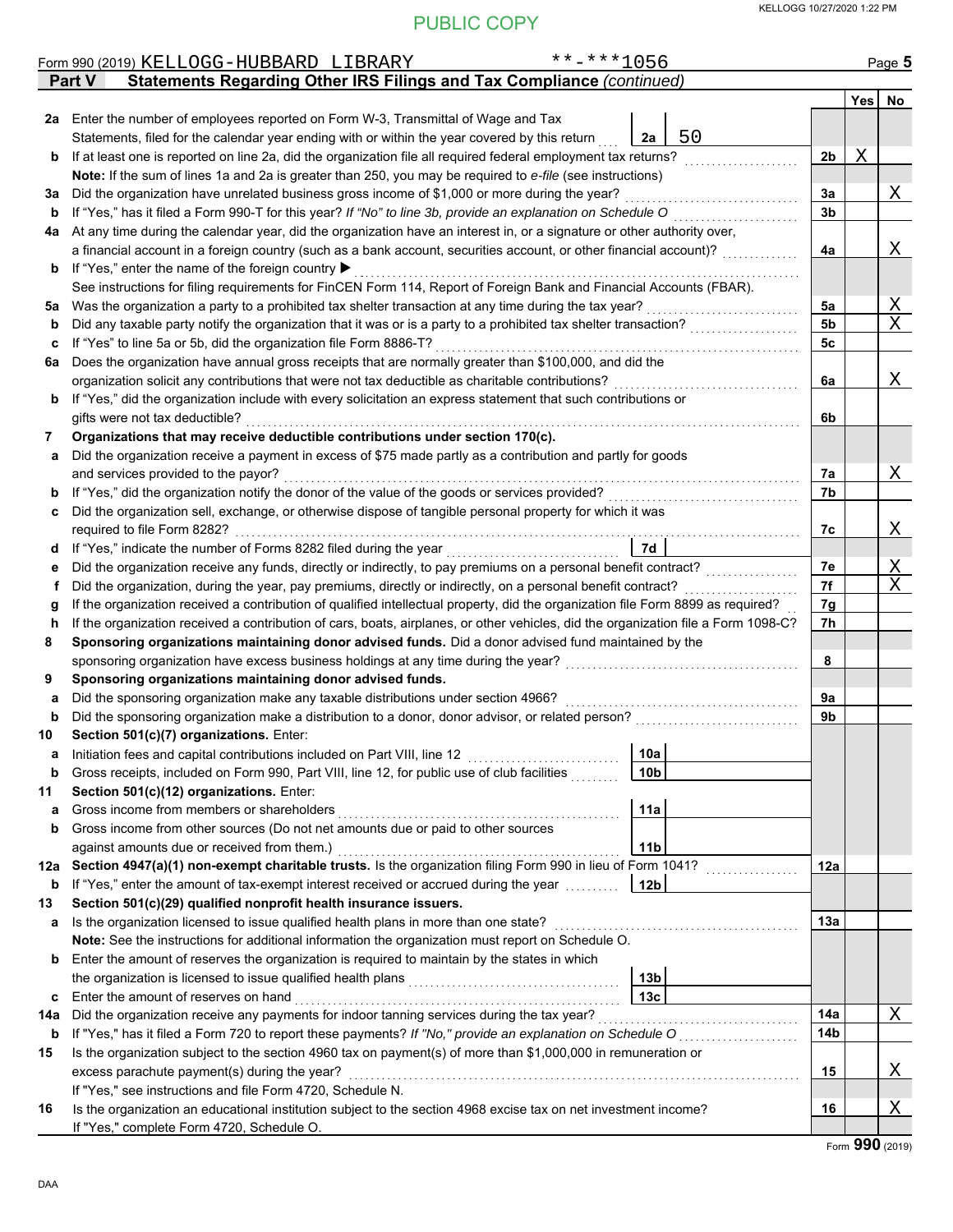PUBLIC COPY

KELLOGG 10/27/2020 1:22 PM

Form 990 (2019) KELLOGG-HUBBARD LIBRARY **-***1056 Page 5

**Part V Statements Regarding Other IRS Filings and Tax Compliance** *(continued)*

| | | | | Yes | No |
|---|---|---|---|---|---|
| **2a** | Enter the number of employees reported on Form W-3, Transmittal of Wage and Tax Statements, filed for the calendar year ending with or within the year covered by this return | 2a 50 | | | |
| **b** | If at least one is reported on line 2a, did the organization file all required federal employment tax returns? | | 2b | X | |
| | **Note:** If the sum of lines 1a and 2a is greater than 250, you may be required to *e-file* (see instructions) | | | | |
| **3a** | Did the organization have unrelated business gross income of $1,000 or more during the year? | | 3a | | X |
| **b** | If "Yes," has it filed a Form 990-T for this year? *If "No" to line 3b, provide an explanation on Schedule O* | | 3b | | |
| **4a** | At any time during the calendar year, did the organization have an interest in, or a signature or other authority over, a financial account in a foreign country (such as a bank account, securities account, or other financial account)? | | 4a | | X |
| **b** | If "Yes," enter the name of the foreign country ▶ | | | | |
| | See instructions for filing requirements for FinCEN Form 114, Report of Foreign Bank and Financial Accounts (FBAR). | | | | |
| **5a** | Was the organization a party to a prohibited tax shelter transaction at any time during the tax year? | | 5a | | X |
| **b** | Did any taxable party notify the organization that it was or is a party to a prohibited tax shelter transaction? | | 5b | | X |
| **c** | If "Yes" to line 5a or 5b, did the organization file Form 8886-T? | | 5c | | |
| **6a** | Does the organization have annual gross receipts that are normally greater than $100,000, and did the organization solicit any contributions that were not tax deductible as charitable contributions? | | 6a | | X |
| **b** | If "Yes," did the organization include with every solicitation an express statement that such contributions or gifts were not tax deductible? | | 6b | | |
| **7** | **Organizations that may receive deductible contributions under section 170(c).** | | | | |
| **a** | Did the organization receive a payment in excess of $75 made partly as a contribution and partly for goods and services provided to the payor? | | 7a | | X |
| **b** | If "Yes," did the organization notify the donor of the value of the goods or services provided? | | 7b | | |
| **c** | Did the organization sell, exchange, or otherwise dispose of tangible personal property for which it was required to file Form 8282? | | 7c | | X |
| **d** | If "Yes," indicate the number of Forms 8282 filed during the year | 7d | | | |
| **e** | Did the organization receive any funds, directly or indirectly, to pay premiums on a personal benefit contract? | | 7e | | X |
| **f** | Did the organization, during the year, pay premiums, directly or indirectly, on a personal benefit contract? | | 7f | | X |
| **g** | If the organization received a contribution of qualified intellectual property, did the organization file Form 8899 as required? | | 7g | | |
| **h** | If the organization received a contribution of cars, boats, airplanes, or other vehicles, did the organization file a Form 1098-C? | | 7h | | |
| **8** | **Sponsoring organizations maintaining donor advised funds.** Did a donor advised fund maintained by the sponsoring organization have excess business holdings at any time during the year? | | 8 | | |
| **9** | **Sponsoring organizations maintaining donor advised funds.** | | | | |
| **a** | Did the sponsoring organization make any taxable distributions under section 4966? | | 9a | | |
| **b** | Did the sponsoring organization make a distribution to a donor, donor advisor, or related person? | | 9b | | |
| **10** | **Section 501(c)(7) organizations.** Enter: | | | | |
| **a** | Initiation fees and capital contributions included on Part VIII, line 12 | 10a | | | |
| **b** | Gross receipts, included on Form 990, Part VIII, line 12, for public use of club facilities | 10b | | | |
| **11** | **Section 501(c)(12) organizations.** Enter: | | | | |
| **a** | Gross income from members or shareholders | 11a | | | |
| **b** | Gross income from other sources (Do not net amounts due or paid to other sources against amounts due or received from them.) | 11b | | | |
| **12a** | **Section 4947(a)(1) non-exempt charitable trusts.** Is the organization filing Form 990 in lieu of Form 1041? | | 12a | | |
| **b** | If "Yes," enter the amount of tax-exempt interest received or accrued during the year | 12b | | | |
| **13** | **Section 501(c)(29) qualified nonprofit health insurance issuers.** | | | | |
| **a** | Is the organization licensed to issue qualified health plans in more than one state? | | 13a | | |
| | **Note:** See the instructions for additional information the organization must report on Schedule O. | | | | |
| **b** | Enter the amount of reserves the organization is required to maintain by the states in which the organization is licensed to issue qualified health plans | 13b | | | |
| **c** | Enter the amount of reserves on hand | 13c | | | |
| **14a** | Did the organization receive any payments for indoor tanning services during the tax year? | | 14a | | X |
| **b** | If "Yes," has it filed a Form 720 to report these payments? *If "No," provide an explanation on Schedule O* | | 14b | | |
| **15** | Is the organization subject to the section 4960 tax on payment(s) of more than $1,000,000 in remuneration or excess parachute payment(s) during the year? | | 15 | | X |
| | If "Yes," see instructions and file Form 4720, Schedule N. | | | | |
| **16** | Is the organization an educational institution subject to the section 4968 excise tax on net investment income? | | 16 | | X |
| | If "Yes," complete Form 4720, Schedule O. | | | | |

Form **990** (2019)

DAA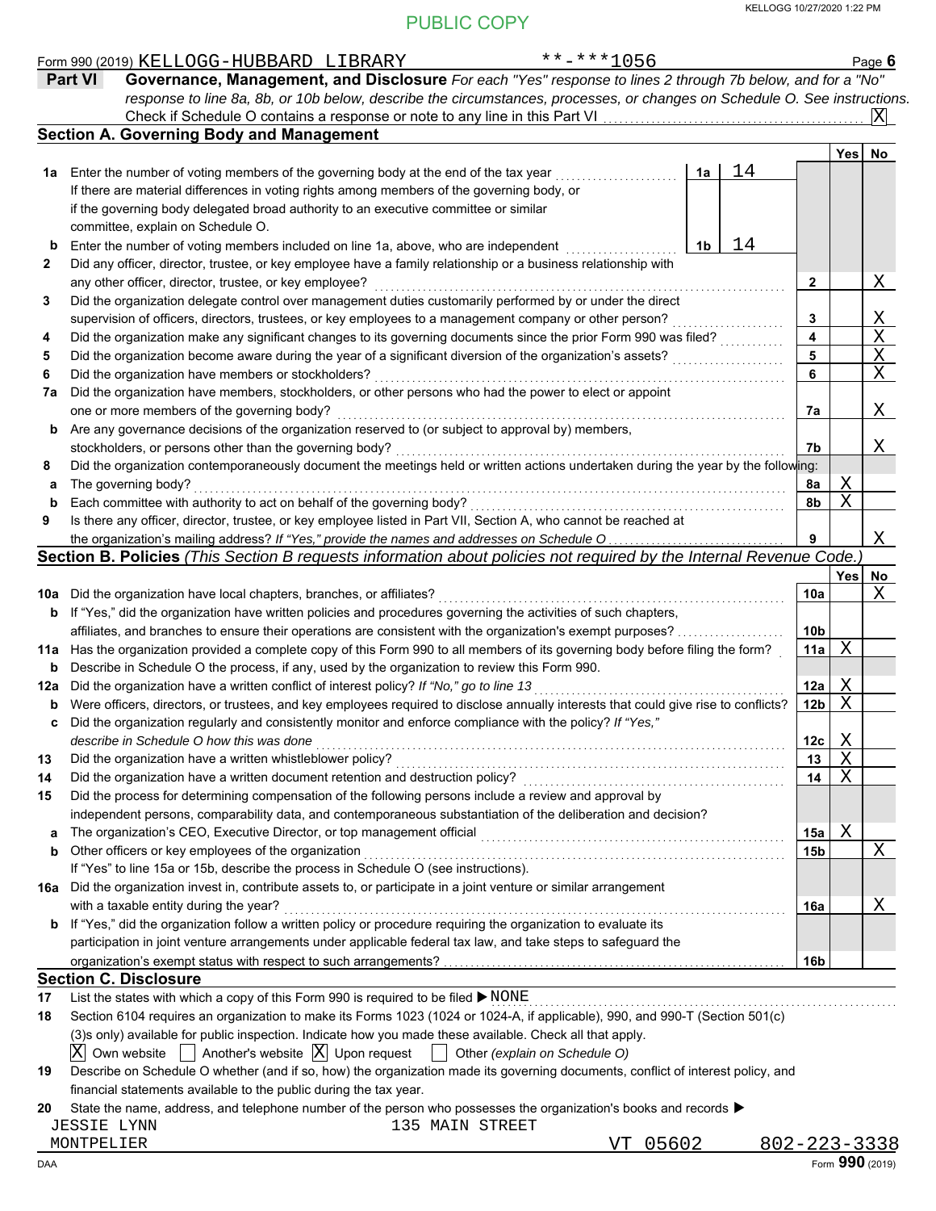PUBLIC COPY

KELLOGG 10/27/2020 1:22 PM

Form 990 (2019) KELLOGG-HUBBARD LIBRARY **-***1056 Page **6**

**Part VI** **Governance, Management, and Disclosure** *For each "Yes" response to lines 2 through 7b below, and for a "No" response to line 8a, 8b, or 10b below, describe the circumstances, processes, or changes on Schedule O. See instructions.*

Check if Schedule O contains a response or note to any line in this Part VI .......... [X]

## Section A. Governing Body and Management

| | | | | | Yes | No |
|---|---|---|---|---|---|---|
| **1a** | Enter the number of voting members of the governing body at the end of the tax year ......... If there are material differences in voting rights among members of the governing body, or if the governing body delegated broad authority to an executive committee or similar committee, explain on Schedule O. | 1a | 14 | | | |
| **b** | Enter the number of voting members included on line 1a, above, who are independent ......... | 1b | 14 | | | |
| **2** | Did any officer, director, trustee, or key employee have a family relationship or a business relationship with any other officer, director, trustee, or key employee? ......... | | | 2 | | X |
| **3** | Did the organization delegate control over management duties customarily performed by or under the direct supervision of officers, directors, trustees, or key employees to a management company or other person? ......... | | | 3 | | X |
| **4** | Did the organization make any significant changes to its governing documents since the prior Form 990 was filed? ......... | | | 4 | | X |
| **5** | Did the organization become aware during the year of a significant diversion of the organization's assets? ......... | | | 5 | | X |
| **6** | Did the organization have members or stockholders? ......... | | | 6 | | X |
| **7a** | Did the organization have members, stockholders, or other persons who had the power to elect or appoint one or more members of the governing body? ......... | | | 7a | | X |
| **b** | Are any governance decisions of the organization reserved to (or subject to approval by) members, stockholders, or persons other than the governing body? ......... | | | 7b | | X |
| **8** | Did the organization contemporaneously document the meetings held or written actions undertaken during the year by the following: | | | | | |
| **a** | The governing body? ......... | | | 8a | X | |
| **b** | Each committee with authority to act on behalf of the governing body? ......... | | | 8b | X | |
| **9** | Is there any officer, director, trustee, or key employee listed in Part VII, Section A, who cannot be reached at the organization's mailing address? *If "Yes," provide the names and addresses on Schedule O* ......... | | | 9 | | X |

## Section B. Policies *(This Section B requests information about policies not required by the Internal Revenue Code.)*

| | | | Yes | No |
|---|---|---|---|---|
| **10a** | Did the organization have local chapters, branches, or affiliates? ......... | 10a | | X |
| **b** | If "Yes," did the organization have written policies and procedures governing the activities of such chapters, affiliates, and branches to ensure their operations are consistent with the organization's exempt purposes? ......... | 10b | | |
| **11a** | Has the organization provided a complete copy of this Form 990 to all members of its governing body before filing the form? | 11a | X | |
| **b** | Describe in Schedule O the process, if any, used by the organization to review this Form 990. | | | |
| **12a** | Did the organization have a written conflict of interest policy? *If "No," go to line 13* ......... | 12a | X | |
| **b** | Were officers, directors, or trustees, and key employees required to disclose annually interests that could give rise to conflicts? | 12b | X | |
| **c** | Did the organization regularly and consistently monitor and enforce compliance with the policy? *If "Yes," describe in Schedule O how this was done* ......... | 12c | X | |
| **13** | Did the organization have a written whistleblower policy? ......... | 13 | X | |
| **14** | Did the organization have a written document retention and destruction policy? ......... | 14 | X | |
| **15** | Did the process for determining compensation of the following persons include a review and approval by independent persons, comparability data, and contemporaneous substantiation of the deliberation and decision? | | | |
| **a** | The organization's CEO, Executive Director, or top management official ......... | 15a | X | |
| **b** | Other officers or key employees of the organization ......... If "Yes" to line 15a or 15b, describe the process in Schedule O (see instructions). | 15b | | X |
| **16a** | Did the organization invest in, contribute assets to, or participate in a joint venture or similar arrangement with a taxable entity during the year? ......... | 16a | | X |
| **b** | If "Yes," did the organization follow a written policy or procedure requiring the organization to evaluate its participation in joint venture arrangements under applicable federal tax law, and take steps to safeguard the organization's exempt status with respect to such arrangements? ......... | 16b | | |

## Section C. Disclosure

**17** List the states with which a copy of this Form 990 is required to be filed ▶ NONE

**18** Section 6104 requires an organization to make its Forms 1023 (1024 or 1024-A, if applicable), 990, and 990-T (Section 501(c)(3)s only) available for public inspection. Indicate how you made these available. Check all that apply.

[X] Own website [ ] Another's website [X] Upon request [ ] Other *(explain on Schedule O)*

**19** Describe on Schedule O whether (and if so, how) the organization made its governing documents, conflict of interest policy, and financial statements available to the public during the tax year.

**20** State the name, address, and telephone number of the person who possesses the organization's books and records ▶

JESSIE LYNN 135 MAIN STREET
MONTPELIER VT 05602 802-223-3338

DAA Form **990** (2019)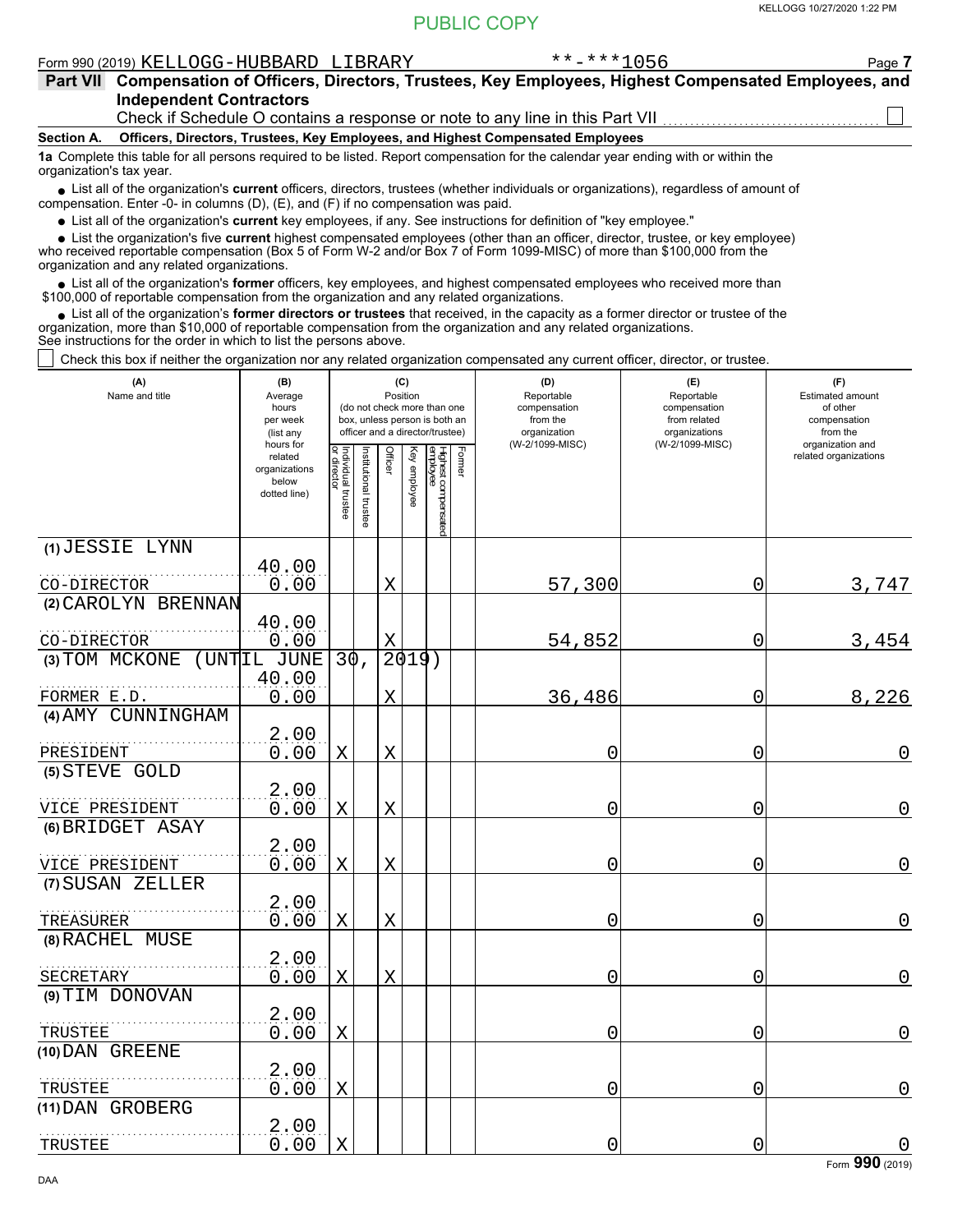PUBLIC COPY

Form 990 (2019) KELLOGG-HUBBARD LIBRARY **-***1056

**Part VII Compensation of Officers, Directors, Trustees, Key Employees, Highest Compensated Employees, and Independent Contractors**

Check if Schedule O contains a response or note to any line in this Part VII ☐

**Section A. Officers, Directors, Trustees, Key Employees, and Highest Compensated Employees**

**1a** Complete this table for all persons required to be listed. Report compensation for the calendar year ending with or within the organization's tax year.

- List all of the organization's **current** officers, directors, trustees (whether individuals or organizations), regardless of amount of compensation. Enter -0- in columns (D), (E), and (F) if no compensation was paid.
- List all of the organization's **current** key employees, if any. See instructions for definition of "key employee."
- List the organization's five **current** highest compensated employees (other than an officer, director, trustee, or key employee) who received reportable compensation (Box 5 of Form W-2 and/or Box 7 of Form 1099-MISC) of more than $100,000 from the organization and any related organizations.
- List all of the organization's **former** officers, key employees, and highest compensated employees who received more than $100,000 of reportable compensation from the organization and any related organizations.
- List all of the organization's **former directors or trustees** that received, in the capacity as a former director or trustee of the organization, more than $10,000 of reportable compensation from the organization and any related organizations.

See instructions for the order in which to list the persons above.

☐ Check this box if neither the organization nor any related organization compensated any current officer, director, or trustee.

| (A) Name and title | (B) Average hours per week (list any hours for related organizations below dotted line) | (C) Position: Individual trustee or director | Institutional trustee | Officer | Key employee | Highest compensated employee | Former | (D) Reportable compensation from the organization (W-2/1099-MISC) | (E) Reportable compensation from related organizations (W-2/1099-MISC) | (F) Estimated amount of other compensation from the organization and related organizations |
|---|---|---|---|---|---|---|---|---|---|---|
| (1) JESSIE LYNN<br>CO-DIRECTOR | 40.00<br>0.00 | | | X | | | | 57,300 | 0 | 3,747 |
| (2) CAROLYN BRENNAN<br>CO-DIRECTOR | 40.00<br>0.00 | | | X | | | | 54,852 | 0 | 3,454 |
| (3) TOM MCKONE (UNTIL JUNE 30, 2019)<br>FORMER E.D. | 40.00<br>0.00 | | | X | | | | 36,486 | 0 | 8,226 |
| (4) AMY CUNNINGHAM<br>PRESIDENT | 2.00<br>0.00 | X | | X | | | | 0 | 0 | 0 |
| (5) STEVE GOLD<br>VICE PRESIDENT | 2.00<br>0.00 | X | | X | | | | 0 | 0 | 0 |
| (6) BRIDGET ASAY<br>VICE PRESIDENT | 2.00<br>0.00 | X | | X | | | | 0 | 0 | 0 |
| (7) SUSAN ZELLER<br>TREASURER | 2.00<br>0.00 | X | | X | | | | 0 | 0 | 0 |
| (8) RACHEL MUSE<br>SECRETARY | 2.00<br>0.00 | X | | X | | | | 0 | 0 | 0 |
| (9) TIM DONOVAN<br>TRUSTEE | 2.00<br>0.00 | X | | | | | | 0 | 0 | 0 |
| (10) DAN GREENE<br>TRUSTEE | 2.00<br>0.00 | X | | | | | | 0 | 0 | 0 |
| (11) DAN GROBERG<br>TRUSTEE | 2.00<br>0.00 | X | | | | | | 0 | 0 | 0 |

Form **990** (2019)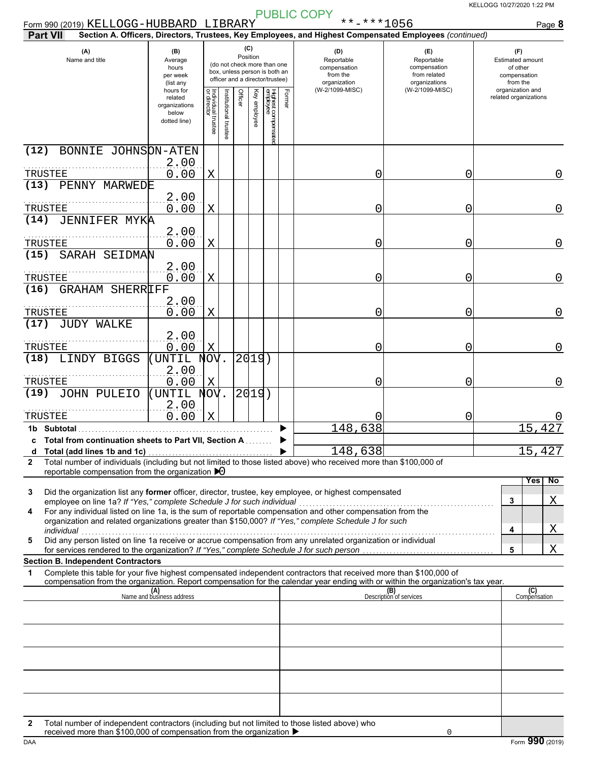Form 990 (2019) KELLOGG-HUBBARD LIBRARY **-***1056

**Part VII** Section A. Officers, Directors, Trustees, Key Employees, and Highest Compensated Employees *(continued)*

| (A) Name and title | (B) Average hours per week (list any hours for related organizations below dotted line) | (C) Position: Individual trustee or director | Institutional trustee | Officer | Key employee | Highest compensated employee | Former | (D) Reportable compensation from the organization (W-2/1099-MISC) | (E) Reportable compensation from related organizations (W-2/1099-MISC) | (F) Estimated amount of other compensation from the organization and related organizations |
|---|---|---|---|---|---|---|---|---|---|---|
| (12) BONNIE JOHNSON-ATEN<br>TRUSTEE | 2.00<br>0.00 | X | | | | | | 0 | 0 | 0 |
| (13) PENNY MARWEDE<br>TRUSTEE | 2.00<br>0.00 | X | | | | | | 0 | 0 | 0 |
| (14) JENNIFER MYKA<br>TRUSTEE | 2.00<br>0.00 | X | | | | | | 0 | 0 | 0 |
| (15) SARAH SEIDMAN<br>TRUSTEE | 2.00<br>0.00 | X | | | | | | 0 | 0 | 0 |
| (16) GRAHAM SHERRIFF<br>TRUSTEE | 2.00<br>0.00 | X | | | | | | 0 | 0 | 0 |
| (17) JUDY WALKE<br>TRUSTEE | 2.00<br>0.00 | X | | | | | | 0 | 0 | 0 |
| (18) LINDY BIGGS (UNTIL NOV. 2019)<br>TRUSTEE | 2.00<br>0.00 | X | | | | | | 0 | 0 | 0 |
| (19) JOHN PULEIO (UNTIL NOV. 2019)<br>TRUSTEE | 2.00<br>0.00 | X | | | | | | 0 | 0 | 0 |
| **1b Subtotal** | | | | | | | | 148,638 | | 15,427 |
| **c Total from continuation sheets to Part VII, Section A** | | | | | | | | | | |
| **d Total (add lines 1b and 1c)** | | | | | | | | 148,638 | | 15,427 |

**2** Total number of individuals (including but not limited to those listed above) who received more than $100,000 of reportable compensation from the organization ▶ 0

| | | | Yes | No |
|---|---|---|---|---|
| **3** | Did the organization list any **former** officer, director, trustee, key employee, or highest compensated employee on line 1a? *If "Yes," complete Schedule J for such individual* | 3 | | X |
| **4** | For any individual listed on line 1a, is the sum of reportable compensation and other compensation from the organization and related organizations greater than $150,000? *If "Yes," complete Schedule J for such individual* | 4 | | X |
| **5** | Did any person listed on line 1a receive or accrue compensation from any unrelated organization or individual for services rendered to the organization? *If "Yes," complete Schedule J for such person* | 5 | | X |

**Section B. Independent Contractors**

**1** Complete this table for your five highest compensated independent contractors that received more than $100,000 of compensation from the organization. Report compensation for the calendar year ending with or within the organization's tax year.

| (A) Name and business address | (B) Description of services | (C) Compensation |
|---|---|---|
| | | |
| | | |
| | | |
| | | |
| | | |

**2** Total number of independent contractors (including but not limited to those listed above) who received more than $100,000 of compensation from the organization ▶ 0

Form **990** (2019)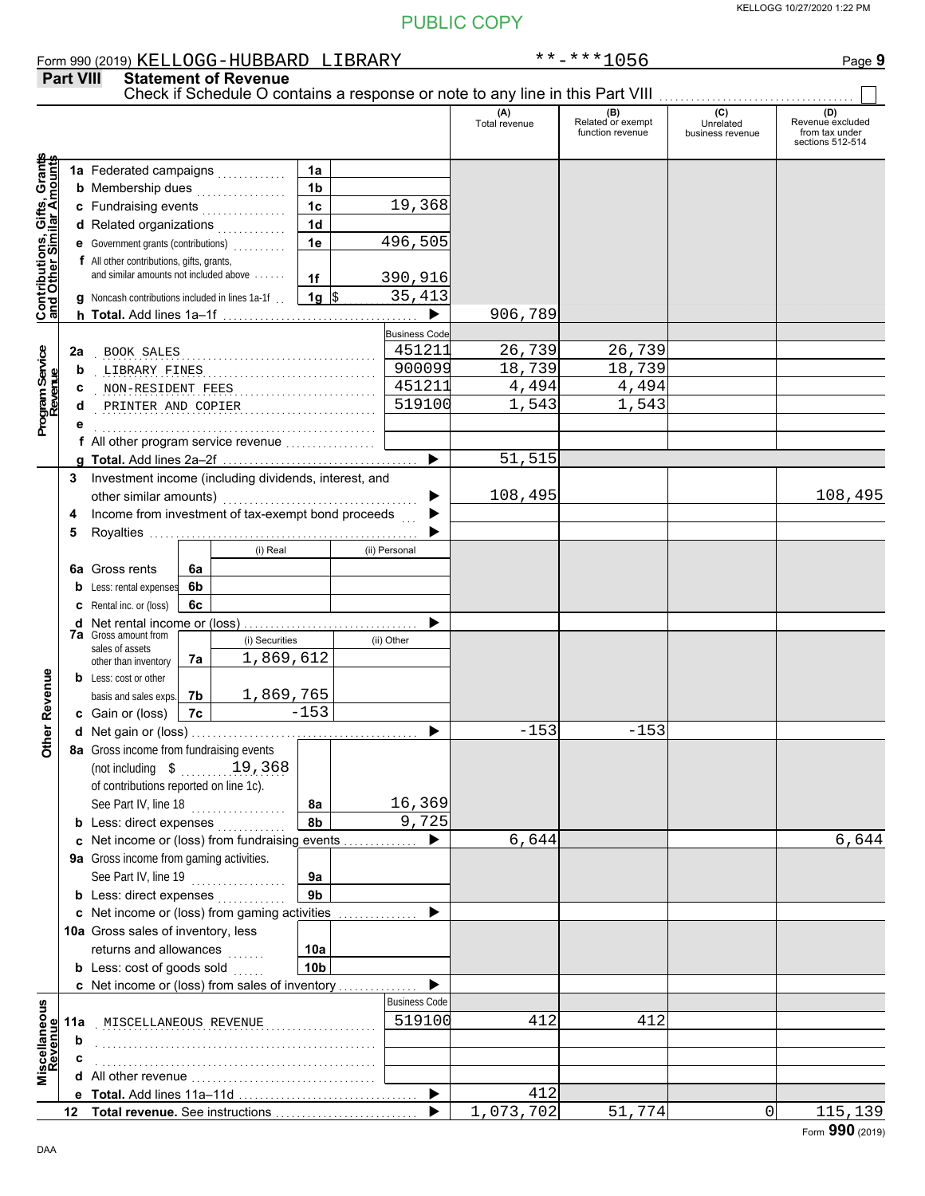PUBLIC COPY

KELLOGG 10/27/2020 1:22 PM

Form 990 (2019) KELLOGG-HUBBARD LIBRARY **-***1056 Page 9

## Part VIII Statement of Revenue

Check if Schedule O contains a response or note to any line in this Part VIII ☐

| | | | | (A) Total revenue | (B) Related or exempt function revenue | (C) Unrelated business revenue | (D) Revenue excluded from tax under sections 512-514 |
|---|---|---|---|---|---|---|---|
| **Contributions, Gifts, Grants and Other Similar Amounts** | 1a Federated campaigns | 1a | | | | | |
| | b Membership dues | 1b | | | | | |
| | c Fundraising events | 1c | 19,368 | | | | |
| | d Related organizations | 1d | | | | | |
| | e Government grants (contributions) | 1e | 496,505 | | | | |
| | f All other contributions, gifts, grants, and similar amounts not included above | 1f | 390,916 | | | | |
| | g Noncash contributions included in lines 1a-1f | 1g | $ 35,413 | | | | |
| | h **Total.** Add lines 1a–1f | | | 906,789 | | | |
| | | | Business Code | | | | |
| **Program Service Revenue** | 2a BOOK SALES | | 451211 | 26,739 | 26,739 | | |
| | b LIBRARY FINES | | 900099 | 18,739 | 18,739 | | |
| | c NON-RESIDENT FEES | | 451211 | 4,494 | 4,494 | | |
| | d PRINTER AND COPIER | | 519100 | 1,543 | 1,543 | | |
| | e | | | | | | |
| | f All other program service revenue | | | | | | |
| | g **Total.** Add lines 2a–2f | | | 51,515 | | | |
| **Other Revenue** | 3 Investment income (including dividends, interest, and other similar amounts) | | | 108,495 | | | 108,495 |
| | 4 Income from investment of tax-exempt bond proceeds | | | | | | |
| | 5 Royalties | | | | | | |
| | | | (i) Real / (ii) Personal | | | | |
| | 6a Gross rents | 6a | | | | | |
| | b Less: rental expenses | 6b | | | | | |
| | c Rental inc. or (loss) | 6c | | | | | |
| | d Net rental income or (loss) | | | | | | |
| | | | (i) Securities / (ii) Other | | | | |
| | 7a Gross amount from sales of assets other than inventory | 7a | 1,869,612 | | | | |
| | b Less: cost or other basis and sales exps. | 7b | 1,869,765 | | | | |
| | c Gain or (loss) | 7c | -153 | | | | |
| | d Net gain or (loss) | | | -153 | -153 | | |
| | 8a Gross income from fundraising events (not including $ 19,368 of contributions reported on line 1c). See Part IV, line 18 | 8a | 16,369 | | | | |
| | b Less: direct expenses | 8b | 9,725 | | | | |
| | c Net income or (loss) from fundraising events | | | 6,644 | | | 6,644 |
| | 9a Gross income from gaming activities. See Part IV, line 19 | 9a | | | | | |
| | b Less: direct expenses | 9b | | | | | |
| | c Net income or (loss) from gaming activities | | | | | | |
| | 10a Gross sales of inventory, less returns and allowances | 10a | | | | | |
| | b Less: cost of goods sold | 10b | | | | | |
| | c Net income or (loss) from sales of inventory | | | | | | |
| | | | Business Code | | | | |
| **Miscellaneous Revenue** | 11a MISCELLANEOUS REVENUE | | 519100 | 412 | 412 | | |
| | b | | | | | | |
| | c | | | | | | |
| | d All other revenue | | | | | | |
| | e **Total.** Add lines 11a–11d | | | 412 | | | |
| | 12 **Total revenue.** See instructions | | | 1,073,702 | 51,774 | 0 | 115,139 |

DAA Form **990** (2019)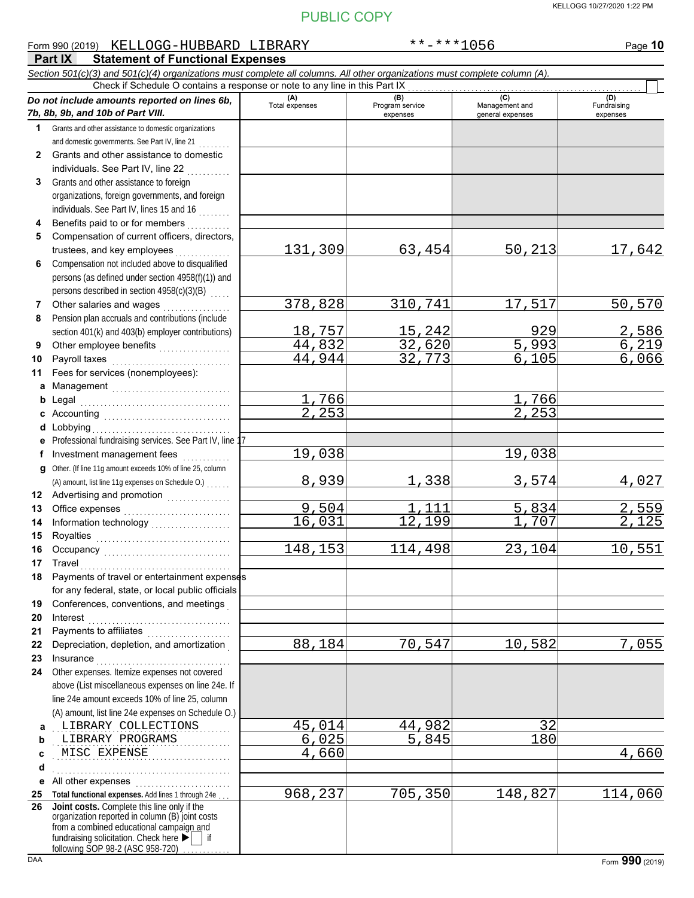PUBLIC COPY

Form 990 (2019) KELLOGG-HUBBARD LIBRARY **-***1056

## Part IX Statement of Functional Expenses

*Section 501(c)(3) and 501(c)(4) organizations must complete all columns. All other organizations must complete column (A).*

Check if Schedule O contains a response or note to any line in this Part IX

| *Do not include amounts reported on lines 6b, 7b, 8b, 9b, and 10b of Part VIII.* | (A) Total expenses | (B) Program service expenses | (C) Management and general expenses | (D) Fundraising expenses |
|---|---|---|---|---|
| **1** Grants and other assistance to domestic organizations and domestic governments. See Part IV, line 21 | | | | |
| **2** Grants and other assistance to domestic individuals. See Part IV, line 22 | | | | |
| **3** Grants and other assistance to foreign organizations, foreign governments, and foreign individuals. See Part IV, lines 15 and 16 | | | | |
| **4** Benefits paid to or for members | | | | |
| **5** Compensation of current officers, directors, trustees, and key employees | 131,309 | 63,454 | 50,213 | 17,642 |
| **6** Compensation not included above to disqualified persons (as defined under section 4958(f)(1)) and persons described in section 4958(c)(3)(B) | | | | |
| **7** Other salaries and wages | 378,828 | 310,741 | 17,517 | 50,570 |
| **8** Pension plan accruals and contributions (include section 401(k) and 403(b) employer contributions) | 18,757 | 15,242 | 929 | 2,586 |
| **9** Other employee benefits | 44,832 | 32,620 | 5,993 | 6,219 |
| **10** Payroll taxes | 44,944 | 32,773 | 6,105 | 6,066 |
| **11** Fees for services (nonemployees): | | | | |
| **a** Management | | | | |
| **b** Legal | 1,766 | | 1,766 | |
| **c** Accounting | 2,253 | | 2,253 | |
| **d** Lobbying | | | | |
| **e** Professional fundraising services. See Part IV, line 17 | | | | |
| **f** Investment management fees | 19,038 | | 19,038 | |
| **g** Other. (If line 11g amount exceeds 10% of line 25, column (A) amount, list line 11g expenses on Schedule O.) | 8,939 | 1,338 | 3,574 | 4,027 |
| **12** Advertising and promotion | | | | |
| **13** Office expenses | 9,504 | 1,111 | 5,834 | 2,559 |
| **14** Information technology | 16,031 | 12,199 | 1,707 | 2,125 |
| **15** Royalties | | | | |
| **16** Occupancy | 148,153 | 114,498 | 23,104 | 10,551 |
| **17** Travel | | | | |
| **18** Payments of travel or entertainment expenses for any federal, state, or local public officials | | | | |
| **19** Conferences, conventions, and meetings | | | | |
| **20** Interest | | | | |
| **21** Payments to affiliates | | | | |
| **22** Depreciation, depletion, and amortization | 88,184 | 70,547 | 10,582 | 7,055 |
| **23** Insurance | | | | |
| **24** Other expenses. Itemize expenses not covered above (List miscellaneous expenses on line 24e. If line 24e amount exceeds 10% of line 25, column (A) amount, list line 24e expenses on Schedule O.) | | | | |
| **a** LIBRARY COLLECTIONS | 45,014 | 44,982 | 32 | |
| **b** LIBRARY PROGRAMS | 6,025 | 5,845 | 180 | |
| **c** MISC EXPENSE | 4,660 | | | 4,660 |
| **d** | | | | |
| **e** All other expenses | | | | |
| **25 Total functional expenses.** Add lines 1 through 24e | 968,237 | 705,350 | 148,827 | 114,060 |
| **26 Joint costs.** Complete this line only if the organization reported in column (B) joint costs from a combined educational campaign and fundraising solicitation. Check here ☐ if following SOP 98-2 (ASC 958-720) | | | | |

DAA Form **990** (2019)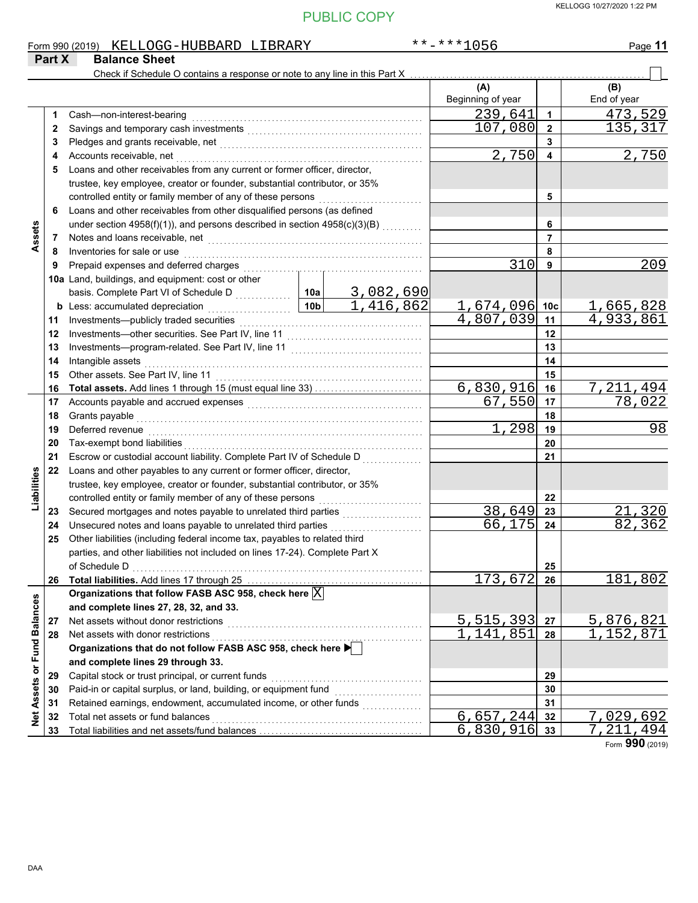PUBLIC COPY

Form 990 (2019) KELLOGG-HUBBARD LIBRARY **-***1056

## Part X Balance Sheet

Check if Schedule O contains a response or note to any line in this Part X ☐

| Section | Line | Description | | | (A) Beginning of year | Line | (B) End of year |
|---|---|---|---|---|---|---|---|
| Assets | 1 | Cash—non-interest-bearing | | | 239,641 | 1 | 473,529 |
| | 2 | Savings and temporary cash investments | | | 107,080 | 2 | 135,317 |
| | 3 | Pledges and grants receivable, net | | | | 3 | |
| | 4 | Accounts receivable, net | | | 2,750 | 4 | 2,750 |
| | 5 | Loans and other receivables from any current or former officer, director, trustee, key employee, creator or founder, substantial contributor, or 35% controlled entity or family member of any of these persons | | | | 5 | |
| | 6 | Loans and other receivables from other disqualified persons (as defined under section 4958(f)(1)), and persons described in section 4958(c)(3)(B) | | | | 6 | |
| | 7 | Notes and loans receivable, net | | | | 7 | |
| | 8 | Inventories for sale or use | | | | 8 | |
| | 9 | Prepaid expenses and deferred charges | | | 310 | 9 | 209 |
| | 10a | Land, buildings, and equipment: cost or other basis. Complete Part VI of Schedule D | 10a | 3,082,690 | | | |
| | b | Less: accumulated depreciation | 10b | 1,416,862 | 1,674,096 | 10c | 1,665,828 |
| | 11 | Investments—publicly traded securities | | | 4,807,039 | 11 | 4,933,861 |
| | 12 | Investments—other securities. See Part IV, line 11 | | | | 12 | |
| | 13 | Investments—program-related. See Part IV, line 11 | | | | 13 | |
| | 14 | Intangible assets | | | | 14 | |
| | 15 | Other assets. See Part IV, line 11 | | | | 15 | |
| | 16 | **Total assets.** Add lines 1 through 15 (must equal line 33) | | | 6,830,916 | 16 | 7,211,494 |
| Liabilities | 17 | Accounts payable and accrued expenses | | | 67,550 | 17 | 78,022 |
| | 18 | Grants payable | | | | 18 | |
| | 19 | Deferred revenue | | | 1,298 | 19 | 98 |
| | 20 | Tax-exempt bond liabilities | | | | 20 | |
| | 21 | Escrow or custodial account liability. Complete Part IV of Schedule D | | | | 21 | |
| | 22 | Loans and other payables to any current or former officer, director, trustee, key employee, creator or founder, substantial contributor, or 35% controlled entity or family member of any of these persons | | | | 22 | |
| | 23 | Secured mortgages and notes payable to unrelated third parties | | | 38,649 | 23 | 21,320 |
| | 24 | Unsecured notes and loans payable to unrelated third parties | | | 66,175 | 24 | 82,362 |
| | 25 | Other liabilities (including federal income tax, payables to related third parties, and other liabilities not included on lines 17-24). Complete Part X of Schedule D | | | | 25 | |
| | 26 | **Total liabilities.** Add lines 17 through 25 | | | 173,672 | 26 | 181,802 |
| Net Assets or Fund Balances | | **Organizations that follow FASB ASC 958, check here** ☒ **and complete lines 27, 28, 32, and 33.** | | | | | |
| | 27 | Net assets without donor restrictions | | | 5,515,393 | 27 | 5,876,821 |
| | 28 | Net assets with donor restrictions | | | 1,141,851 | 28 | 1,152,871 |
| | | **Organizations that do not follow FASB ASC 958, check here** ☐ **and complete lines 29 through 33.** | | | | | |
| | 29 | Capital stock or trust principal, or current funds | | | | 29 | |
| | 30 | Paid-in or capital surplus, or land, building, or equipment fund | | | | 30 | |
| | 31 | Retained earnings, endowment, accumulated income, or other funds | | | | 31 | |
| | 32 | Total net assets or fund balances | | | 6,657,244 | 32 | 7,029,692 |
| | 33 | Total liabilities and net assets/fund balances | | | 6,830,916 | 33 | 7,211,494 |

Form **990** (2019)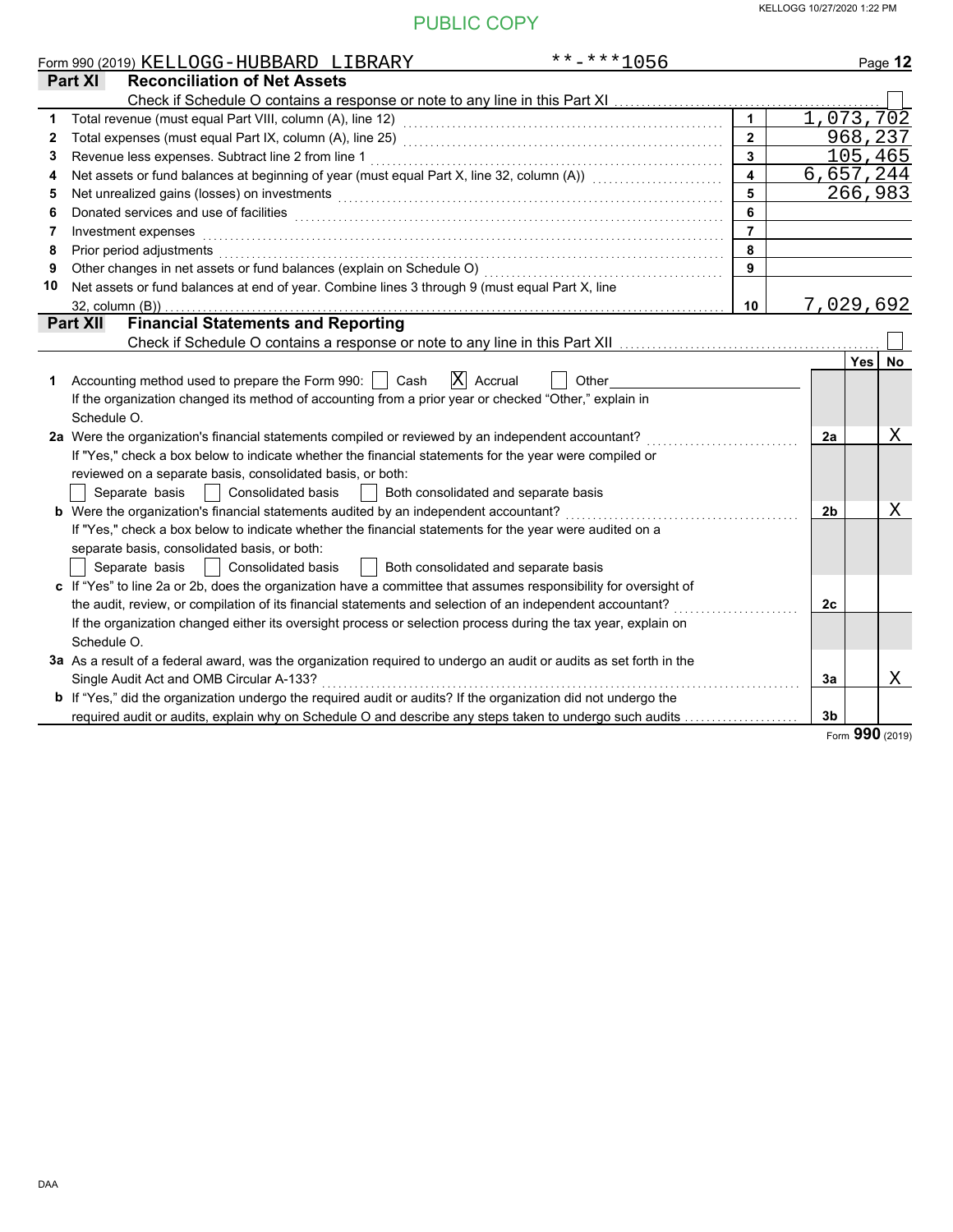PUBLIC COPY

Form 990 (2019) KELLOGG-HUBBARD LIBRARY **-***1056

## Part XI Reconciliation of Net Assets

Check if Schedule O contains a response or note to any line in this Part XI ☐

| | | Line | Amount |
|---|---|---|---|
| 1 | Total revenue (must equal Part VIII, column (A), line 12) | 1 | 1,073,702 |
| 2 | Total expenses (must equal Part IX, column (A), line 25) | 2 | 968,237 |
| 3 | Revenue less expenses. Subtract line 2 from line 1 | 3 | 105,465 |
| 4 | Net assets or fund balances at beginning of year (must equal Part X, line 32, column (A)) | 4 | 6,657,244 |
| 5 | Net unrealized gains (losses) on investments | 5 | 266,983 |
| 6 | Donated services and use of facilities | 6 | |
| 7 | Investment expenses | 7 | |
| 8 | Prior period adjustments | 8 | |
| 9 | Other changes in net assets or fund balances (explain on Schedule O) | 9 | |
| 10 | Net assets or fund balances at end of year. Combine lines 3 through 9 (must equal Part X, line 32, column (B)) | 10 | 7,029,692 |

## Part XII Financial Statements and Reporting

Check if Schedule O contains a response or note to any line in this Part XII ☐

| | | | Yes | No |
|---|---|---|---|---|
| 1 | Accounting method used to prepare the Form 990: ☐ Cash ☒ Accrual ☐ Other<br>If the organization changed its method of accounting from a prior year or checked "Other," explain in Schedule O. | | | |
| 2a | Were the organization's financial statements compiled or reviewed by an independent accountant?<br>If "Yes," check a box below to indicate whether the financial statements for the year were compiled or reviewed on a separate basis, consolidated basis, or both:<br>☐ Separate basis ☐ Consolidated basis ☐ Both consolidated and separate basis | 2a | | X |
| b | Were the organization's financial statements audited by an independent accountant?<br>If "Yes," check a box below to indicate whether the financial statements for the year were audited on a separate basis, consolidated basis, or both:<br>☐ Separate basis ☐ Consolidated basis ☐ Both consolidated and separate basis | 2b | | X |
| c | If "Yes" to line 2a or 2b, does the organization have a committee that assumes responsibility for oversight of the audit, review, or compilation of its financial statements and selection of an independent accountant?<br>If the organization changed either its oversight process or selection process during the tax year, explain on Schedule O. | 2c | | |
| 3a | As a result of a federal award, was the organization required to undergo an audit or audits as set forth in the Single Audit Act and OMB Circular A-133? | 3a | | X |
| b | If "Yes," did the organization undergo the required audit or audits? If the organization did not undergo the required audit or audits, explain why on Schedule O and describe any steps taken to undergo such audits | 3b | | |

Form **990** (2019)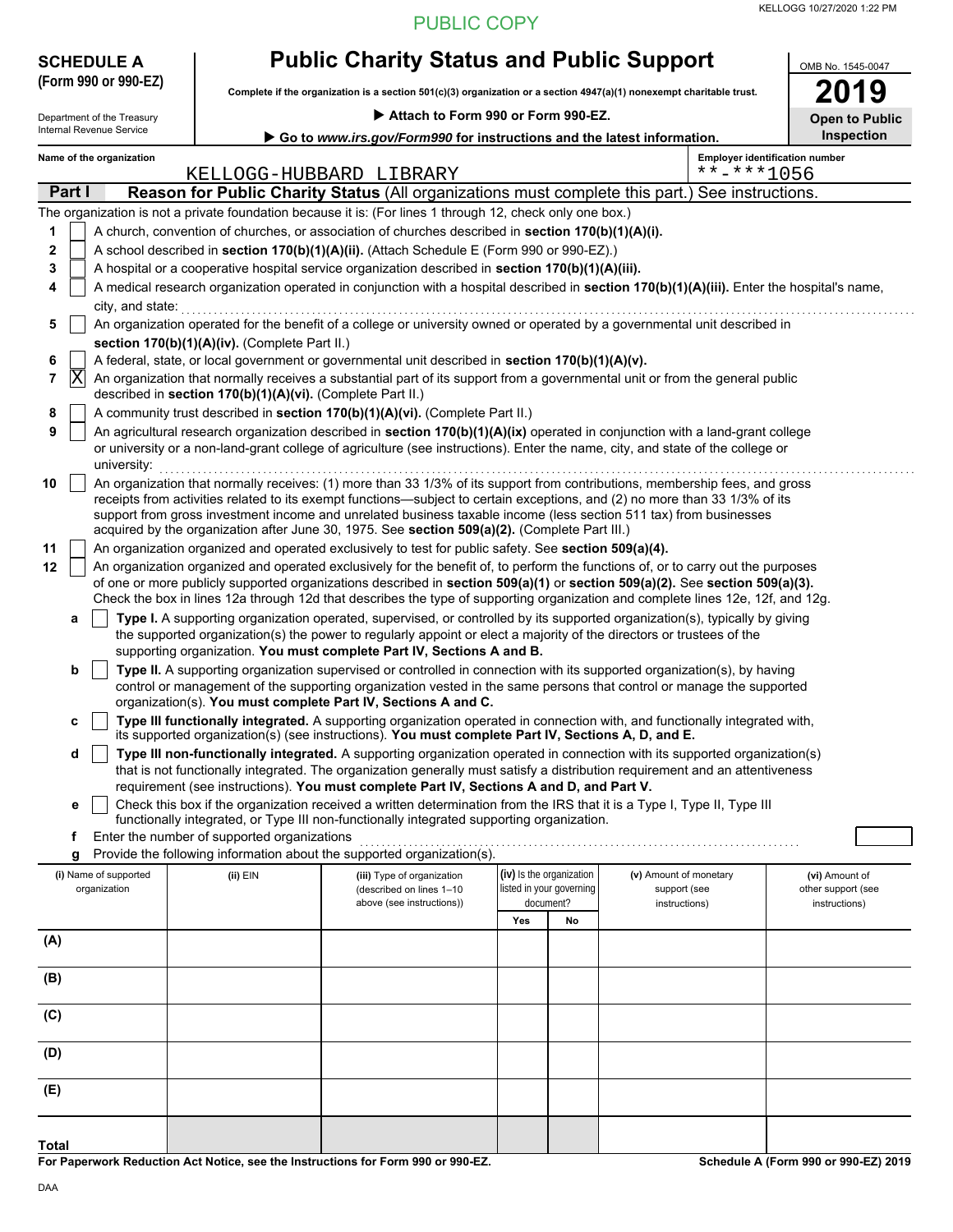PUBLIC COPY

KELLOGG 10/27/2020 1:22 PM

**SCHEDULE A (Form 990 or 990-EZ)**

Department of the Treasury
Internal Revenue Service

# Public Charity Status and Public Support

**Complete if the organization is a section 501(c)(3) organization or a section 4947(a)(1) nonexempt charitable trust.**

**▶ Attach to Form 990 or Form 990-EZ.**

**▶ Go to *www.irs.gov/Form990* for instructions and the latest information.**

OMB No. 1545-0047

**2019**

**Open to Public Inspection**

Name of the organization: KELLOGG-HUBBARD LIBRARY

Employer identification number: **-***1056

**Part I Reason for Public Charity Status** (All organizations must complete this part.) See instructions.

The organization is not a private foundation because it is: (For lines 1 through 12, check only one box.)

1 ☐ A church, convention of churches, or association of churches described in **section 170(b)(1)(A)(i).**

2 ☐ A school described in **section 170(b)(1)(A)(ii).** (Attach Schedule E (Form 990 or 990-EZ).)

3 ☐ A hospital or a cooperative hospital service organization described in **section 170(b)(1)(A)(iii).**

4 ☐ A medical research organization operated in conjunction with a hospital described in **section 170(b)(1)(A)(iii).** Enter the hospital's name, city, and state:

5 ☐ An organization operated for the benefit of a college or university owned or operated by a governmental unit described in **section 170(b)(1)(A)(iv).** (Complete Part II.)

6 ☐ A federal, state, or local government or governmental unit described in **section 170(b)(1)(A)(v).**

7 ☒ An organization that normally receives a substantial part of its support from a governmental unit or from the general public described in **section 170(b)(1)(A)(vi).** (Complete Part II.)

8 ☐ A community trust described in **section 170(b)(1)(A)(vi).** (Complete Part II.)

9 ☐ An agricultural research organization described in **section 170(b)(1)(A)(ix)** operated in conjunction with a land-grant college or university or a non-land-grant college of agriculture (see instructions). Enter the name, city, and state of the college or university:

10 ☐ An organization that normally receives: (1) more than 33 1/3% of its support from contributions, membership fees, and gross receipts from activities related to its exempt functions—subject to certain exceptions, and (2) no more than 33 1/3% of its support from gross investment income and unrelated business taxable income (less section 511 tax) from businesses acquired by the organization after June 30, 1975. See **section 509(a)(2).** (Complete Part III.)

11 ☐ An organization organized and operated exclusively to test for public safety. See **section 509(a)(4).**

12 ☐ An organization organized and operated exclusively for the benefit of, to perform the functions of, or to carry out the purposes of one or more publicly supported organizations described in **section 509(a)(1)** or **section 509(a)(2).** See **section 509(a)(3).** Check the box in lines 12a through 12d that describes the type of supporting organization and complete lines 12e, 12f, and 12g.

a ☐ **Type I.** A supporting organization operated, supervised, or controlled by its supported organization(s), typically by giving the supported organization(s) the power to regularly appoint or elect a majority of the directors or trustees of the supporting organization. **You must complete Part IV, Sections A and B.**

b ☐ **Type II.** A supporting organization supervised or controlled in connection with its supported organization(s), by having control or management of the supporting organization vested in the same persons that control or manage the supported organization(s). **You must complete Part IV, Sections A and C.**

c ☐ **Type III functionally integrated.** A supporting organization operated in connection with, and functionally integrated with, its supported organization(s) (see instructions). **You must complete Part IV, Sections A, D, and E.**

d ☐ **Type III non-functionally integrated.** A supporting organization operated in connection with its supported organization(s) that is not functionally integrated. The organization generally must satisfy a distribution requirement and an attentiveness requirement (see instructions). **You must complete Part IV, Sections A and D, and Part V.**

e ☐ Check this box if the organization received a written determination from the IRS that it is a Type I, Type II, Type III functionally integrated, or Type III non-functionally integrated supporting organization.

f Enter the number of supported organizations

g Provide the following information about the supported organization(s).

| (i) Name of supported organization | (ii) EIN | (iii) Type of organization (described on lines 1–10 above (see instructions)) | (iv) Is the organization listed in your governing document? Yes | No | (v) Amount of monetary support (see instructions) | (vi) Amount of other support (see instructions) |
|---|---|---|---|---|---|---|
| (A) | | | | | | |
| (B) | | | | | | |
| (C) | | | | | | |
| (D) | | | | | | |
| (E) | | | | | | |
| Total | | | | | | |

**For Paperwork Reduction Act Notice, see the Instructions for Form 990 or 990-EZ.** **Schedule A (Form 990 or 990-EZ) 2019**

DAA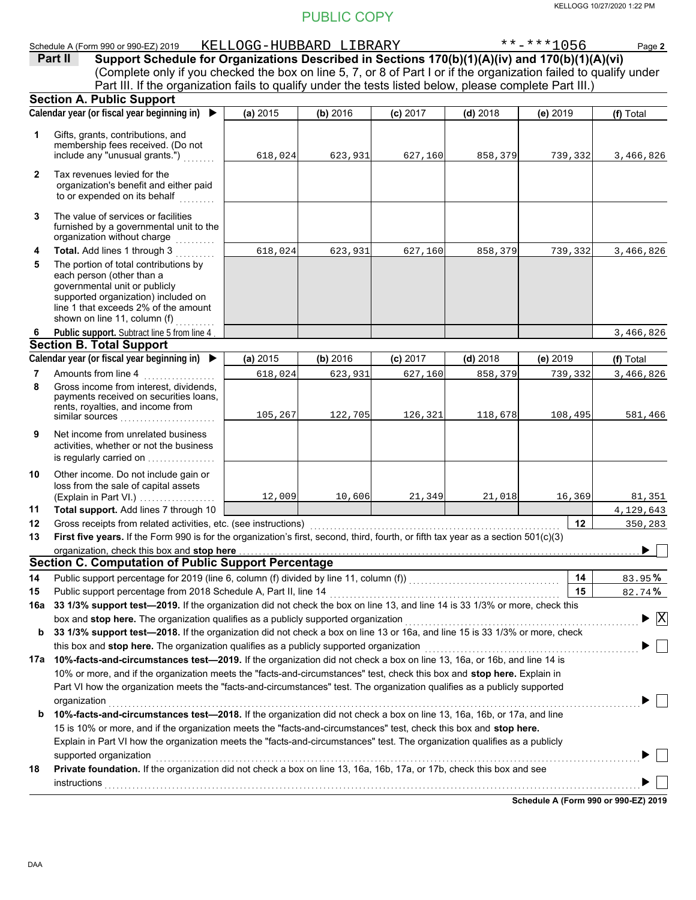PUBLIC COPY

Schedule A (Form 990 or 990-EZ) 2019 KELLOGG-HUBBARD LIBRARY **-***1056 Page **2**

## Part II Support Schedule for Organizations Described in Sections 170(b)(1)(A)(iv) and 170(b)(1)(A)(vi)

(Complete only if you checked the box on line 5, 7, or 8 of Part I or if the organization failed to qualify under Part III. If the organization fails to qualify under the tests listed below, please complete Part III.)

### Section A. Public Support

| Calendar year (or fiscal year beginning in) ▶ | (a) 2015 | (b) 2016 | (c) 2017 | (d) 2018 | (e) 2019 | (f) Total |
|---|---|---|---|---|---|---|
| **1** Gifts, grants, contributions, and membership fees received. (Do not include any "unusual grants.") | 618,024 | 623,931 | 627,160 | 858,379 | 739,332 | 3,466,826 |
| **2** Tax revenues levied for the organization's benefit and either paid to or expended on its behalf | | | | | | |
| **3** The value of services or facilities furnished by a governmental unit to the organization without charge | | | | | | |
| **4** **Total.** Add lines 1 through 3 | 618,024 | 623,931 | 627,160 | 858,379 | 739,332 | 3,466,826 |
| **5** The portion of total contributions by each person (other than a governmental unit or publicly supported organization) included on line 1 that exceeds 2% of the amount shown on line 11, column (f) | | | | | | |
| **6** **Public support.** Subtract line 5 from line 4 | | | | | | 3,466,826 |

### Section B. Total Support

| Calendar year (or fiscal year beginning in) ▶ | (a) 2015 | (b) 2016 | (c) 2017 | (d) 2018 | (e) 2019 | (f) Total |
|---|---|---|---|---|---|---|
| **7** Amounts from line 4 | 618,024 | 623,931 | 627,160 | 858,379 | 739,332 | 3,466,826 |
| **8** Gross income from interest, dividends, payments received on securities loans, rents, royalties, and income from similar sources | 105,267 | 122,705 | 126,321 | 118,678 | 108,495 | 581,466 |
| **9** Net income from unrelated business activities, whether or not the business is regularly carried on | | | | | | |
| **10** Other income. Do not include gain or loss from the sale of capital assets (Explain in Part VI.) | 12,009 | 10,606 | 21,349 | 21,018 | 16,369 | 81,351 |
| **11** **Total support.** Add lines 7 through 10 | | | | | | 4,129,643 |

**12** Gross receipts from related activities, etc. (see instructions) — **12** — 350,283

**13** **First five years.** If the Form 990 is for the organization's first, second, third, fourth, or fifth tax year as a section 501(c)(3) organization, check this box and **stop here** ▶ ☐

### Section C. Computation of Public Support Percentage

**14** Public support percentage for 2019 (line 6, column (f) divided by line 11, column (f)) — **14** — 83.95 %

**15** Public support percentage from 2018 Schedule A, Part II, line 14 — **15** — 82.74 %

**16a** **33 1/3% support test—2019.** If the organization did not check the box on line 13, and line 14 is 33 1/3% or more, check this box and **stop here.** The organization qualifies as a publicly supported organization ▶ ☒

**b** **33 1/3% support test—2018.** If the organization did not check a box on line 13 or 16a, and line 15 is 33 1/3% or more, check this box and **stop here.** The organization qualifies as a publicly supported organization ▶ ☐

**17a** **10%-facts-and-circumstances test—2019.** If the organization did not check a box on line 13, 16a, or 16b, and line 14 is 10% or more, and if the organization meets the "facts-and-circumstances" test, check this box and **stop here.** Explain in Part VI how the organization meets the "facts-and-circumstances" test. The organization qualifies as a publicly supported organization ▶ ☐

**b** **10%-facts-and-circumstances test—2018.** If the organization did not check a box on line 13, 16a, 16b, or 17a, and line 15 is 10% or more, and if the organization meets the "facts-and-circumstances" test, check this box and **stop here.** Explain in Part VI how the organization meets the "facts-and-circumstances" test. The organization qualifies as a publicly supported organization ▶ ☐

**18** **Private foundation.** If the organization did not check a box on line 13, 16a, 16b, 17a, or 17b, check this box and see instructions ▶ ☐

**Schedule A (Form 990 or 990-EZ) 2019**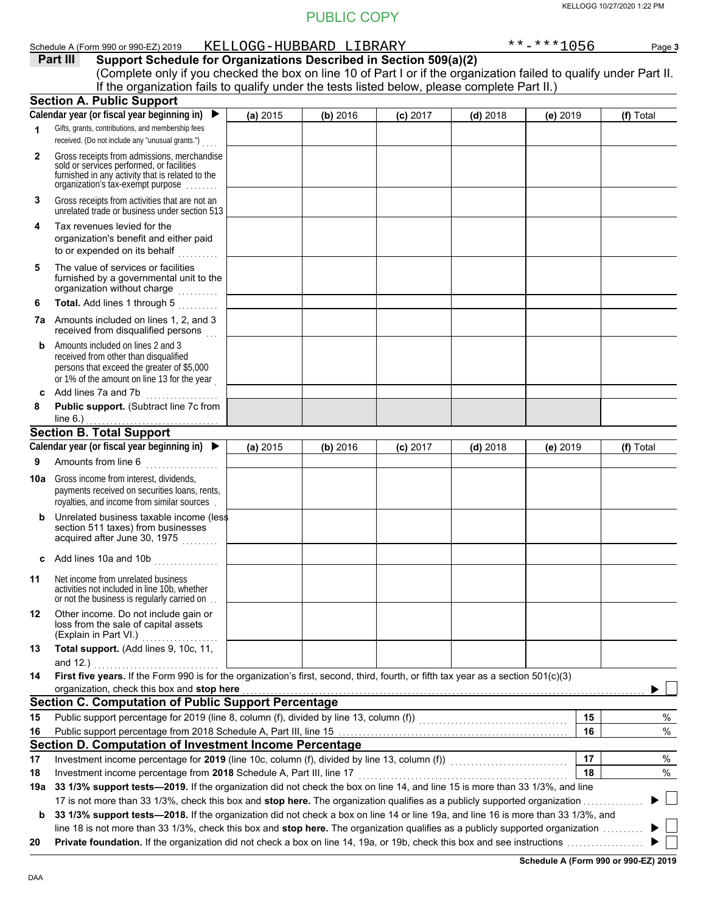PUBLIC COPY

Schedule A (Form 990 or 990-EZ) 2019 KELLOGG-HUBBARD LIBRARY **-***1056

## Part III Support Schedule for Organizations Described in Section 509(a)(2)

(Complete only if you checked the box on line 10 of Part I or if the organization failed to qualify under Part II. If the organization fails to qualify under the tests listed below, please complete Part II.)

### Section A. Public Support

| Calendar year (or fiscal year beginning in) ▶ | (a) 2015 | (b) 2016 | (c) 2017 | (d) 2018 | (e) 2019 | (f) Total |
|---|---|---|---|---|---|---|
| 1 Gifts, grants, contributions, and membership fees received. (Do not include any "unusual grants.") | | | | | | |
| 2 Gross receipts from admissions, merchandise sold or services performed, or facilities furnished in any activity that is related to the organization's tax-exempt purpose | | | | | | |
| 3 Gross receipts from activities that are not an unrelated trade or business under section 513 | | | | | | |
| 4 Tax revenues levied for the organization's benefit and either paid to or expended on its behalf | | | | | | |
| 5 The value of services or facilities furnished by a governmental unit to the organization without charge | | | | | | |
| 6 **Total.** Add lines 1 through 5 | | | | | | |
| 7a Amounts included on lines 1, 2, and 3 received from disqualified persons | | | | | | |
| b Amounts included on lines 2 and 3 received from other than disqualified persons that exceed the greater of $5,000 or 1% of the amount on line 13 for the year | | | | | | |
| c Add lines 7a and 7b | | | | | | |
| 8 **Public support.** (Subtract line 7c from line 6.) | | | | | | |

### Section B. Total Support

| Calendar year (or fiscal year beginning in) ▶ | (a) 2015 | (b) 2016 | (c) 2017 | (d) 2018 | (e) 2019 | (f) Total |
|---|---|---|---|---|---|---|
| 9 Amounts from line 6 | | | | | | |
| 10a Gross income from interest, dividends, payments received on securities loans, rents, royalties, and income from similar sources | | | | | | |
| b Unrelated business taxable income (less section 511 taxes) from businesses acquired after June 30, 1975 | | | | | | |
| c Add lines 10a and 10b | | | | | | |
| 11 Net income from unrelated business activities not included in line 10b, whether or not the business is regularly carried on | | | | | | |
| 12 Other income. Do not include gain or loss from the sale of capital assets (Explain in Part VI.) | | | | | | |
| 13 **Total support.** (Add lines 9, 10c, 11, and 12.) | | | | | | |

14 **First five years.** If the Form 990 is for the organization's first, second, third, fourth, or fifth tax year as a section 501(c)(3) organization, check this box and **stop here** ▶ ☐

### Section C. Computation of Public Support Percentage

| | | | |
|---|---|---|---|
| 15 | Public support percentage for 2019 (line 8, column (f), divided by line 13, column (f)) | 15 | % |
| 16 | Public support percentage from 2018 Schedule A, Part III, line 15 | 16 | % |

### Section D. Computation of Investment Income Percentage

| | | | |
|---|---|---|---|
| 17 | Investment income percentage for **2019** (line 10c, column (f), divided by line 13, column (f)) | 17 | % |
| 18 | Investment income percentage from **2018** Schedule A, Part III, line 17 | 18 | % |

19a **33 1/3% support tests—2019.** If the organization did not check the box on line 14, and line 15 is more than 33 1/3%, and line 17 is not more than 33 1/3%, check this box and **stop here.** The organization qualifies as a publicly supported organization ▶ ☐

b **33 1/3% support tests—2018.** If the organization did not check a box on line 14 or line 19a, and line 16 is more than 33 1/3%, and line 18 is not more than 33 1/3%, check this box and **stop here.** The organization qualifies as a publicly supported organization ▶ ☐

20 **Private foundation.** If the organization did not check a box on line 14, 19a, or 19b, check this box and see instructions ▶ ☐

**Schedule A (Form 990 or 990-EZ) 2019**

DAA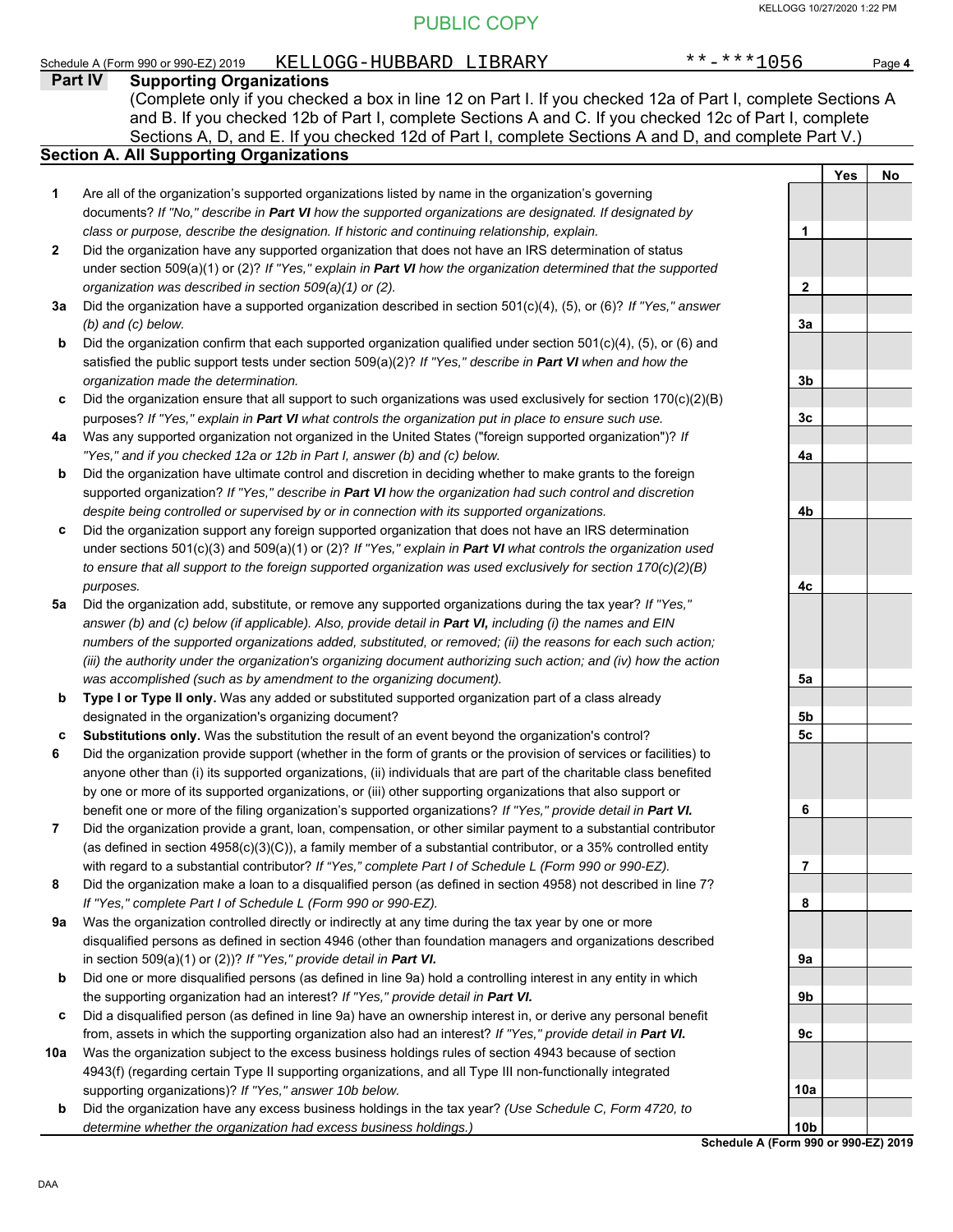PUBLIC COPY

Schedule A (Form 990 or 990-EZ) 2019 KELLOGG-HUBBARD LIBRARY **-***1056 Page **4**

## Part IV Supporting Organizations

(Complete only if you checked a box in line 12 on Part I. If you checked 12a of Part I, complete Sections A and B. If you checked 12b of Part I, complete Sections A and C. If you checked 12c of Part I, complete Sections A, D, and E. If you checked 12d of Part I, complete Sections A and D, and complete Part V.)

### Section A. All Supporting Organizations

| | | | Yes | No |
|---|---|---|---|---|
| **1** | Are all of the organization's supported organizations listed by name in the organization's governing documents? *If "No," describe in* ***Part VI*** *how the supported organizations are designated. If designated by class or purpose, describe the designation. If historic and continuing relationship, explain.* | 1 | | |
| **2** | Did the organization have any supported organization that does not have an IRS determination of status under section 509(a)(1) or (2)? *If "Yes," explain in* ***Part VI*** *how the organization determined that the supported organization was described in section 509(a)(1) or (2).* | 2 | | |
| **3a** | Did the organization have a supported organization described in section 501(c)(4), (5), or (6)? *If "Yes," answer (b) and (c) below.* | 3a | | |
| **b** | Did the organization confirm that each supported organization qualified under section 501(c)(4), (5), or (6) and satisfied the public support tests under section 509(a)(2)? *If "Yes," describe in* ***Part VI*** *when and how the organization made the determination.* | 3b | | |
| **c** | Did the organization ensure that all support to such organizations was used exclusively for section 170(c)(2)(B) purposes? *If "Yes," explain in* ***Part VI*** *what controls the organization put in place to ensure such use.* | 3c | | |
| **4a** | Was any supported organization not organized in the United States ("foreign supported organization")? *If "Yes," and if you checked 12a or 12b in Part I, answer (b) and (c) below.* | 4a | | |
| **b** | Did the organization have ultimate control and discretion in deciding whether to make grants to the foreign supported organization? *If "Yes," describe in* ***Part VI*** *how the organization had such control and discretion despite being controlled or supervised by or in connection with its supported organizations.* | 4b | | |
| **c** | Did the organization support any foreign supported organization that does not have an IRS determination under sections 501(c)(3) and 509(a)(1) or (2)? *If "Yes," explain in* ***Part VI*** *what controls the organization used to ensure that all support to the foreign supported organization was used exclusively for section 170(c)(2)(B) purposes.* | 4c | | |
| **5a** | Did the organization add, substitute, or remove any supported organizations during the tax year? *If "Yes," answer (b) and (c) below (if applicable). Also, provide detail in* ***Part VI,*** *including (i) the names and EIN numbers of the supported organizations added, substituted, or removed; (ii) the reasons for each such action; (iii) the authority under the organization's organizing document authorizing such action; and (iv) how the action was accomplished (such as by amendment to the organizing document).* | 5a | | |
| **b** | **Type I or Type II only.** Was any added or substituted supported organization part of a class already designated in the organization's organizing document? | 5b | | |
| **c** | **Substitutions only.** Was the substitution the result of an event beyond the organization's control? | 5c | | |
| **6** | Did the organization provide support (whether in the form of grants or the provision of services or facilities) to anyone other than (i) its supported organizations, (ii) individuals that are part of the charitable class benefited by one or more of its supported organizations, or (iii) other supporting organizations that also support or benefit one or more of the filing organization's supported organizations? *If "Yes," provide detail in* ***Part VI.*** | 6 | | |
| **7** | Did the organization provide a grant, loan, compensation, or other similar payment to a substantial contributor (as defined in section 4958(c)(3)(C)), a family member of a substantial contributor, or a 35% controlled entity with regard to a substantial contributor? *If "Yes," complete Part I of Schedule L (Form 990 or 990-EZ).* | 7 | | |
| **8** | Did the organization make a loan to a disqualified person (as defined in section 4958) not described in line 7? *If "Yes," complete Part I of Schedule L (Form 990 or 990-EZ).* | 8 | | |
| **9a** | Was the organization controlled directly or indirectly at any time during the tax year by one or more disqualified persons as defined in section 4946 (other than foundation managers and organizations described in section 509(a)(1) or (2))? *If "Yes," provide detail in* ***Part VI.*** | 9a | | |
| **b** | Did one or more disqualified persons (as defined in line 9a) hold a controlling interest in any entity in which the supporting organization had an interest? *If "Yes," provide detail in* ***Part VI.*** | 9b | | |
| **c** | Did a disqualified person (as defined in line 9a) have an ownership interest in, or derive any personal benefit from, assets in which the supporting organization also had an interest? *If "Yes," provide detail in* ***Part VI.*** | 9c | | |
| **10a** | Was the organization subject to the excess business holdings rules of section 4943 because of section 4943(f) (regarding certain Type II supporting organizations, and all Type III non-functionally integrated supporting organizations)? *If "Yes," answer 10b below.* | 10a | | |
| **b** | Did the organization have any excess business holdings in the tax year? *(Use Schedule C, Form 4720, to determine whether the organization had excess business holdings.)* | 10b | | |

**Schedule A (Form 990 or 990-EZ) 2019**

DAA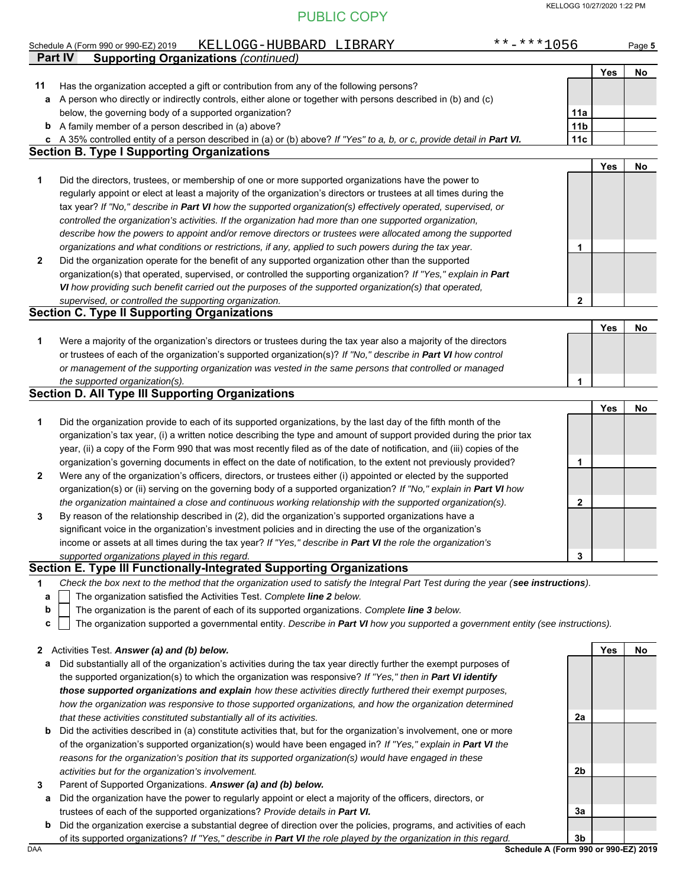PUBLIC COPY

Schedule A (Form 990 or 990-EZ) 2019 KELLOGG-HUBBARD LIBRARY **-***1056 Page 5

**Part IV Supporting Organizations** *(continued)*

| | | | Yes | No |
|---|---|---|---|---|
| **11** | Has the organization accepted a gift or contribution from any of the following persons? | | | |
| **a** | A person who directly or indirectly controls, either alone or together with persons described in (b) and (c) below, the governing body of a supported organization? | 11a | | |
| **b** | A family member of a person described in (a) above? | 11b | | |
| **c** | A 35% controlled entity of a person described in (a) or (b) above? *If "Yes" to a, b, or c, provide detail in* ***Part VI.*** | 11c | | |

**Section B. Type I Supporting Organizations**

| | | | Yes | No |
|---|---|---|---|---|
| **1** | Did the directors, trustees, or membership of one or more supported organizations have the power to regularly appoint or elect at least a majority of the organization's directors or trustees at all times during the tax year? *If "No," describe in* ***Part VI*** *how the supported organization(s) effectively operated, supervised, or controlled the organization's activities. If the organization had more than one supported organization, describe how the powers to appoint and/or remove directors or trustees were allocated among the supported organizations and what conditions or restrictions, if any, applied to such powers during the tax year.* | 1 | | |
| **2** | Did the organization operate for the benefit of any supported organization other than the supported organization(s) that operated, supervised, or controlled the supporting organization? *If "Yes," explain in* ***Part VI*** *how providing such benefit carried out the purposes of the supported organization(s) that operated, supervised, or controlled the supporting organization.* | 2 | | |

**Section C. Type II Supporting Organizations**

| | | | Yes | No |
|---|---|---|---|---|
| **1** | Were a majority of the organization's directors or trustees during the tax year also a majority of the directors or trustees of each of the organization's supported organization(s)? *If "No," describe in* ***Part VI*** *how control or management of the supporting organization was vested in the same persons that controlled or managed the supported organization(s).* | 1 | | |

**Section D. All Type III Supporting Organizations**

| | | | Yes | No |
|---|---|---|---|---|
| **1** | Did the organization provide to each of its supported organizations, by the last day of the fifth month of the organization's tax year, (i) a written notice describing the type and amount of support provided during the prior tax year, (ii) a copy of the Form 990 that was most recently filed as of the date of notification, and (iii) copies of the organization's governing documents in effect on the date of notification, to the extent not previously provided? | 1 | | |
| **2** | Were any of the organization's officers, directors, or trustees either (i) appointed or elected by the supported organization(s) or (ii) serving on the governing body of a supported organization? *If "No," explain in* ***Part VI*** *how the organization maintained a close and continuous working relationship with the supported organization(s).* | 2 | | |
| **3** | By reason of the relationship described in (2), did the organization's supported organizations have a significant voice in the organization's investment policies and in directing the use of the organization's income or assets at all times during the tax year? *If "Yes," describe in* ***Part VI*** *the role the organization's supported organizations played in this regard.* | 3 | | |

**Section E. Type III Functionally-Integrated Supporting Organizations**

**1** *Check the box next to the method that the organization used to satisfy the Integral Part Test during the year (**see instructions**).*

- **a** ☐ The organization satisfied the Activities Test. *Complete **line 2** below.*
- **b** ☐ The organization is the parent of each of its supported organizations. *Complete **line 3** below.*
- **c** ☐ The organization supported a governmental entity. *Describe in **Part VI** how you supported a government entity (see instructions).*

| | | | Yes | No |
|---|---|---|---|---|
| **2** | Activities Test. ***Answer (a) and (b) below.*** | | | |
| **a** | Did substantially all of the organization's activities during the tax year directly further the exempt purposes of the supported organization(s) to which the organization was responsive? *If "Yes," then in **Part VI identify those supported organizations and explain** how these activities directly furthered their exempt purposes, how the organization was responsive to those supported organizations, and how the organization determined that these activities constituted substantially all of its activities.* | 2a | | |
| **b** | Did the activities described in (a) constitute activities that, but for the organization's involvement, one or more of the organization's supported organization(s) would have been engaged in? *If "Yes," explain in **Part VI** the reasons for the organization's position that its supported organization(s) would have engaged in these activities but for the organization's involvement.* | 2b | | |
| **3** | Parent of Supported Organizations. ***Answer (a) and (b) below.*** | | | |
| **a** | Did the organization have the power to regularly appoint or elect a majority of the officers, directors, or trustees of each of the supported organizations? *Provide details in **Part VI.*** | 3a | | |
| **b** | Did the organization exercise a substantial degree of direction over the policies, programs, and activities of each of its supported organizations? *If "Yes," describe in **Part VI** the role played by the organization in this regard.* | 3b | | |

DAA **Schedule A (Form 990 or 990-EZ) 2019**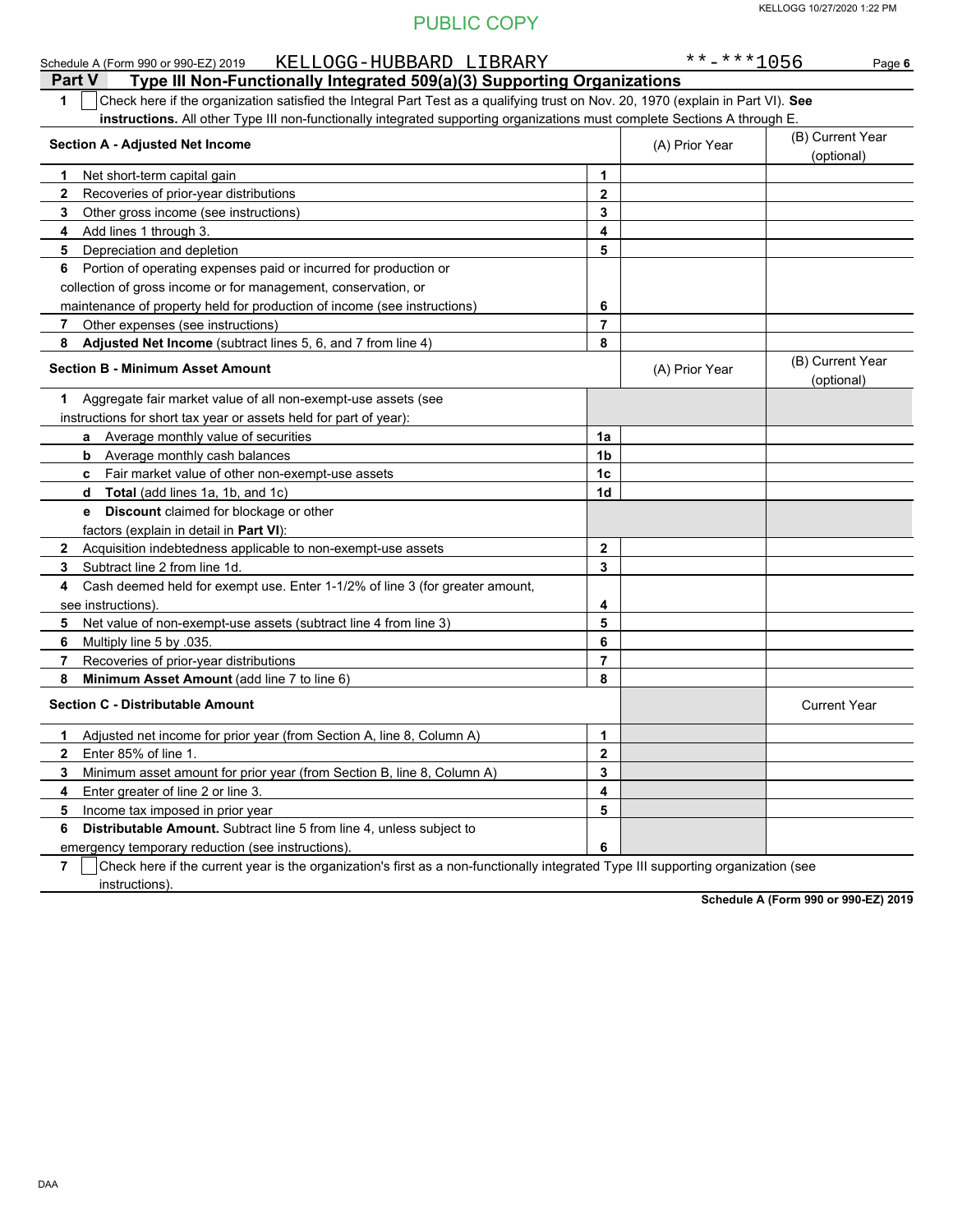PUBLIC COPY

Schedule A (Form 990 or 990-EZ) 2019 KELLOGG-HUBBARD LIBRARY **-***1056 Page **6**

## Part V Type III Non-Functionally Integrated 509(a)(3) Supporting Organizations

**1** ☐ Check here if the organization satisfied the Integral Part Test as a qualifying trust on Nov. 20, 1970 (explain in Part VI). **See instructions.** All other Type III non-functionally integrated supporting organizations must complete Sections A through E.

| **Section A - Adjusted Net Income** | | (A) Prior Year | (B) Current Year (optional) |
|---|---|---|---|
| **1** Net short-term capital gain | **1** | | |
| **2** Recoveries of prior-year distributions | **2** | | |
| **3** Other gross income (see instructions) | **3** | | |
| **4** Add lines 1 through 3. | **4** | | |
| **5** Depreciation and depletion | **5** | | |
| **6** Portion of operating expenses paid or incurred for production or collection of gross income or for management, conservation, or maintenance of property held for production of income (see instructions) | **6** | | |
| **7** Other expenses (see instructions) | **7** | | |
| **8** **Adjusted Net Income** (subtract lines 5, 6, and 7 from line 4) | **8** | | |

| **Section B - Minimum Asset Amount** | | (A) Prior Year | (B) Current Year (optional) |
|---|---|---|---|
| **1** Aggregate fair market value of all non-exempt-use assets (see instructions for short tax year or assets held for part of year): | | | |
| **a** Average monthly value of securities | **1a** | | |
| **b** Average monthly cash balances | **1b** | | |
| **c** Fair market value of other non-exempt-use assets | **1c** | | |
| **d** **Total** (add lines 1a, 1b, and 1c) | **1d** | | |
| **e** **Discount** claimed for blockage or other factors (explain in detail in **Part VI**): | | | |
| **2** Acquisition indebtedness applicable to non-exempt-use assets | **2** | | |
| **3** Subtract line 2 from line 1d. | **3** | | |
| **4** Cash deemed held for exempt use. Enter 1-1/2% of line 3 (for greater amount, see instructions). | **4** | | |
| **5** Net value of non-exempt-use assets (subtract line 4 from line 3) | **5** | | |
| **6** Multiply line 5 by .035. | **6** | | |
| **7** Recoveries of prior-year distributions | **7** | | |
| **8** **Minimum Asset Amount** (add line 7 to line 6) | **8** | | |

| **Section C - Distributable Amount** | | | Current Year |
|---|---|---|---|
| **1** Adjusted net income for prior year (from Section A, line 8, Column A) | **1** | | |
| **2** Enter 85% of line 1. | **2** | | |
| **3** Minimum asset amount for prior year (from Section B, line 8, Column A) | **3** | | |
| **4** Enter greater of line 2 or line 3. | **4** | | |
| **5** Income tax imposed in prior year | **5** | | |
| **6** **Distributable Amount.** Subtract line 5 from line 4, unless subject to emergency temporary reduction (see instructions). | **6** | | |

**7** ☐ Check here if the current year is the organization's first as a non-functionally integrated Type III supporting organization (see instructions).

**Schedule A (Form 990 or 990-EZ) 2019**

DAA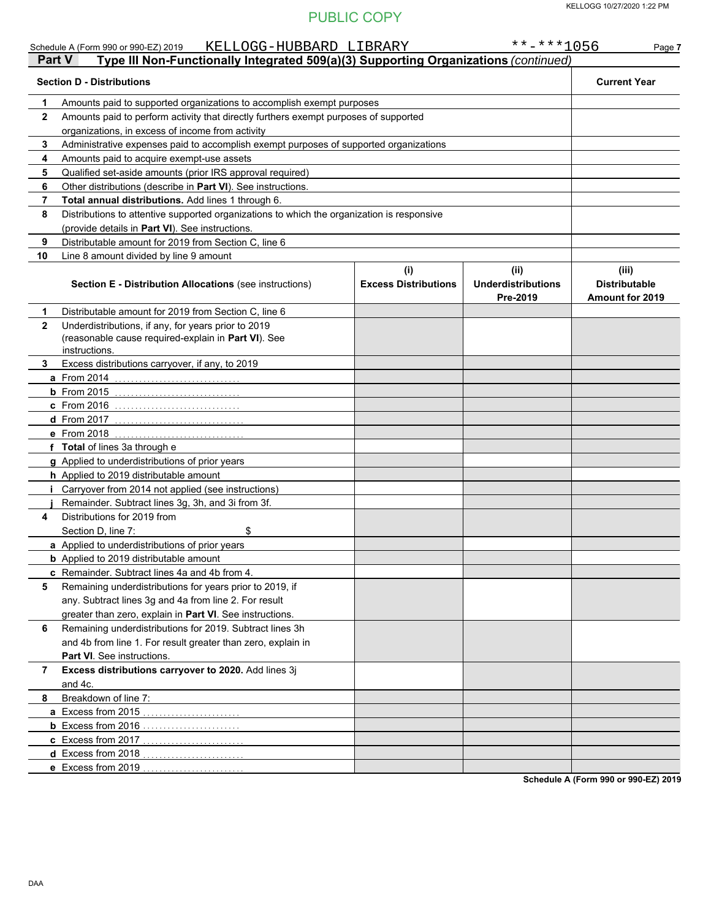PUBLIC COPY

Schedule A (Form 990 or 990-EZ) 2019 KELLOGG-HUBBARD LIBRARY **-***1056 Page 7

## Part V Type III Non-Functionally Integrated 509(a)(3) Supporting Organizations *(continued)*

| Section D - Distributions | | Current Year |
|---|---|---|
| 1 | Amounts paid to supported organizations to accomplish exempt purposes | |
| 2 | Amounts paid to perform activity that directly furthers exempt purposes of supported organizations, in excess of income from activity | |
| 3 | Administrative expenses paid to accomplish exempt purposes of supported organizations | |
| 4 | Amounts paid to acquire exempt-use assets | |
| 5 | Qualified set-aside amounts (prior IRS approval required) | |
| 6 | Other distributions (describe in **Part VI**). See instructions. | |
| 7 | **Total annual distributions.** Add lines 1 through 6. | |
| 8 | Distributions to attentive supported organizations to which the organization is responsive (provide details in **Part VI**). See instructions. | |
| 9 | Distributable amount for 2019 from Section C, line 6 | |
| 10 | Line 8 amount divided by line 9 amount | |

| Section E - Distribution Allocations (see instructions) | | (i) Excess Distributions | (ii) Underdistributions Pre-2019 | (iii) Distributable Amount for 2019 |
|---|---|---|---|---|
| 1 | Distributable amount for 2019 from Section C, line 6 | | | |
| 2 | Underdistributions, if any, for years prior to 2019 (reasonable cause required-explain in **Part VI**). See instructions. | | | |
| 3 | Excess distributions carryover, if any, to 2019 | | | |
| a | From 2014 | | | |
| b | From 2015 | | | |
| c | From 2016 | | | |
| d | From 2017 | | | |
| e | From 2018 | | | |
| f | **Total** of lines 3a through e | | | |
| g | Applied to underdistributions of prior years | | | |
| h | Applied to 2019 distributable amount | | | |
| i | Carryover from 2014 not applied (see instructions) | | | |
| j | Remainder. Subtract lines 3g, 3h, and 3i from 3f. | | | |
| 4 | Distributions for 2019 from Section D, line 7: $ | | | |
| a | Applied to underdistributions of prior years | | | |
| b | Applied to 2019 distributable amount | | | |
| c | Remainder. Subtract lines 4a and 4b from 4. | | | |
| 5 | Remaining underdistributions for years prior to 2019, if any. Subtract lines 3g and 4a from line 2. For result greater than zero, explain in **Part VI**. See instructions. | | | |
| 6 | Remaining underdistributions for 2019. Subtract lines 3h and 4b from line 1. For result greater than zero, explain in **Part VI**. See instructions. | | | |
| 7 | **Excess distributions carryover to 2020.** Add lines 3j and 4c. | | | |
| 8 | Breakdown of line 7: | | | |
| a | Excess from 2015 | | | |
| b | Excess from 2016 | | | |
| c | Excess from 2017 | | | |
| d | Excess from 2018 | | | |
| e | Excess from 2019 | | | |

**Schedule A (Form 990 or 990-EZ) 2019**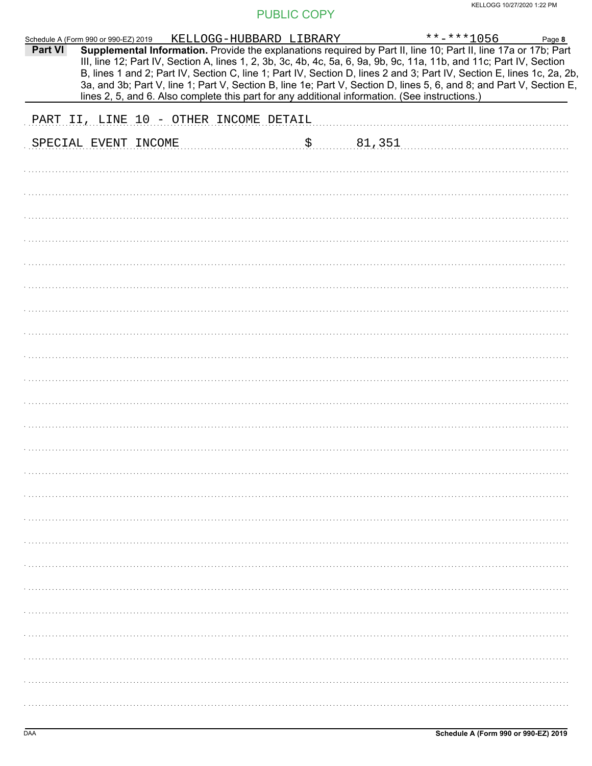PUBLIC COPY

Schedule A (Form 990 or 990-EZ) 2019 KELLOGG-HUBBARD LIBRARY **-***1056 Page 8

**Part VI** **Supplemental Information.** Provide the explanations required by Part II, line 10; Part II, line 17a or 17b; Part III, line 12; Part IV, Section A, lines 1, 2, 3b, 3c, 4b, 4c, 5a, 6, 9a, 9b, 9c, 11a, 11b, and 11c; Part IV, Section B, lines 1 and 2; Part IV, Section C, line 1; Part IV, Section D, lines 2 and 3; Part IV, Section E, lines 1c, 2a, 2b, 3a, and 3b; Part V, line 1; Part V, Section B, line 1e; Part V, Section D, lines 5, 6, and 8; and Part V, Section E, lines 2, 5, and 6. Also complete this part for any additional information. (See instructions.)

PART II, LINE 10 - OTHER INCOME DETAIL

SPECIAL EVENT INCOME $ 81,351

Schedule A (Form 990 or 990-EZ) 2019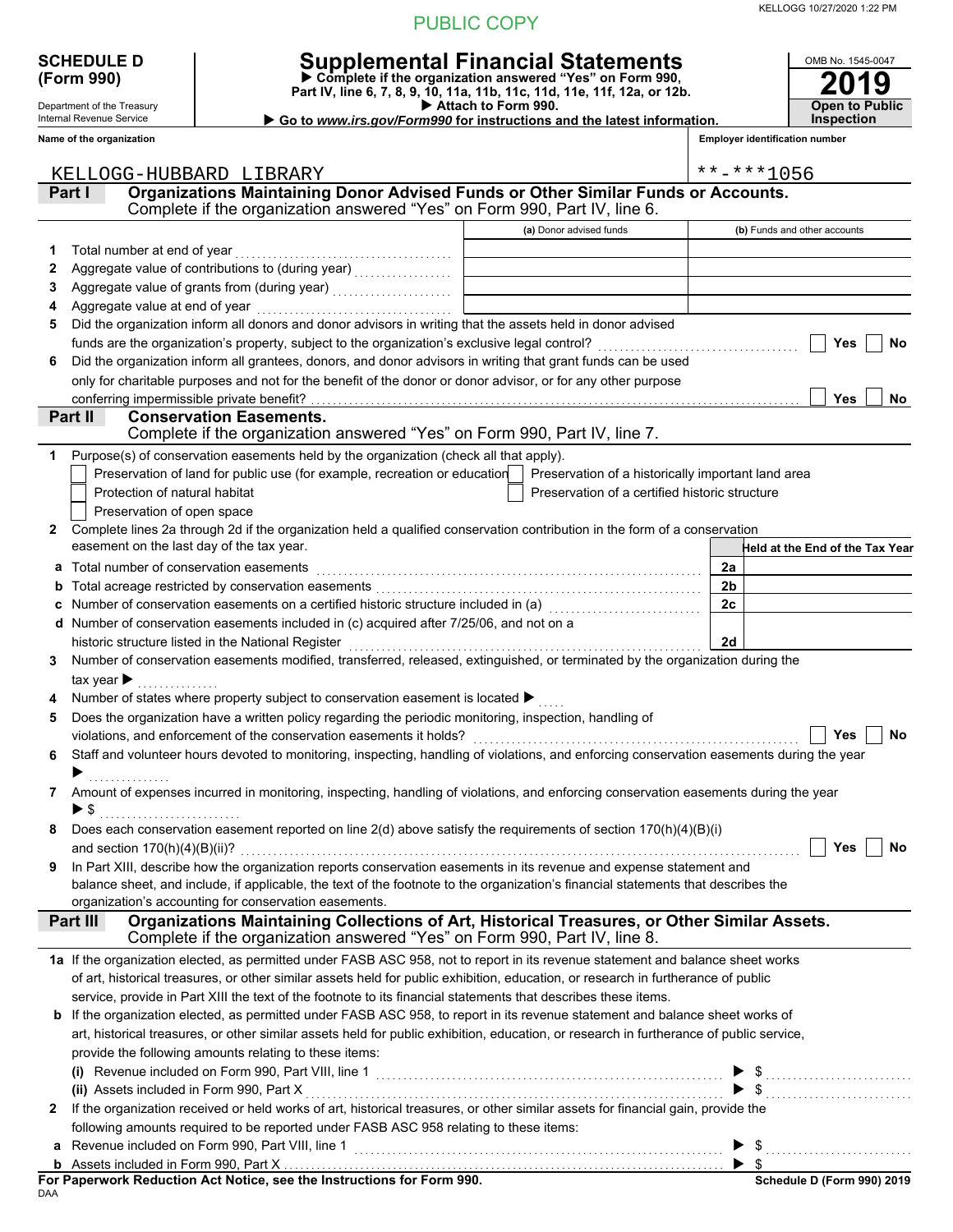PUBLIC COPY

KELLOGG 10/27/2020 1:22 PM

**SCHEDULE D (Form 990)**

Department of the Treasury
Internal Revenue Service

# Supplemental Financial Statements

▶ Complete if the organization answered "Yes" on Form 990, Part IV, line 6, 7, 8, 9, 10, 11a, 11b, 11c, 11d, 11e, 11f, 12a, or 12b.
▶ Attach to Form 990.
▶ Go to *www.irs.gov/Form990* for instructions and the latest information.

OMB No. 1545-0047
**2019**
**Open to Public Inspection**

**Name of the organization:** KELLOGG-HUBBARD LIBRARY

**Employer identification number:** **-***1056

## Part I Organizations Maintaining Donor Advised Funds or Other Similar Funds or Accounts.
Complete if the organization answered "Yes" on Form 990, Part IV, line 6.

| | | (a) Donor advised funds | (b) Funds and other accounts |
|---|---|---|---|
| 1 | Total number at end of year | | |
| 2 | Aggregate value of contributions to (during year) | | |
| 3 | Aggregate value of grants from (during year) | | |
| 4 | Aggregate value at end of year | | |

5 Did the organization inform all donors and donor advisors in writing that the assets held in donor advised funds are the organization's property, subject to the organization's exclusive legal control? ☐ Yes ☐ No

6 Did the organization inform all grantees, donors, and donor advisors in writing that grant funds can be used only for charitable purposes and not for the benefit of the donor or donor advisor, or for any other purpose conferring impermissible private benefit? ☐ Yes ☐ No

## Part II Conservation Easements.
Complete if the organization answered "Yes" on Form 990, Part IV, line 7.

1 Purpose(s) of conservation easements held by the organization (check all that apply).
- ☐ Preservation of land for public use (for example, recreation or education)
- ☐ Protection of natural habitat
- ☐ Preservation of open space
- ☐ Preservation of a historically important land area
- ☐ Preservation of a certified historic structure

2 Complete lines 2a through 2d if the organization held a qualified conservation contribution in the form of a conservation easement on the last day of the tax year.

| | | | Held at the End of the Tax Year |
|---|---|---|---|
| a | Total number of conservation easements | 2a | |
| b | Total acreage restricted by conservation easements | 2b | |
| c | Number of conservation easements on a certified historic structure included in (a) | 2c | |
| d | Number of conservation easements included in (c) acquired after 7/25/06, and not on a historic structure listed in the National Register | 2d | |

3 Number of conservation easements modified, transferred, released, extinguished, or terminated by the organization during the tax year ▶

4 Number of states where property subject to conservation easement is located ▶

5 Does the organization have a written policy regarding the periodic monitoring, inspection, handling of violations, and enforcement of the conservation easements it holds? ☐ Yes ☐ No

6 Staff and volunteer hours devoted to monitoring, inspecting, handling of violations, and enforcing conservation easements during the year ▶

7 Amount of expenses incurred in monitoring, inspecting, handling of violations, and enforcing conservation easements during the year ▶ $

8 Does each conservation easement reported on line 2(d) above satisfy the requirements of section 170(h)(4)(B)(i) and section 170(h)(4)(B)(ii)? ☐ Yes ☐ No

9 In Part XIII, describe how the organization reports conservation easements in its revenue and expense statement and balance sheet, and include, if applicable, the text of the footnote to the organization's financial statements that describes the organization's accounting for conservation easements.

## Part III Organizations Maintaining Collections of Art, Historical Treasures, or Other Similar Assets.
Complete if the organization answered "Yes" on Form 990, Part IV, line 8.

1a If the organization elected, as permitted under FASB ASC 958, not to report in its revenue statement and balance sheet works of art, historical treasures, or other similar assets held for public exhibition, education, or research in furtherance of public service, provide in Part XIII the text of the footnote to its financial statements that describes these items.

b If the organization elected, as permitted under FASB ASC 958, to report in its revenue statement and balance sheet works of art, historical treasures, or other similar assets held for public exhibition, education, or research in furtherance of public service, provide the following amounts relating to these items:

(i) Revenue included on Form 990, Part VIII, line 1 ▶ $

(ii) Assets included in Form 990, Part X ▶ $

2 If the organization received or held works of art, historical treasures, or other similar assets for financial gain, provide the following amounts required to be reported under FASB ASC 958 relating to these items:

a Revenue included on Form 990, Part VIII, line 1 ▶ $

b Assets included in Form 990, Part X ▶ $

**For Paperwork Reduction Act Notice, see the Instructions for Form 990.** **Schedule D (Form 990) 2019**

DAA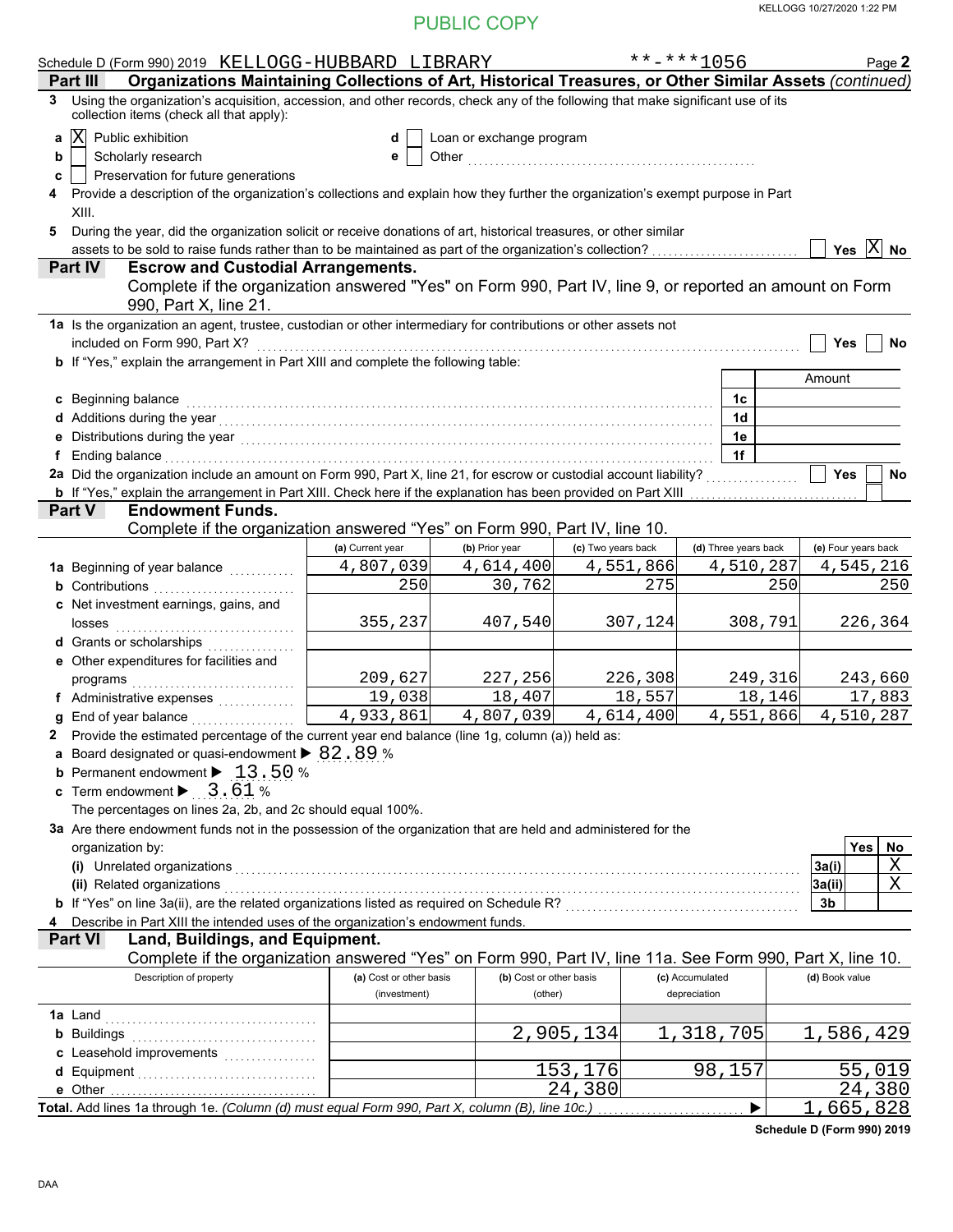PUBLIC COPY

Schedule D (Form 990) 2019 KELLOGG-HUBBARD LIBRARY **-***1056 Page **2**

**Part III** **Organizations Maintaining Collections of Art, Historical Treasures, or Other Similar Assets** *(continued)*

**3** Using the organization's acquisition, accession, and other records, check any of the following that make significant use of its collection items (check all that apply):

- **a** [X] Public exhibition
- **b** [ ] Scholarly research
- **c** [ ] Preservation for future generations
- **d** [ ] Loan or exchange program
- **e** [ ] Other

**4** Provide a description of the organization's collections and explain how they further the organization's exempt purpose in Part XIII.

**5** During the year, did the organization solicit or receive donations of art, historical treasures, or other similar assets to be sold to raise funds rather than to be maintained as part of the organization's collection? [ ] Yes [X] No

**Part IV** **Escrow and Custodial Arrangements.**
Complete if the organization answered "Yes" on Form 990, Part IV, line 9, or reported an amount on Form 990, Part X, line 21.

**1a** Is the organization an agent, trustee, custodian or other intermediary for contributions or other assets not included on Form 990, Part X? [ ] Yes [ ] No

**b** If "Yes," explain the arrangement in Part XIII and complete the following table:

| | | Amount |
|---|---|---|
| **c** Beginning balance | 1c | |
| **d** Additions during the year | 1d | |
| **e** Distributions during the year | 1e | |
| **f** Ending balance | 1f | |

**2a** Did the organization include an amount on Form 990, Part X, line 21, for escrow or custodial account liability? [ ] Yes [ ] No

**b** If "Yes," explain the arrangement in Part XIII. Check here if the explanation has been provided on Part XIII [ ]

**Part V** **Endowment Funds.**
Complete if the organization answered "Yes" on Form 990, Part IV, line 10.

| | (a) Current year | (b) Prior year | (c) Two years back | (d) Three years back | (e) Four years back |
|---|---|---|---|---|---|
| **1a** Beginning of year balance | 4,807,039 | 4,614,400 | 4,551,866 | 4,510,287 | 4,545,216 |
| **b** Contributions | 250 | 30,762 | 275 | 250 | 250 |
| **c** Net investment earnings, gains, and losses | 355,237 | 407,540 | 307,124 | 308,791 | 226,364 |
| **d** Grants or scholarships | | | | | |
| **e** Other expenditures for facilities and programs | 209,627 | 227,256 | 226,308 | 249,316 | 243,660 |
| **f** Administrative expenses | 19,038 | 18,407 | 18,557 | 18,146 | 17,883 |
| **g** End of year balance | 4,933,861 | 4,807,039 | 4,614,400 | 4,551,866 | 4,510,287 |

**2** Provide the estimated percentage of the current year end balance (line 1g, column (a)) held as:

- **a** Board designated or quasi-endowment ▶ 82.89 %
- **b** Permanent endowment ▶ 13.50 %
- **c** Term endowment ▶ 3.61 %

The percentages on lines 2a, 2b, and 2c should equal 100%.

**3a** Are there endowment funds not in the possession of the organization that are held and administered for the organization by:

| | | Yes | No |
|---|---|---|---|
| **(i)** Unrelated organizations | 3a(i) | | X |
| **(ii)** Related organizations | 3a(ii) | | X |
| **b** If "Yes" on line 3a(ii), are the related organizations listed as required on Schedule R? | 3b | | |

**4** Describe in Part XIII the intended uses of the organization's endowment funds.

**Part VI** **Land, Buildings, and Equipment.**
Complete if the organization answered "Yes" on Form 990, Part IV, line 11a. See Form 990, Part X, line 10.

| Description of property | (a) Cost or other basis (investment) | (b) Cost or other basis (other) | (c) Accumulated depreciation | (d) Book value |
|---|---|---|---|---|
| **1a** Land | | | | |
| **b** Buildings | | 2,905,134 | 1,318,705 | 1,586,429 |
| **c** Leasehold improvements | | | | |
| **d** Equipment | | 153,176 | 98,157 | 55,019 |
| **e** Other | | 24,380 | | 24,380 |
| **Total.** Add lines 1a through 1e. *(Column (d) must equal Form 990, Part X, column (B), line 10c.)* ▶ | | | | 1,665,828 |

**Schedule D (Form 990) 2019**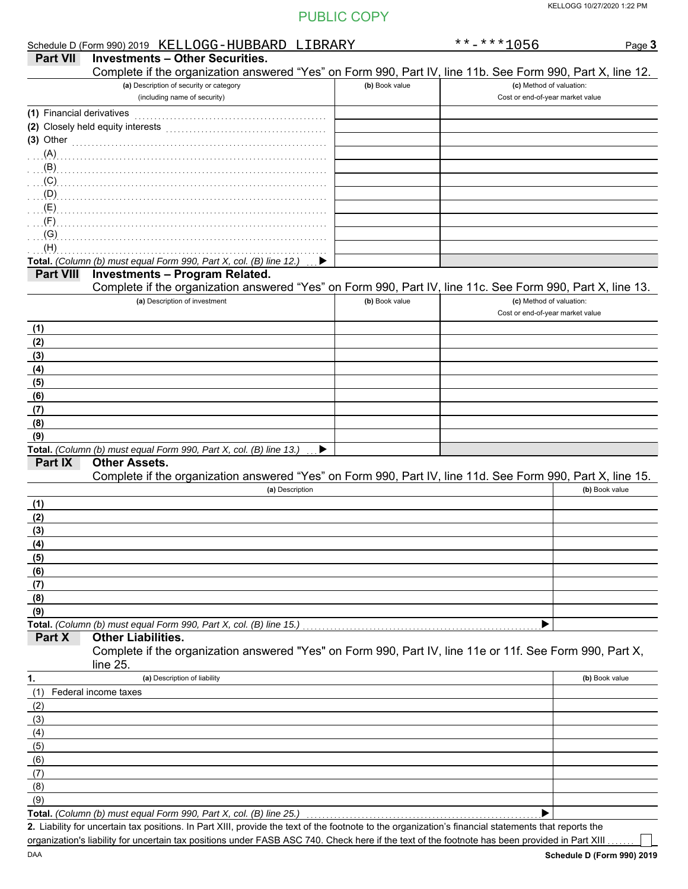PUBLIC COPY

Schedule D (Form 990) 2019 KELLOGG-HUBBARD LIBRARY **-***1056 Page **3**

## Part VII Investments – Other Securities.

Complete if the organization answered "Yes" on Form 990, Part IV, line 11b. See Form 990, Part X, line 12.

| (a) Description of security or category (including name of security) | (b) Book value | (c) Method of valuation: Cost or end-of-year market value |
|---|---|---|
| (1) Financial derivatives | | |
| (2) Closely held equity interests | | |
| (3) Other | | |
| (A) | | |
| (B) | | |
| (C) | | |
| (D) | | |
| (E) | | |
| (F) | | |
| (G) | | |
| (H) | | |
| **Total.** *(Column (b) must equal Form 990, Part X, col. (B) line 12.)* ▶ | | |

## Part VIII Investments – Program Related.

Complete if the organization answered "Yes" on Form 990, Part IV, line 11c. See Form 990, Part X, line 13.

| (a) Description of investment | (b) Book value | (c) Method of valuation: Cost or end-of-year market value |
|---|---|---|
| (1) | | |
| (2) | | |
| (3) | | |
| (4) | | |
| (5) | | |
| (6) | | |
| (7) | | |
| (8) | | |
| (9) | | |
| **Total.** *(Column (b) must equal Form 990, Part X, col. (B) line 13.)* ▶ | | |

## Part IX Other Assets.

Complete if the organization answered "Yes" on Form 990, Part IV, line 11d. See Form 990, Part X, line 15.

| (a) Description | (b) Book value |
|---|---|
| (1) | |
| (2) | |
| (3) | |
| (4) | |
| (5) | |
| (6) | |
| (7) | |
| (8) | |
| (9) | |
| **Total.** *(Column (b) must equal Form 990, Part X, col. (B) line 15.)* ▶ | |

## Part X Other Liabilities.

Complete if the organization answered "Yes" on Form 990, Part IV, line 11e or 11f. See Form 990, Part X, line 25.

| 1. (a) Description of liability | (b) Book value |
|---|---|
| (1) Federal income taxes | |
| (2) | |
| (3) | |
| (4) | |
| (5) | |
| (6) | |
| (7) | |
| (8) | |
| (9) | |
| **Total.** *(Column (b) must equal Form 990, Part X, col. (B) line 25.)* ▶ | |

**2.** Liability for uncertain tax positions. In Part XIII, provide the text of the footnote to the organization's financial statements that reports the organization's liability for uncertain tax positions under FASB ASC 740. Check here if the text of the footnote has been provided in Part XIII ☐

**Schedule D (Form 990) 2019**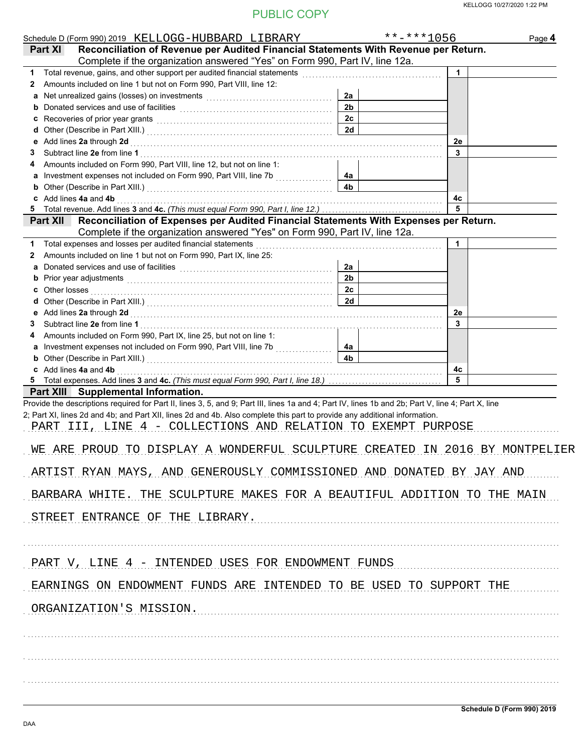PUBLIC COPY

Schedule D (Form 990) 2019 KELLOGG-HUBBARD LIBRARY **-***1056 Page **4**

## Part XI Reconciliation of Revenue per Audited Financial Statements With Revenue per Return.

Complete if the organization answered "Yes" on Form 990, Part IV, line 12a.

| | | | | | |
|---|---|---|---|---|---|
| **1** | Total revenue, gains, and other support per audited financial statements | | | 1 | |
| **2** | Amounts included on line 1 but not on Form 990, Part VIII, line 12: | | | | |
| **a** | Net unrealized gains (losses) on investments | 2a | | | |
| **b** | Donated services and use of facilities | 2b | | | |
| **c** | Recoveries of prior year grants | 2c | | | |
| **d** | Other (Describe in Part XIII.) | 2d | | | |
| **e** | Add lines **2a** through **2d** | | | 2e | |
| **3** | Subtract line **2e** from line **1** | | | 3 | |
| **4** | Amounts included on Form 990, Part VIII, line 12, but not on line 1: | | | | |
| **a** | Investment expenses not included on Form 990, Part VIII, line 7b | 4a | | | |
| **b** | Other (Describe in Part XIII.) | 4b | | | |
| **c** | Add lines **4a** and **4b** | | | 4c | |
| **5** | Total revenue. Add lines **3** and **4c.** *(This must equal Form 990, Part I, line 12.)* | | | 5 | |

## Part XII Reconciliation of Expenses per Audited Financial Statements With Expenses per Return.

Complete if the organization answered "Yes" on Form 990, Part IV, line 12a.

| | | | | | |
|---|---|---|---|---|---|
| **1** | Total expenses and losses per audited financial statements | | | 1 | |
| **2** | Amounts included on line 1 but not on Form 990, Part IX, line 25: | | | | |
| **a** | Donated services and use of facilities | 2a | | | |
| **b** | Prior year adjustments | 2b | | | |
| **c** | Other losses | 2c | | | |
| **d** | Other (Describe in Part XIII.) | 2d | | | |
| **e** | Add lines **2a** through **2d** | | | 2e | |
| **3** | Subtract line **2e** from line **1** | | | 3 | |
| **4** | Amounts included on Form 990, Part IX, line 25, but not on line 1: | | | | |
| **a** | Investment expenses not included on Form 990, Part VIII, line 7b | 4a | | | |
| **b** | Other (Describe in Part XIII.) | 4b | | | |
| **c** | Add lines **4a** and **4b** | | | 4c | |
| **5** | Total expenses. Add lines **3** and **4c.** *(This must equal Form 990, Part I, line 18.)* | | | 5 | |

## Part XIII Supplemental Information.

Provide the descriptions required for Part II, lines 3, 5, and 9; Part III, lines 1a and 4; Part IV, lines 1b and 2b; Part V, line 4; Part X, line 2; Part XI, lines 2d and 4b; and Part XII, lines 2d and 4b. Also complete this part to provide any additional information.

PART III, LINE 4 - COLLECTIONS AND RELATION TO EXEMPT PURPOSE

WE ARE PROUD TO DISPLAY A WONDERFUL SCULPTURE CREATED IN 2016 BY MONTPELIER ARTIST RYAN MAYS, AND GENEROUSLY COMMISSIONED AND DONATED BY JAY AND BARBARA WHITE. THE SCULPTURE MAKES FOR A BEAUTIFUL ADDITION TO THE MAIN STREET ENTRANCE OF THE LIBRARY.

PART V, LINE 4 - INTENDED USES FOR ENDOWMENT FUNDS

EARNINGS ON ENDOWMENT FUNDS ARE INTENDED TO BE USED TO SUPPORT THE ORGANIZATION'S MISSION.

Schedule D (Form 990) 2019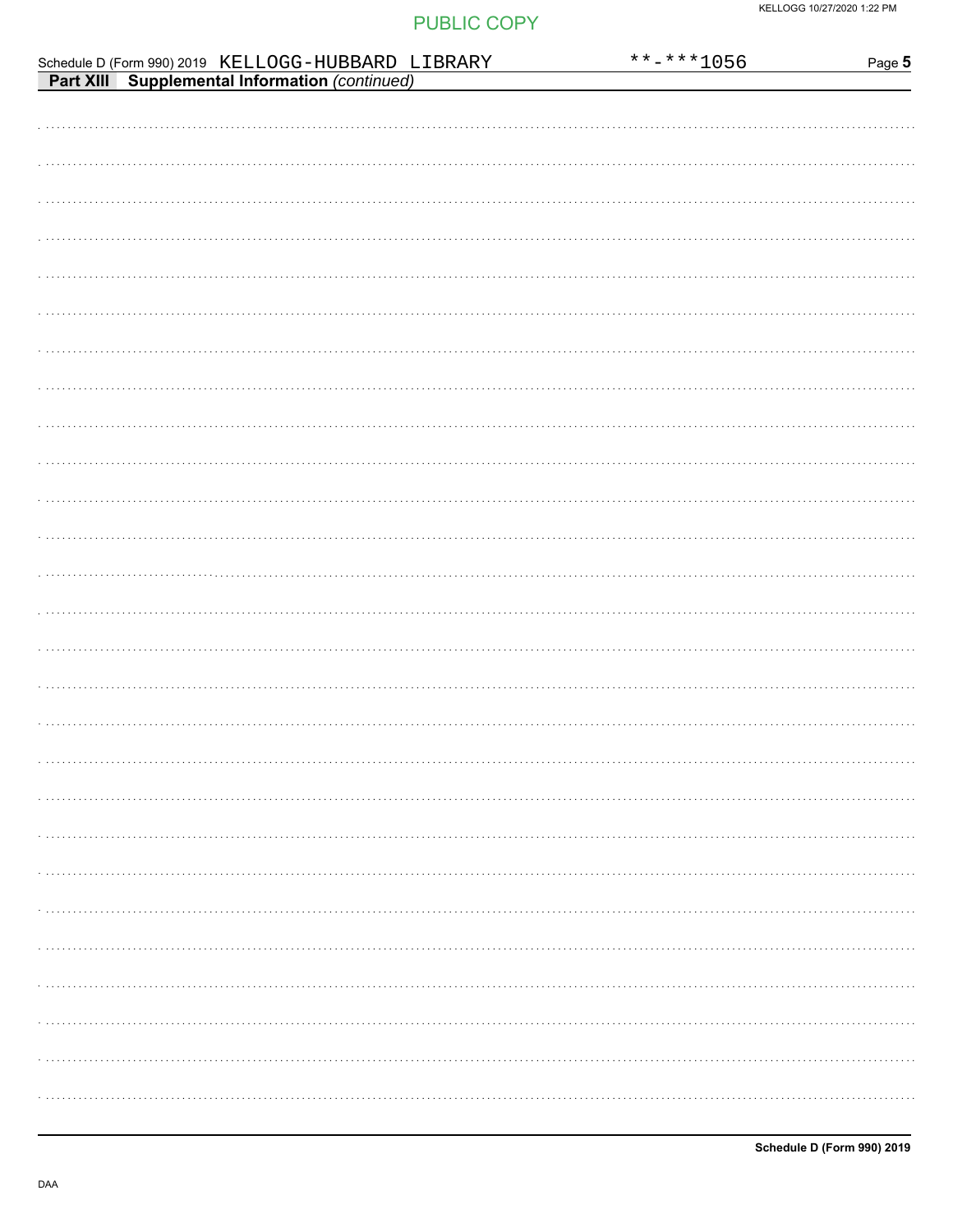Schedule D (Form 990) 2019 KELLOGG-HUBBARD LIBRARY **-***1056

**Part XIII Supplemental Information** *(continued)*

Schedule D (Form 990) 2019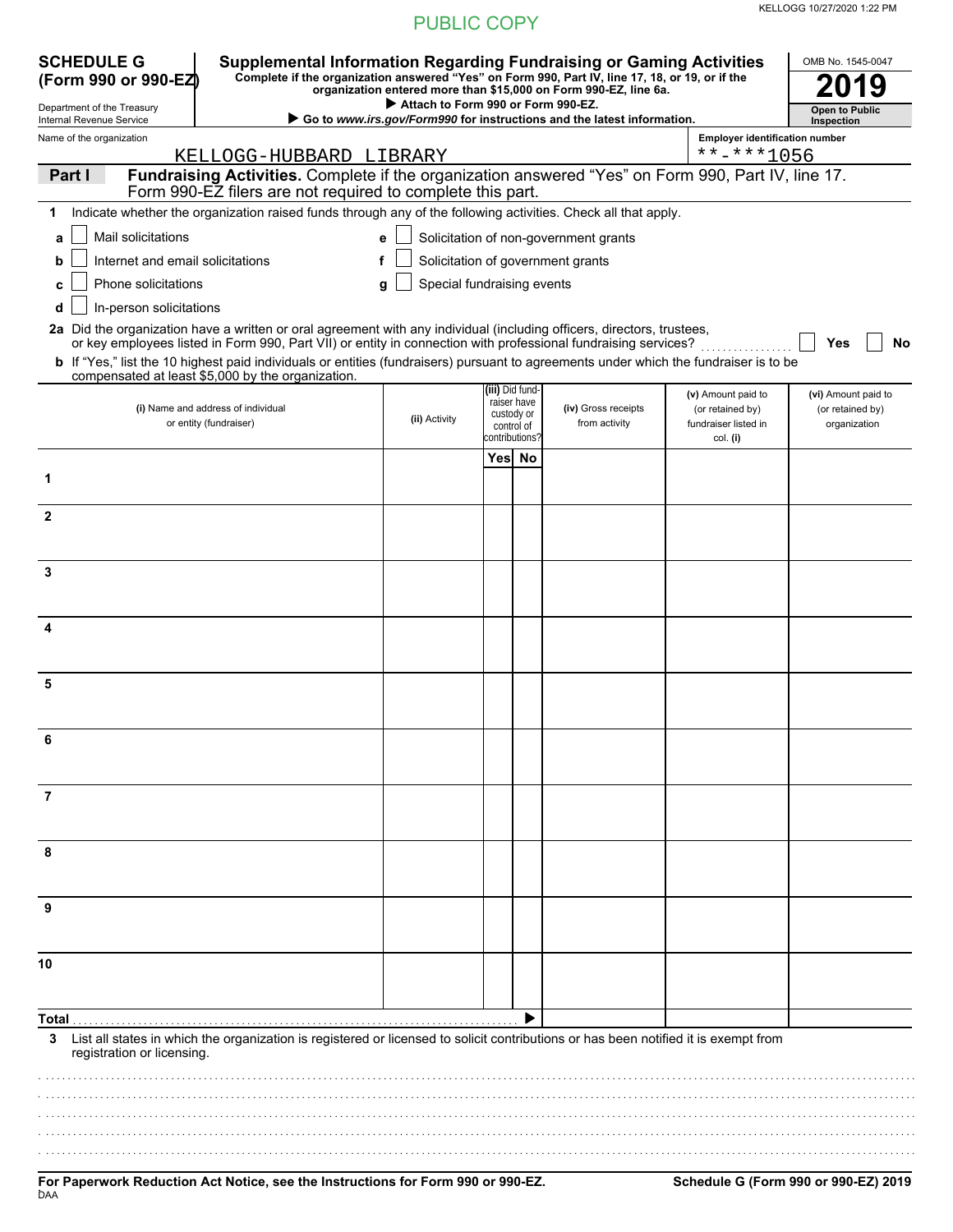PUBLIC COPY

KELLOGG 10/27/2020 1:22 PM

**SCHEDULE G (Form 990 or 990-EZ)**

Department of the Treasury
Internal Revenue Service

# Supplemental Information Regarding Fundraising or Gaming Activities

**Complete if the organization answered "Yes" on Form 990, Part IV, line 17, 18, or 19, or if the organization entered more than $15,000 on Form 990-EZ, line 6a.**

**▶ Attach to Form 990 or Form 990-EZ.**

**▶ Go to *www.irs.gov/Form990* for instructions and the latest information.**

OMB No. 1545-0047

**2019**

**Open to Public Inspection**

Name of the organization: KELLOGG-HUBBARD LIBRARY

Employer identification number: **-***1056

**Part I** **Fundraising Activities.** Complete if the organization answered "Yes" on Form 990, Part IV, line 17. Form 990-EZ filers are not required to complete this part.

**1** Indicate whether the organization raised funds through any of the following activities. Check all that apply.

- **a** ☐ Mail solicitations
- **b** ☐ Internet and email solicitations
- **c** ☐ Phone solicitations
- **d** ☐ In-person solicitations
- **e** ☐ Solicitation of non-government grants
- **f** ☐ Solicitation of government grants
- **g** ☐ Special fundraising events

**2a** Did the organization have a written or oral agreement with any individual (including officers, directors, trustees, or key employees listed in Form 990, Part VII) or entity in connection with professional fundraising services? ☐ **Yes** ☐ **No**

**b** If "Yes," list the 10 highest paid individuals or entities (fundraisers) pursuant to agreements under which the fundraiser is to be compensated at least $5,000 by the organization.

| | (i) Name and address of individual or entity (fundraiser) | (ii) Activity | (iii) Did fundraiser have custody or control of contributions? Yes | No | (iv) Gross receipts from activity | (v) Amount paid to (or retained by) fundraiser listed in col. (i) | (vi) Amount paid to (or retained by) organization |
|---|---|---|---|---|---|---|---|
| 1 | | | | | | | |
| 2 | | | | | | | |
| 3 | | | | | | | |
| 4 | | | | | | | |
| 5 | | | | | | | |
| 6 | | | | | | | |
| 7 | | | | | | | |
| 8 | | | | | | | |
| 9 | | | | | | | |
| 10 | | | | | | | |
| **Total** ▶ | | | | | | | |

**3** List all states in which the organization is registered or licensed to solicit contributions or has been notified it is exempt from registration or licensing.

**For Paperwork Reduction Act Notice, see the Instructions for Form 990 or 990-EZ.**

DAA

**Schedule G (Form 990 or 990-EZ) 2019**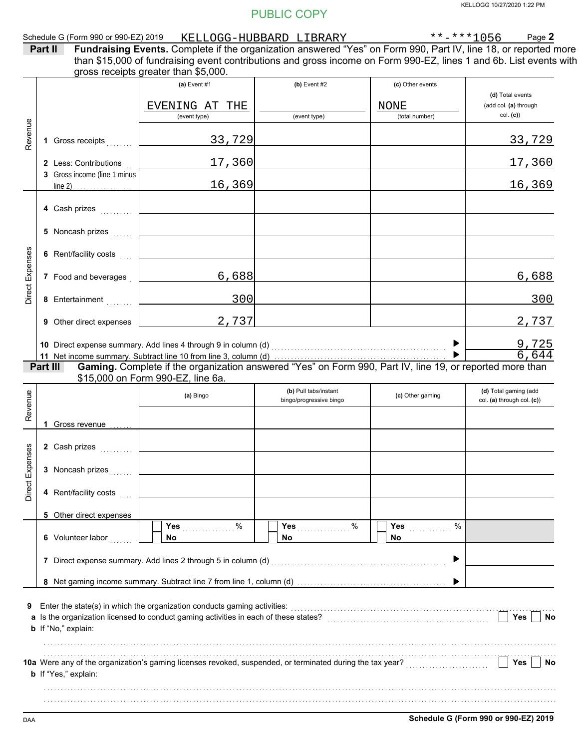PUBLIC COPY

Schedule G (Form 990 or 990-EZ) 2019 KELLOGG-HUBBARD LIBRARY **-***1056 Page **2**

**Part II** **Fundraising Events.** Complete if the organization answered "Yes" on Form 990, Part IV, line 18, or reported more than $15,000 of fundraising event contributions and gross income on Form 990-EZ, lines 1 and 6b. List events with gross receipts greater than $5,000.

| | | (a) Event #1 | (b) Event #2 | (c) Other events | (d) Total events (add col. (a) through col. (c)) |
|---|---|---|---|---|---|
| | | EVENING AT THE (event type) | (event type) | NONE (total number) | |
| Revenue | 1 Gross receipts | 33,729 | | | 33,729 |
| | 2 Less: Contributions | 17,360 | | | 17,360 |
| | 3 Gross income (line 1 minus line 2) | 16,369 | | | 16,369 |
| Direct Expenses | 4 Cash prizes | | | | |
| | 5 Noncash prizes | | | | |
| | 6 Rent/facility costs | | | | |
| | 7 Food and beverages | 6,688 | | | 6,688 |
| | 8 Entertainment | 300 | | | 300 |
| | 9 Other direct expenses | 2,737 | | | 2,737 |
| | 10 Direct expense summary. Add lines 4 through 9 in column (d) | | | ▶ | 9,725 |
| | 11 Net income summary. Subtract line 10 from line 3, column (d) | | | ▶ | 6,644 |

**Part III** **Gaming.** Complete if the organization answered "Yes" on Form 990, Part IV, line 19, or reported more than $15,000 on Form 990-EZ, line 6a.

| | | (a) Bingo | (b) Pull tabs/instant bingo/progressive bingo | (c) Other gaming | (d) Total gaming (add col. (a) through col. (c)) |
|---|---|---|---|---|---|
| Revenue | 1 Gross revenue | | | | |
| Direct Expenses | 2 Cash prizes | | | | |
| | 3 Noncash prizes | | | | |
| | 4 Rent/facility costs | | | | |
| | 5 Other direct expenses | | | | |
| | 6 Volunteer labor | ☐ Yes ......... % ☐ No | ☐ Yes ......... % ☐ No | ☐ Yes ......... % ☐ No | |
| | 7 Direct expense summary. Add lines 2 through 5 in column (d) | | | ▶ | |
| | 8 Net gaming income summary. Subtract line 7 from line 1, column (d) | | | ▶ | |

**9** Enter the state(s) in which the organization conducts gaming activities: ........................

**a** Is the organization licensed to conduct gaming activities in each of these states? ☐ Yes ☐ No

**b** If "No," explain:

........................

**10a** Were any of the organization's gaming licenses revoked, suspended, or terminated during the tax year? ☐ Yes ☐ No

**b** If "Yes," explain:

........................

DAA **Schedule G (Form 990 or 990-EZ) 2019**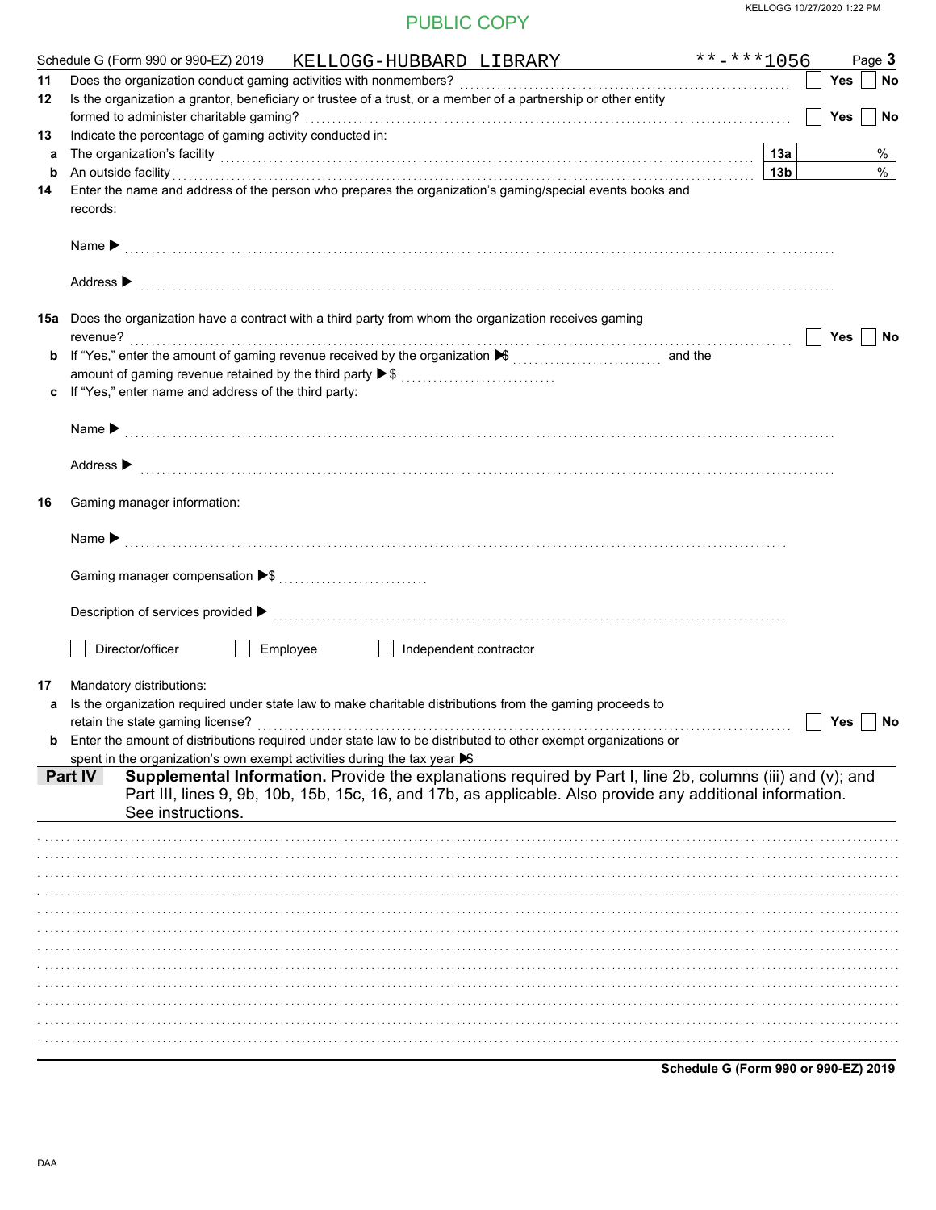PUBLIC COPY

Schedule G (Form 990 or 990-EZ) 2019 KELLOGG-HUBBARD LIBRARY **-***1056 Page **3**

**11** Does the organization conduct gaming activities with nonmembers? ☐ Yes ☐ No

**12** Is the organization a grantor, beneficiary or trustee of a trust, or a member of a partnership or other entity formed to administer charitable gaming? ☐ Yes ☐ No

**13** Indicate the percentage of gaming activity conducted in:

**a** The organization's facility **13a** %

**b** An outside facility **13b** %

**14** Enter the name and address of the person who prepares the organization's gaming/special events books and records:

Name ▶

Address ▶

**15a** Does the organization have a contract with a third party from whom the organization receives gaming revenue? ☐ Yes ☐ No

**b** If "Yes," enter the amount of gaming revenue received by the organization ▶$ and the amount of gaming revenue retained by the third party ▶$

**c** If "Yes," enter name and address of the third party:

Name ▶

Address ▶

**16** Gaming manager information:

Name ▶

Gaming manager compensation ▶$

Description of services provided ▶

☐ Director/officer ☐ Employee ☐ Independent contractor

**17** Mandatory distributions:

**a** Is the organization required under state law to make charitable distributions from the gaming proceeds to retain the state gaming license? ☐ Yes ☐ No

**b** Enter the amount of distributions required under state law to be distributed to other exempt organizations or spent in the organization's own exempt activities during the tax year ▶$

**Part IV** **Supplemental Information.** Provide the explanations required by Part I, line 2b, columns (iii) and (v); and Part III, lines 9, 9b, 10b, 15b, 15c, 16, and 17b, as applicable. Also provide any additional information. See instructions.

**Schedule G (Form 990 or 990-EZ) 2019**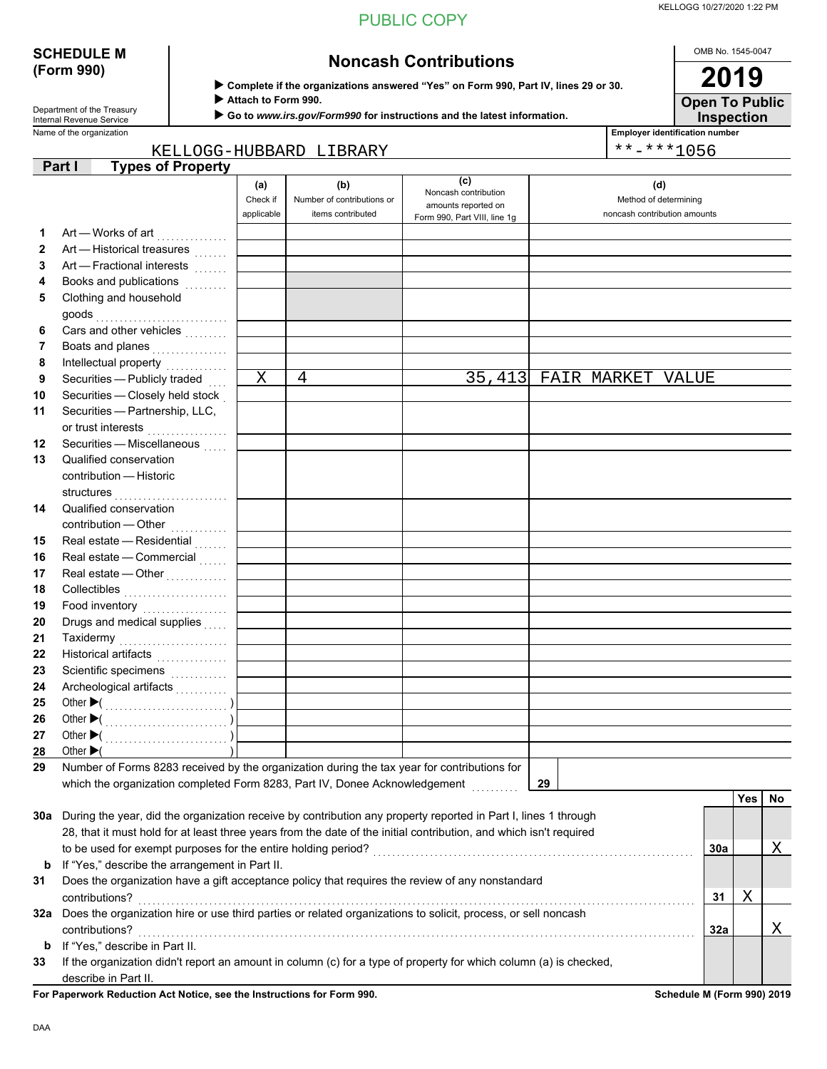PUBLIC COPY

**SCHEDULE M (Form 990)**

Department of the Treasury
Internal Revenue Service

# Noncash Contributions

▶ Complete if the organizations answered "Yes" on Form 990, Part IV, lines 29 or 30.
▶ Attach to Form 990.
▶ Go to *www.irs.gov/Form990* for instructions and the latest information.

OMB No. 1545-0047

**2019**

**Open To Public Inspection**

Name of the organization: KELLOGG-HUBBARD LIBRARY

Employer identification number: **-***1056

## Part I Types of Property

| | | (a) Check if applicable | (b) Number of contributions or items contributed | (c) Noncash contribution amounts reported on Form 990, Part VIII, line 1g | (d) Method of determining noncash contribution amounts |
|---|---|---|---|---|---|
| 1 | Art — Works of art | | | | |
| 2 | Art — Historical treasures | | | | |
| 3 | Art — Fractional interests | | | | |
| 4 | Books and publications | | | | |
| 5 | Clothing and household goods | | | | |
| 6 | Cars and other vehicles | | | | |
| 7 | Boats and planes | | | | |
| 8 | Intellectual property | | | | |
| 9 | Securities — Publicly traded | X | 4 | 35,413 | FAIR MARKET VALUE |
| 10 | Securities — Closely held stock | | | | |
| 11 | Securities — Partnership, LLC, or trust interests | | | | |
| 12 | Securities — Miscellaneous | | | | |
| 13 | Qualified conservation contribution — Historic structures | | | | |
| 14 | Qualified conservation contribution — Other | | | | |
| 15 | Real estate — Residential | | | | |
| 16 | Real estate — Commercial | | | | |
| 17 | Real estate — Other | | | | |
| 18 | Collectibles | | | | |
| 19 | Food inventory | | | | |
| 20 | Drugs and medical supplies | | | | |
| 21 | Taxidermy | | | | |
| 22 | Historical artifacts | | | | |
| 23 | Scientific specimens | | | | |
| 24 | Archeological artifacts | | | | |
| 25 | Other ▶( ) | | | | |
| 26 | Other ▶( ) | | | | |
| 27 | Other ▶( ) | | | | |
| 28 | Other ▶( ) | | | | |

29 Number of Forms 8283 received by the organization during the tax year for contributions for which the organization completed Form 8283, Part IV, Donee Acknowledgement — **29**

| | | | Yes | No |
|---|---|---|---|---|
| 30a | During the year, did the organization receive by contribution any property reported in Part I, lines 1 through 28, that it must hold for at least three years from the date of the initial contribution, and which isn't required to be used for exempt purposes for the entire holding period? | 30a | | X |
| b | If "Yes," describe the arrangement in Part II. | | | |
| 31 | Does the organization have a gift acceptance policy that requires the review of any nonstandard contributions? | 31 | X | |
| 32a | Does the organization hire or use third parties or related organizations to solicit, process, or sell noncash contributions? | 32a | | X |
| b | If "Yes," describe in Part II. | | | |
| 33 | If the organization didn't report an amount in column (c) for a type of property for which column (a) is checked, describe in Part II. | | | |

**For Paperwork Reduction Act Notice, see the Instructions for Form 990.**

**Schedule M (Form 990) 2019**

DAA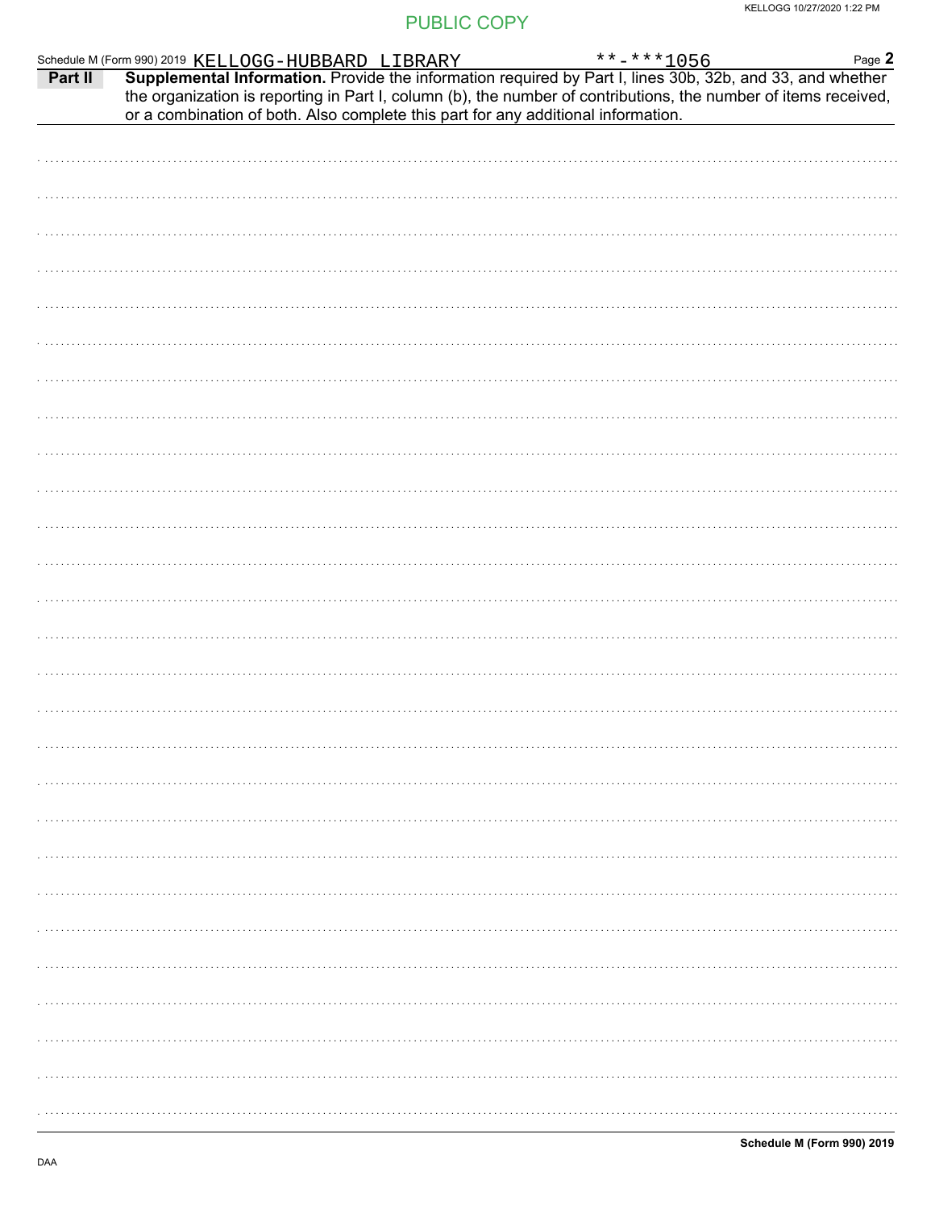PUBLIC COPY

Schedule M (Form 990) 2019 KELLOGG-HUBBARD LIBRARY **-***1056 Page **2**

**Part II** **Supplemental Information.** Provide the information required by Part I, lines 30b, 32b, and 33, and whether the organization is reporting in Part I, column (b), the number of contributions, the number of items received, or a combination of both. Also complete this part for any additional information.

**Schedule M (Form 990) 2019**

DAA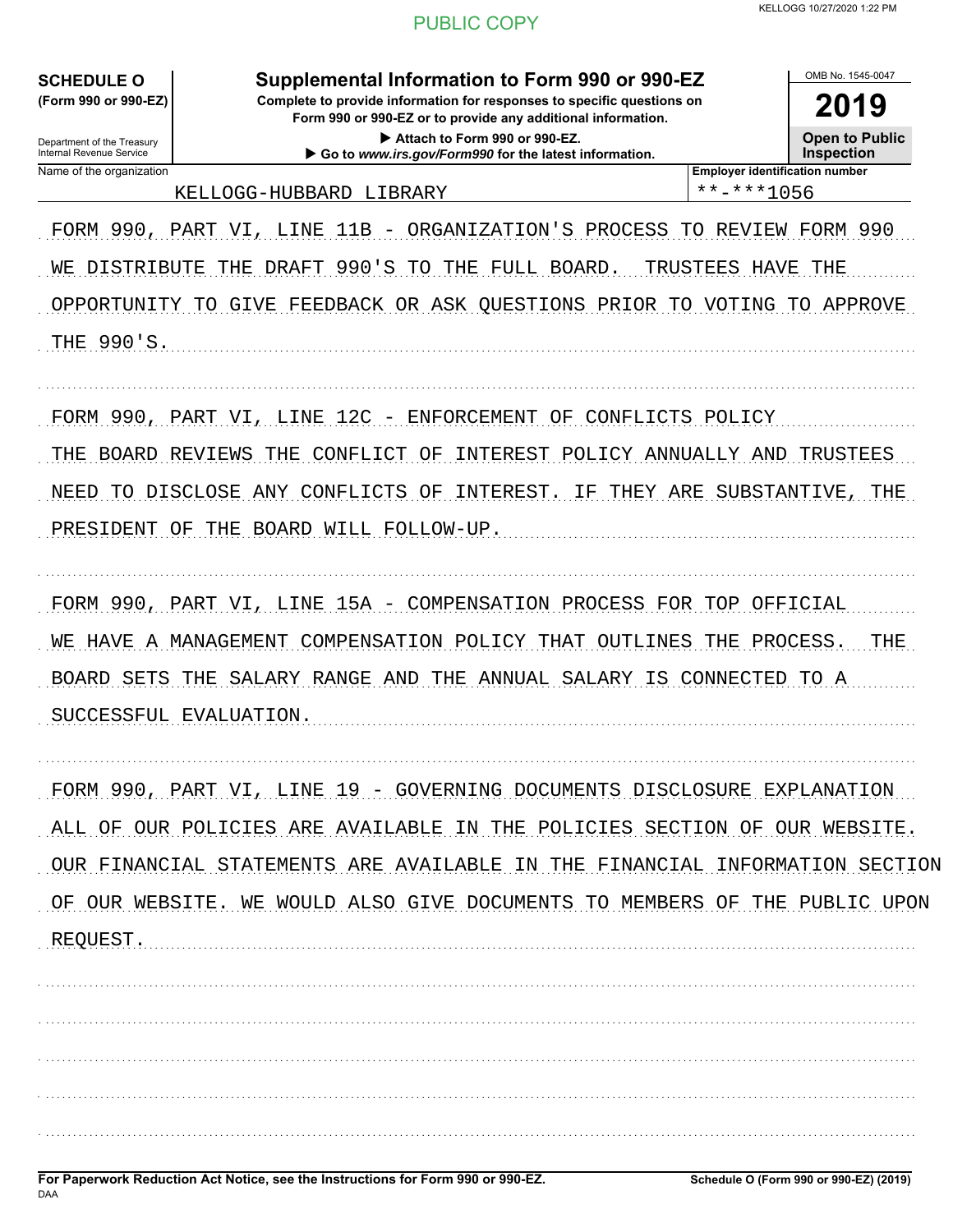PUBLIC COPY

KELLOGG 10/27/2020 1:22 PM

**SCHEDULE O** (Form 990 or 990-EZ)

Department of the Treasury
Internal Revenue Service

# Supplemental Information to Form 990 or 990-EZ

**Complete to provide information for responses to specific questions on Form 990 or 990-EZ or to provide any additional information.**

▶ Attach to Form 990 or 990-EZ.
▶ Go to *www.irs.gov/Form990* for the latest information.

OMB No. 1545-0047

**2019**

**Open to Public Inspection**

| Name of the organization | Employer identification number |
|---|---|
| KELLOGG-HUBBARD LIBRARY | **-***1056 |

FORM 990, PART VI, LINE 11B - ORGANIZATION'S PROCESS TO REVIEW FORM 990

WE DISTRIBUTE THE DRAFT 990'S TO THE FULL BOARD. TRUSTEES HAVE THE OPPORTUNITY TO GIVE FEEDBACK OR ASK QUESTIONS PRIOR TO VOTING TO APPROVE THE 990'S.

FORM 990, PART VI, LINE 12C - ENFORCEMENT OF CONFLICTS POLICY

THE BOARD REVIEWS THE CONFLICT OF INTEREST POLICY ANNUALLY AND TRUSTEES NEED TO DISCLOSE ANY CONFLICTS OF INTEREST. IF THEY ARE SUBSTANTIVE, THE PRESIDENT OF THE BOARD WILL FOLLOW-UP.

FORM 990, PART VI, LINE 15A - COMPENSATION PROCESS FOR TOP OFFICIAL

WE HAVE A MANAGEMENT COMPENSATION POLICY THAT OUTLINES THE PROCESS. THE BOARD SETS THE SALARY RANGE AND THE ANNUAL SALARY IS CONNECTED TO A SUCCESSFUL EVALUATION.

FORM 990, PART VI, LINE 19 - GOVERNING DOCUMENTS DISCLOSURE EXPLANATION

ALL OF OUR POLICIES ARE AVAILABLE IN THE POLICIES SECTION OF OUR WEBSITE. OUR FINANCIAL STATEMENTS ARE AVAILABLE IN THE FINANCIAL INFORMATION SECTION OF OUR WEBSITE. WE WOULD ALSO GIVE DOCUMENTS TO MEMBERS OF THE PUBLIC UPON REQUEST.

**For Paperwork Reduction Act Notice, see the Instructions for Form 990 or 990-EZ.**
DAA

**Schedule O (Form 990 or 990-EZ) (2019)**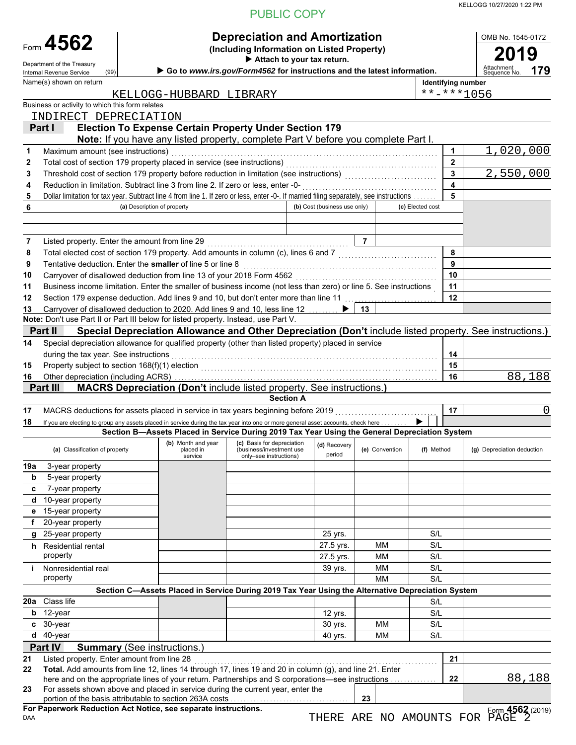PUBLIC COPY

KELLOGG 10/27/2020 1:22 PM

# Form 4562 — Depreciation and Amortization

**(Including Information on Listed Property)**

▶ Attach to your tax return.

▶ Go to *www.irs.gov/Form4562* for instructions and the latest information.

Department of the Treasury, Internal Revenue Service (99)

OMB No. 1545-0172 — **2019** — Attachment Sequence No. **179**

Name(s) shown on return: KELLOGG-HUBBARD LIBRARY

Identifying number: **-***1056

Business or activity to which this form relates: INDIRECT DEPRECIATION

## Part I — Election To Expense Certain Property Under Section 179

**Note:** If you have any listed property, complete Part V before you complete Part I.

| Line | Description | Line | Amount |
|---|---|---|---|
| 1 | Maximum amount (see instructions) | 1 | 1,020,000 |
| 2 | Total cost of section 179 property placed in service (see instructions) | 2 | |
| 3 | Threshold cost of section 179 property before reduction in limitation (see instructions) | 3 | 2,550,000 |
| 4 | Reduction in limitation. Subtract line 3 from line 2. If zero or less, enter -0- | 4 | |
| 5 | Dollar limitation for tax year. Subtract line 4 from line 1. If zero or less, enter -0-. If married filing separately, see instructions | 5 | |

| 6 | (a) Description of property | (b) Cost (business use only) | (c) Elected cost |
|---|---|---|---|
| | | | |
| | | | |

| Line | Description | Line | Amount |
|---|---|---|---|
| 7 | Listed property. Enter the amount from line 29 | 7 | |
| 8 | Total elected cost of section 179 property. Add amounts in column (c), lines 6 and 7 | 8 | |
| 9 | Tentative deduction. Enter the **smaller** of line 5 or line 8 | 9 | |
| 10 | Carryover of disallowed deduction from line 13 of your 2018 Form 4562 | 10 | |
| 11 | Business income limitation. Enter the smaller of business income (not less than zero) or line 5. See instructions | 11 | |
| 12 | Section 179 expense deduction. Add lines 9 and 10, but don't enter more than line 11 | 12 | |
| 13 | Carryover of disallowed deduction to 2020. Add lines 9 and 10, less line 12 ▶ | 13 | |

**Note:** Don't use Part II or Part III below for listed property. Instead, use Part V.

## Part II — Special Depreciation Allowance and Other Depreciation (Don't include listed property. See instructions.)

| Line | Description | Line | Amount |
|---|---|---|---|
| 14 | Special depreciation allowance for qualified property (other than listed property) placed in service during the tax year. See instructions | 14 | |
| 15 | Property subject to section 168(f)(1) election | 15 | |
| 16 | Other depreciation (including ACRS) | 16 | 88,188 |

## Part III — MACRS Depreciation (Don't include listed property. See instructions.)

### Section A

| Line | Description | Line | Amount |
|---|---|---|---|
| 17 | MACRS deductions for assets placed in service in tax years beginning before 2019 | 17 | 0 |
| 18 | If you are electing to group any assets placed in service during the tax year into one or more general asset accounts, check here ▶ ☐ | | |

### Section B—Assets Placed in Service During 2019 Tax Year Using the General Depreciation System

| (a) Classification of property | (b) Month and year placed in service | (c) Basis for depreciation (business/investment use only–see instructions) | (d) Recovery period | (e) Convention | (f) Method | (g) Depreciation deduction |
|---|---|---|---|---|---|---|
| 19a 3-year property | | | | | | |
| b 5-year property | | | | | | |
| c 7-year property | | | | | | |
| d 10-year property | | | | | | |
| e 15-year property | | | | | | |
| f 20-year property | | | | | | |
| g 25-year property | | | 25 yrs. | | S/L | |
| h Residential rental property | | | 27.5 yrs. | MM | S/L | |
| | | | 27.5 yrs. | MM | S/L | |
| i Nonresidential real property | | | 39 yrs. | MM | S/L | |
| | | | | MM | S/L | |

### Section C—Assets Placed in Service During 2019 Tax Year Using the Alternative Depreciation System

| (a) Classification of property | (b) Month and year placed in service | (c) Basis for depreciation | (d) Recovery period | (e) Convention | (f) Method | (g) Depreciation deduction |
|---|---|---|---|---|---|---|
| 20a Class life | | | | | S/L | |
| b 12-year | | | 12 yrs. | | S/L | |
| c 30-year | | | 30 yrs. | MM | S/L | |
| d 40-year | | | 40 yrs. | MM | S/L | |

## Part IV — Summary (See instructions.)

| Line | Description | Line | Amount |
|---|---|---|---|
| 21 | Listed property. Enter amount from line 28 | 21 | |
| 22 | **Total.** Add amounts from line 12, lines 14 through 17, lines 19 and 20 in column (g), and line 21. Enter here and on the appropriate lines of your return. Partnerships and S corporations—see instructions | 22 | 88,188 |
| 23 | For assets shown above and placed in service during the current year, enter the portion of the basis attributable to section 263A costs | 23 | |

**For Paperwork Reduction Act Notice, see separate instructions.**

DAA

Form **4562** (2019)

THERE ARE NO AMOUNTS FOR PAGE 2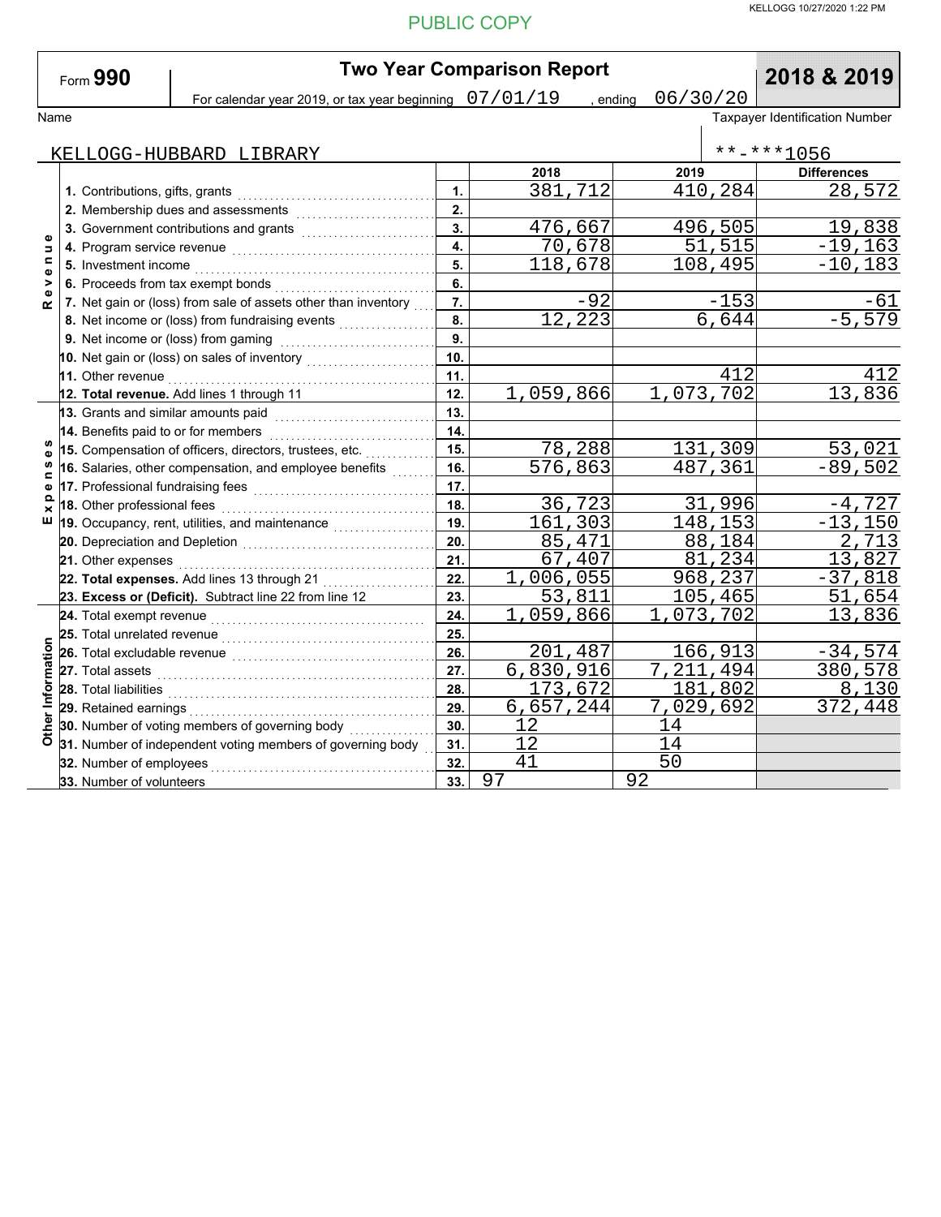PUBLIC COPY

KELLOGG 10/27/2020 1:22 PM

# Form 990 — Two Year Comparison Report — 2018 & 2019

For calendar year 2019, or tax year beginning 07/01/19 , ending 06/30/20

| Name | Taxpayer Identification Number |
|---|---|
| KELLOGG-HUBBARD LIBRARY | **-***1056 |

| Section | Line | | 2018 | 2019 | Differences |
|---|---|---|---|---|---|
| Revenue | 1. Contributions, gifts, grants | 1. | 381,712 | 410,284 | 28,572 |
| | 2. Membership dues and assessments | 2. | | | |
| | 3. Government contributions and grants | 3. | 476,667 | 496,505 | 19,838 |
| | 4. Program service revenue | 4. | 70,678 | 51,515 | -19,163 |
| | 5. Investment income | 5. | 118,678 | 108,495 | -10,183 |
| | 6. Proceeds from tax exempt bonds | 6. | | | |
| | 7. Net gain or (loss) from sale of assets other than inventory | 7. | -92 | -153 | -61 |
| | 8. Net income or (loss) from fundraising events | 8. | 12,223 | 6,644 | -5,579 |
| | 9. Net income or (loss) from gaming | 9. | | | |
| | 10. Net gain or (loss) on sales of inventory | 10. | | | |
| | 11. Other revenue | 11. | | 412 | 412 |
| | **12. Total revenue.** Add lines 1 through 11 | 12. | 1,059,866 | 1,073,702 | 13,836 |
| Expenses | 13. Grants and similar amounts paid | 13. | | | |
| | 14. Benefits paid to or for members | 14. | | | |
| | 15. Compensation of officers, directors, trustees, etc. | 15. | 78,288 | 131,309 | 53,021 |
| | 16. Salaries, other compensation, and employee benefits | 16. | 576,863 | 487,361 | -89,502 |
| | 17. Professional fundraising fees | 17. | | | |
| | 18. Other professional fees | 18. | 36,723 | 31,996 | -4,727 |
| | 19. Occupancy, rent, utilities, and maintenance | 19. | 161,303 | 148,153 | -13,150 |
| | 20. Depreciation and Depletion | 20. | 85,471 | 88,184 | 2,713 |
| | 21. Other expenses | 21. | 67,407 | 81,234 | 13,827 |
| | **22. Total expenses.** Add lines 13 through 21 | 22. | 1,006,055 | 968,237 | -37,818 |
| | **23. Excess or (Deficit).** Subtract line 22 from line 12 | 23. | 53,811 | 105,465 | 51,654 |
| Other Information | 24. Total exempt revenue | 24. | 1,059,866 | 1,073,702 | 13,836 |
| | 25. Total unrelated revenue | 25. | | | |
| | 26. Total excludable revenue | 26. | 201,487 | 166,913 | -34,574 |
| | 27. Total assets | 27. | 6,830,916 | 7,211,494 | 380,578 |
| | 28. Total liabilities | 28. | 173,672 | 181,802 | 8,130 |
| | 29. Retained earnings | 29. | 6,657,244 | 7,029,692 | 372,448 |
| | 30. Number of voting members of governing body | 30. | 12 | 14 | |
| | 31. Number of independent voting members of governing body | 31. | 12 | 14 | |
| | 32. Number of employees | 32. | 41 | 50 | |
| | 33. Number of volunteers | 33. | 97 | 92 | |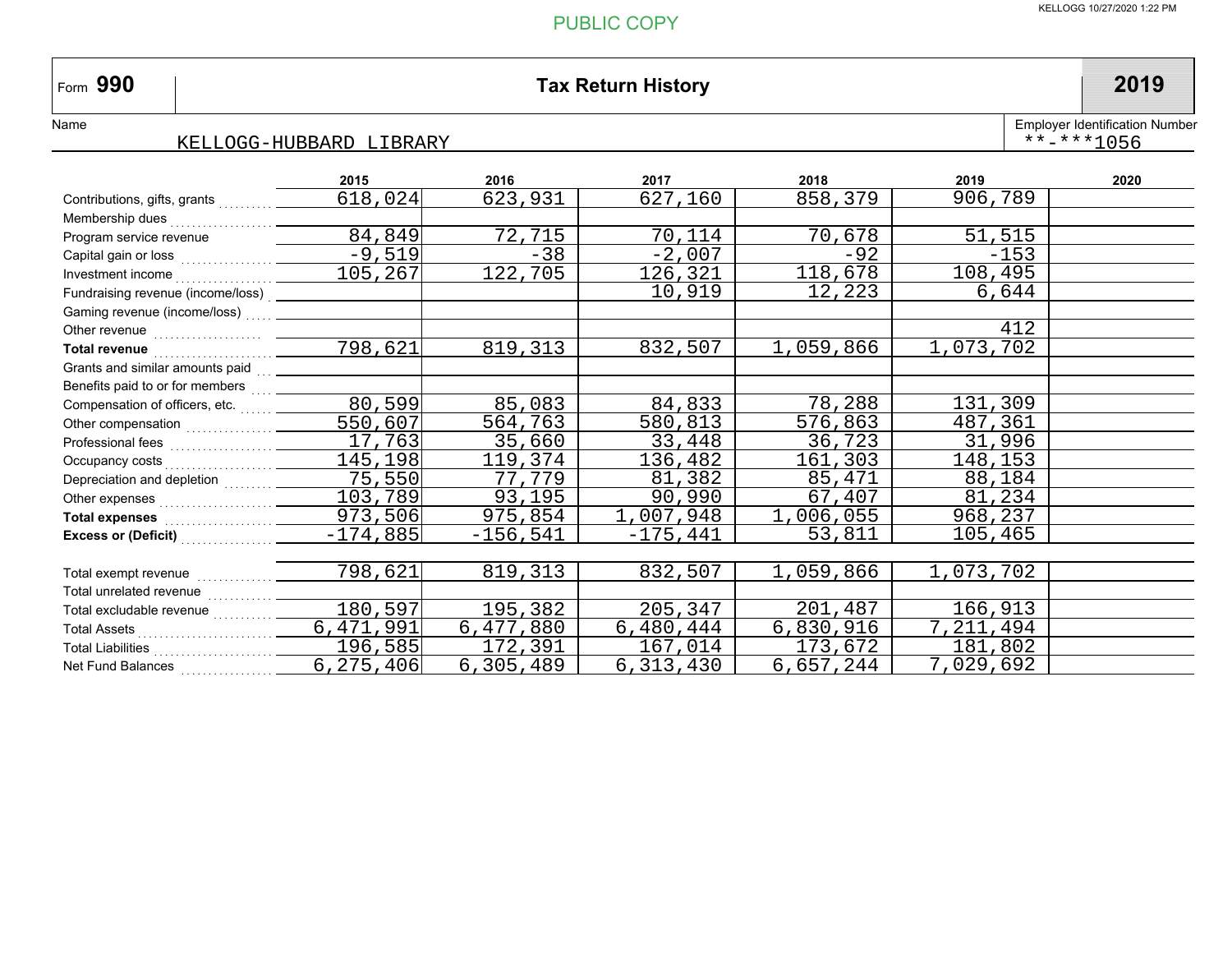PUBLIC COPY

KELLOGG 10/27/2020 1:22 PM

# Form 990 — Tax Return History — 2019

Name: KELLOGG-HUBBARD LIBRARY

Employer Identification Number: **-***1056

| | 2015 | 2016 | 2017 | 2018 | 2019 | 2020 |
|---|---|---|---|---|---|---|
| Contributions, gifts, grants | 618,024 | 623,931 | 627,160 | 858,379 | 906,789 | |
| Membership dues | | | | | | |
| Program service revenue | 84,849 | 72,715 | 70,114 | 70,678 | 51,515 | |
| Capital gain or loss | -9,519 | -38 | -2,007 | -92 | -153 | |
| Investment income | 105,267 | 122,705 | 126,321 | 118,678 | 108,495 | |
| Fundraising revenue (income/loss) | | | 10,919 | 12,223 | 6,644 | |
| Gaming revenue (income/loss) | | | | | | |
| Other revenue | | | | | 412 | |
| **Total revenue** | 798,621 | 819,313 | 832,507 | 1,059,866 | 1,073,702 | |
| Grants and similar amounts paid | | | | | | |
| Benefits paid to or for members | | | | | | |
| Compensation of officers, etc. | 80,599 | 85,083 | 84,833 | 78,288 | 131,309 | |
| Other compensation | 550,607 | 564,763 | 580,813 | 576,863 | 487,361 | |
| Professional fees | 17,763 | 35,660 | 33,448 | 36,723 | 31,996 | |
| Occupancy costs | 145,198 | 119,374 | 136,482 | 161,303 | 148,153 | |
| Depreciation and depletion | 75,550 | 77,779 | 81,382 | 85,471 | 88,184 | |
| Other expenses | 103,789 | 93,195 | 90,990 | 67,407 | 81,234 | |
| **Total expenses** | 973,506 | 975,854 | 1,007,948 | 1,006,055 | 968,237 | |
| **Excess or (Deficit)** | -174,885 | -156,541 | -175,441 | 53,811 | 105,465 | |
| | | | | | | |
| Total exempt revenue | 798,621 | 819,313 | 832,507 | 1,059,866 | 1,073,702 | |
| Total unrelated revenue | | | | | | |
| Total excludable revenue | 180,597 | 195,382 | 205,347 | 201,487 | 166,913 | |
| Total Assets | 6,471,991 | 6,477,880 | 6,480,444 | 6,830,916 | 7,211,494 | |
| Total Liabilities | 196,585 | 172,391 | 167,014 | 173,672 | 181,802 | |
| Net Fund Balances | 6,275,406 | 6,305,489 | 6,313,430 | 6,657,244 | 7,029,692 | |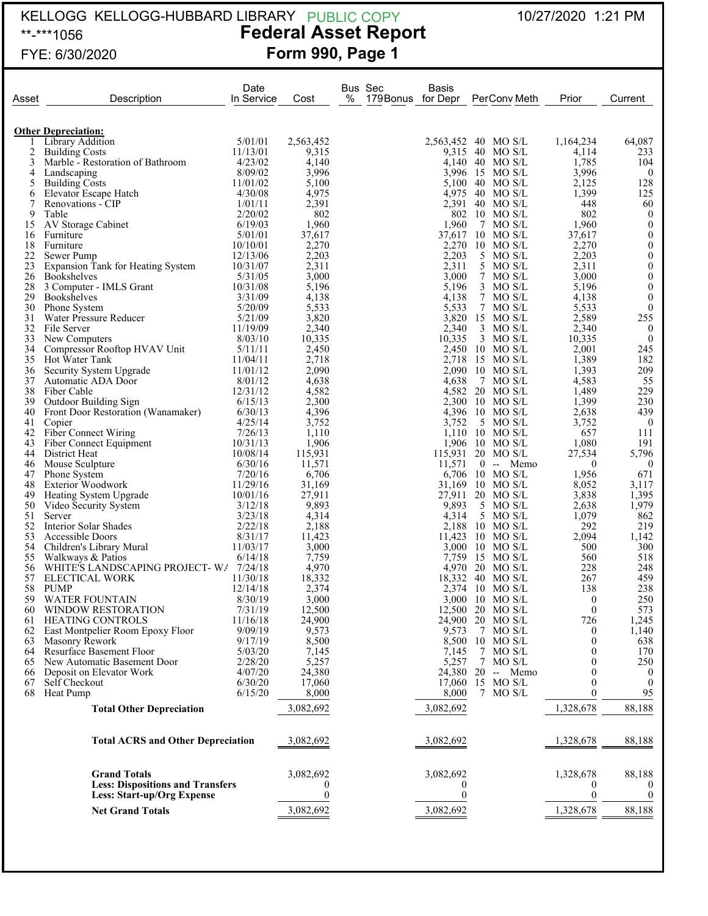KELLOGG KELLOGG-HUBBARD LIBRARY PUBLIC COPY

**-***1056

FYE: 6/30/2020

10/27/2020 1:21 PM

# Federal Asset Report

## Form 990, Page 1

| Asset | Description | Date In Service | Cost | Bus % | Sec 179Bonus | Basis for Depr | Per | Conv | Meth | Prior | Current |
|---|---|---|---|---|---|---|---|---|---|---|---|
| **Other Depreciation:** | | | | | | | | | | | |
| 1 | Library Addition | 5/01/01 | 2,563,452 | | | 2,563,452 | 40 | MO | S/L | 1,164,234 | 64,087 |
| 2 | Building Costs | 11/13/01 | 9,315 | | | 9,315 | 40 | MO | S/L | 4,114 | 233 |
| 3 | Marble - Restoration of Bathroom | 4/23/02 | 4,140 | | | 4,140 | 40 | MO | S/L | 1,785 | 104 |
| 4 | Landscaping | 8/09/02 | 3,996 | | | 3,996 | 15 | MO | S/L | 3,996 | 0 |
| 5 | Building Costs | 11/01/02 | 5,100 | | | 5,100 | 40 | MO | S/L | 2,125 | 128 |
| 6 | Elevator Escape Hatch | 4/30/08 | 4,975 | | | 4,975 | 40 | MO | S/L | 1,399 | 125 |
| 7 | Renovations - CIP | 1/01/11 | 2,391 | | | 2,391 | 40 | MO | S/L | 448 | 60 |
| 9 | Table | 2/20/02 | 802 | | | 802 | 10 | MO | S/L | 802 | 0 |
| 15 | AV Storage Cabinet | 6/19/03 | 1,960 | | | 1,960 | 7 | MO | S/L | 1,960 | 0 |
| 16 | Furniture | 5/01/01 | 37,617 | | | 37,617 | 10 | MO | S/L | 37,617 | 0 |
| 18 | Furniture | 10/10/01 | 2,270 | | | 2,270 | 10 | MO | S/L | 2,270 | 0 |
| 22 | Sewer Pump | 12/13/06 | 2,203 | | | 2,203 | 5 | MO | S/L | 2,203 | 0 |
| 23 | Expansion Tank for Heating System | 10/31/07 | 2,311 | | | 2,311 | 5 | MO | S/L | 2,311 | 0 |
| 26 | Bookshelves | 5/31/05 | 3,000 | | | 3,000 | 7 | MO | S/L | 3,000 | 0 |
| 28 | 3 Computer - IMLS Grant | 10/31/08 | 5,196 | | | 5,196 | 3 | MO | S/L | 5,196 | 0 |
| 29 | Bookshelves | 3/31/09 | 4,138 | | | 4,138 | 7 | MO | S/L | 4,138 | 0 |
| 30 | Phone System | 5/20/09 | 5,533 | | | 5,533 | 7 | MO | S/L | 5,533 | 0 |
| 31 | Water Pressure Reducer | 5/21/09 | 3,820 | | | 3,820 | 15 | MO | S/L | 2,589 | 255 |
| 32 | File Server | 11/19/09 | 2,340 | | | 2,340 | 3 | MO | S/L | 2,340 | 0 |
| 33 | New Computers | 8/03/10 | 10,335 | | | 10,335 | 3 | MO | S/L | 10,335 | 0 |
| 34 | Compressor Rooftop HVAV Unit | 5/11/11 | 2,450 | | | 2,450 | 10 | MO | S/L | 2,001 | 245 |
| 35 | Hot Water Tank | 11/04/11 | 2,718 | | | 2,718 | 15 | MO | S/L | 1,389 | 182 |
| 36 | Security System Upgrade | 11/01/12 | 2,090 | | | 2,090 | 10 | MO | S/L | 1,393 | 209 |
| 37 | Automatic ADA Door | 8/01/12 | 4,638 | | | 4,638 | 7 | MO | S/L | 4,583 | 55 |
| 38 | Fiber Cable | 12/31/12 | 4,582 | | | 4,582 | 20 | MO | S/L | 1,489 | 229 |
| 39 | Outdoor Building Sign | 6/15/13 | 2,300 | | | 2,300 | 10 | MO | S/L | 1,399 | 230 |
| 40 | Front Door Restoration (Wanamaker) | 6/30/13 | 4,396 | | | 4,396 | 10 | MO | S/L | 2,638 | 439 |
| 41 | Copier | 4/25/14 | 3,752 | | | 3,752 | 5 | MO | S/L | 3,752 | 0 |
| 42 | Fiber Connect Wiring | 7/26/13 | 1,110 | | | 1,110 | 10 | MO | S/L | 657 | 111 |
| 43 | Fiber Connect Equipment | 10/31/13 | 1,906 | | | 1,906 | 10 | MO | S/L | 1,080 | 191 |
| 44 | District Heat | 10/08/14 | 115,931 | | | 115,931 | 20 | MO | S/L | 27,534 | 5,796 |
| 46 | Mouse Sculpture | 6/30/16 | 11,571 | | | 11,571 | 0 | -- | Memo | 0 | 0 |
| 47 | Phone System | 7/20/16 | 6,706 | | | 6,706 | 10 | MO | S/L | 1,956 | 671 |
| 48 | Exterior Woodwork | 11/29/16 | 31,169 | | | 31,169 | 10 | MO | S/L | 8,052 | 3,117 |
| 49 | Heating System Upgrade | 10/01/16 | 27,911 | | | 27,911 | 20 | MO | S/L | 3,838 | 1,395 |
| 50 | Video Security System | 3/12/18 | 9,893 | | | 9,893 | 5 | MO | S/L | 2,638 | 1,979 |
| 51 | Server | 3/23/18 | 4,314 | | | 4,314 | 5 | MO | S/L | 1,079 | 862 |
| 52 | Interior Solar Shades | 2/22/18 | 2,188 | | | 2,188 | 10 | MO | S/L | 292 | 219 |
| 53 | Accessible Doors | 8/31/17 | 11,423 | | | 11,423 | 10 | MO | S/L | 2,094 | 1,142 |
| 54 | Children's Library Mural | 11/03/17 | 3,000 | | | 3,000 | 10 | MO | S/L | 500 | 300 |
| 55 | Walkways & Patios | 6/14/18 | 7,759 | | | 7,759 | 15 | MO | S/L | 560 | 518 |
| 56 | WHITE'S LANDSCAPING PROJECT- W/ | 7/24/18 | 4,970 | | | 4,970 | 20 | MO | S/L | 228 | 248 |
| 57 | ELECTICAL WORK | 11/30/18 | 18,332 | | | 18,332 | 40 | MO | S/L | 267 | 459 |
| 58 | PUMP | 12/14/18 | 2,374 | | | 2,374 | 10 | MO | S/L | 138 | 238 |
| 59 | WATER FOUNTAIN | 8/30/19 | 3,000 | | | 3,000 | 10 | MO | S/L | 0 | 250 |
| 60 | WINDOW RESTORATION | 7/31/19 | 12,500 | | | 12,500 | 20 | MO | S/L | 0 | 573 |
| 61 | HEATING CONTROLS | 11/16/18 | 24,900 | | | 24,900 | 20 | MO | S/L | 726 | 1,245 |
| 62 | East Montpelier Room Epoxy Floor | 9/09/19 | 9,573 | | | 9,573 | 7 | MO | S/L | 0 | 1,140 |
| 63 | Masonry Rework | 9/17/19 | 8,500 | | | 8,500 | 10 | MO | S/L | 0 | 638 |
| 64 | Resurface Basement Floor | 5/03/20 | 7,145 | | | 7,145 | 7 | MO | S/L | 0 | 170 |
| 65 | New Automatic Basement Door | 2/28/20 | 5,257 | | | 5,257 | 7 | MO | S/L | 0 | 250 |
| 66 | Deposit on Elevator Work | 4/07/20 | 24,380 | | | 24,380 | 20 | -- | Memo | 0 | 0 |
| 67 | Self Checkout | 6/30/20 | 17,060 | | | 17,060 | 15 | MO | S/L | 0 | 0 |
| 68 | Heat Pump | 6/15/20 | 8,000 | | | 8,000 | 7 | MO | S/L | 0 | 95 |
| | **Total Other Depreciation** | | 3,082,692 | | | 3,082,692 | | | | 1,328,678 | 88,188 |
| | **Total ACRS and Other Depreciation** | | 3,082,692 | | | 3,082,692 | | | | 1,328,678 | 88,188 |
| | **Grand Totals** | | 3,082,692 | | | 3,082,692 | | | | 1,328,678 | 88,188 |
| | **Less: Dispositions and Transfers** | | 0 | | | 0 | | | | 0 | 0 |
| | **Less: Start-up/Org Expense** | | 0 | | | 0 | | | | 0 | 0 |
| | **Net Grand Totals** | | 3,082,692 | | | 3,082,692 | | | | 1,328,678 | 88,188 |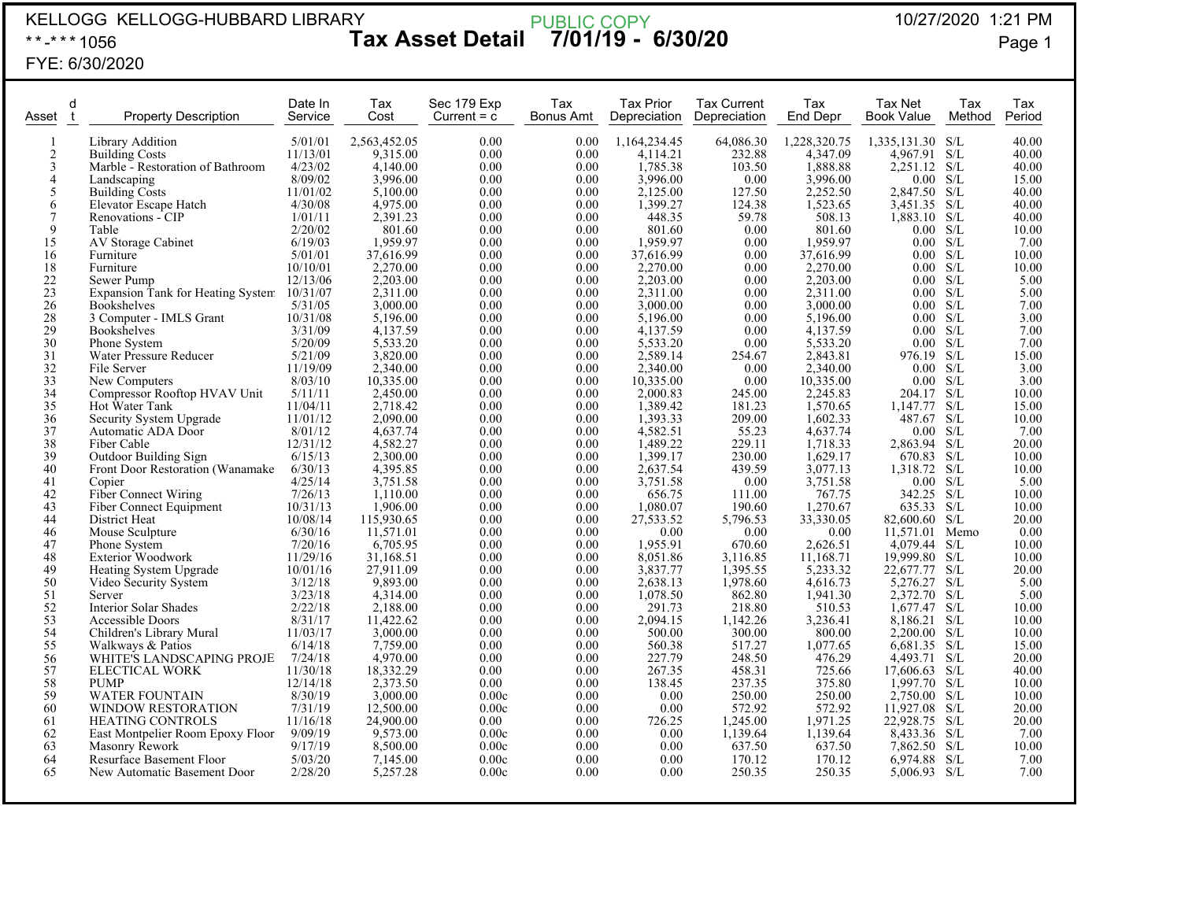KELLOGG KELLOGG-HUBBARD LIBRARY

**-***1056

FYE: 6/30/2020

PUBLIC COPY

# Tax Asset Detail 7/01/19 - 6/30/20

10/27/2020 1:21 PM

| Asset | d t | Property Description | Date In Service | Tax Cost | Sec 179 Exp Current = c | Tax Bonus Amt | Tax Prior Depreciation | Tax Current Depreciation | Tax End Depr | Tax Net Book Value | Tax Method | Tax Period |
|---|---|---|---|---|---|---|---|---|---|---|---|---|
| 1 | | Library Addition | 5/01/01 | 2,563,452.05 | 0.00 | 0.00 | 1,164,234.45 | 64,086.30 | 1,228,320.75 | 1,335,131.30 | S/L | 40.00 |
| 2 | | Building Costs | 11/13/01 | 9,315.00 | 0.00 | 0.00 | 4,114.21 | 232.88 | 4,347.09 | 4,967.91 | S/L | 40.00 |
| 3 | | Marble - Restoration of Bathroom | 4/23/02 | 4,140.00 | 0.00 | 0.00 | 1,785.38 | 103.50 | 1,888.88 | 2,251.12 | S/L | 40.00 |
| 4 | | Landscaping | 8/09/02 | 3,996.00 | 0.00 | 0.00 | 3,996.00 | 0.00 | 3,996.00 | 0.00 | S/L | 15.00 |
| 5 | | Building Costs | 11/01/02 | 5,100.00 | 0.00 | 0.00 | 2,125.00 | 127.50 | 2,252.50 | 2,847.50 | S/L | 40.00 |
| 6 | | Elevator Escape Hatch | 4/30/08 | 4,975.00 | 0.00 | 0.00 | 1,399.27 | 124.38 | 1,523.65 | 3,451.35 | S/L | 40.00 |
| 7 | | Renovations - CIP | 1/01/11 | 2,391.23 | 0.00 | 0.00 | 448.35 | 59.78 | 508.13 | 1,883.10 | S/L | 40.00 |
| 9 | | Table | 2/20/02 | 801.60 | 0.00 | 0.00 | 801.60 | 0.00 | 801.60 | 0.00 | S/L | 10.00 |
| 15 | | AV Storage Cabinet | 6/19/03 | 1,959.97 | 0.00 | 0.00 | 1,959.97 | 0.00 | 1,959.97 | 0.00 | S/L | 7.00 |
| 16 | | Furniture | 5/01/01 | 37,616.99 | 0.00 | 0.00 | 37,616.99 | 0.00 | 37,616.99 | 0.00 | S/L | 10.00 |
| 18 | | Furniture | 10/10/01 | 2,270.00 | 0.00 | 0.00 | 2,270.00 | 0.00 | 2,270.00 | 0.00 | S/L | 10.00 |
| 22 | | Sewer Pump | 12/13/06 | 2,203.00 | 0.00 | 0.00 | 2,203.00 | 0.00 | 2,203.00 | 0.00 | S/L | 5.00 |
| 23 | | Expansion Tank for Heating System | 10/31/07 | 2,311.00 | 0.00 | 0.00 | 2,311.00 | 0.00 | 2,311.00 | 0.00 | S/L | 5.00 |
| 26 | | Bookshelves | 5/31/05 | 3,000.00 | 0.00 | 0.00 | 3,000.00 | 0.00 | 3,000.00 | 0.00 | S/L | 7.00 |
| 28 | | 3 Computer - IMLS Grant | 10/31/08 | 5,196.00 | 0.00 | 0.00 | 5,196.00 | 0.00 | 5,196.00 | 0.00 | S/L | 3.00 |
| 29 | | Bookshelves | 3/31/09 | 4,137.59 | 0.00 | 0.00 | 4,137.59 | 0.00 | 4,137.59 | 0.00 | S/L | 7.00 |
| 30 | | Phone System | 5/20/09 | 5,533.20 | 0.00 | 0.00 | 5,533.20 | 0.00 | 5,533.20 | 0.00 | S/L | 7.00 |
| 31 | | Water Pressure Reducer | 5/21/09 | 3,820.00 | 0.00 | 0.00 | 2,589.14 | 254.67 | 2,843.81 | 976.19 | S/L | 15.00 |
| 32 | | File Server | 11/19/09 | 2,340.00 | 0.00 | 0.00 | 2,340.00 | 0.00 | 2,340.00 | 0.00 | S/L | 3.00 |
| 33 | | New Computers | 8/03/10 | 10,335.00 | 0.00 | 0.00 | 10,335.00 | 0.00 | 10,335.00 | 0.00 | S/L | 3.00 |
| 34 | | Compressor Rooftop HVAV Unit | 5/11/11 | 2,450.00 | 0.00 | 0.00 | 2,000.83 | 245.00 | 2,245.83 | 204.17 | S/L | 10.00 |
| 35 | | Hot Water Tank | 11/04/11 | 2,718.42 | 0.00 | 0.00 | 1,389.42 | 181.23 | 1,570.65 | 1,147.77 | S/L | 15.00 |
| 36 | | Security System Upgrade | 11/01/12 | 2,090.00 | 0.00 | 0.00 | 1,393.33 | 209.00 | 1,602.33 | 487.67 | S/L | 10.00 |
| 37 | | Automatic ADA Door | 8/01/12 | 4,637.74 | 0.00 | 0.00 | 4,582.51 | 55.23 | 4,637.74 | 0.00 | S/L | 7.00 |
| 38 | | Fiber Cable | 12/31/12 | 4,582.27 | 0.00 | 0.00 | 1,489.22 | 229.11 | 1,718.33 | 2,863.94 | S/L | 20.00 |
| 39 | | Outdoor Building Sign | 6/15/13 | 2,300.00 | 0.00 | 0.00 | 1,399.17 | 230.00 | 1,629.17 | 670.83 | S/L | 10.00 |
| 40 | | Front Door Restoration (Wanamake | 6/30/13 | 4,395.85 | 0.00 | 0.00 | 2,637.54 | 439.59 | 3,077.13 | 1,318.72 | S/L | 10.00 |
| 41 | | Copier | 4/25/14 | 3,751.58 | 0.00 | 0.00 | 3,751.58 | 0.00 | 3,751.58 | 0.00 | S/L | 5.00 |
| 42 | | Fiber Connect Wiring | 7/26/13 | 1,110.00 | 0.00 | 0.00 | 656.75 | 111.00 | 767.75 | 342.25 | S/L | 10.00 |
| 43 | | Fiber Connect Equipment | 10/31/13 | 1,906.00 | 0.00 | 0.00 | 1,080.07 | 190.60 | 1,270.67 | 635.33 | S/L | 10.00 |
| 44 | | District Heat | 10/08/14 | 115,930.65 | 0.00 | 0.00 | 27,533.52 | 5,796.53 | 33,330.05 | 82,600.60 | S/L | 20.00 |
| 46 | | Mouse Sculpture | 6/30/16 | 11,571.01 | 0.00 | 0.00 | 0.00 | 0.00 | 0.00 | 11,571.01 | Memo | 0.00 |
| 47 | | Phone System | 7/20/16 | 6,705.95 | 0.00 | 0.00 | 1,955.91 | 670.60 | 2,626.51 | 4,079.44 | S/L | 10.00 |
| 48 | | Exterior Woodwork | 11/29/16 | 31,168.51 | 0.00 | 0.00 | 8,051.86 | 3,116.85 | 11,168.71 | 19,999.80 | S/L | 10.00 |
| 49 | | Heating System Upgrade | 10/01/16 | 27,911.09 | 0.00 | 0.00 | 3,837.77 | 1,395.55 | 5,233.32 | 22,677.77 | S/L | 20.00 |
| 50 | | Video Security System | 3/12/18 | 9,893.00 | 0.00 | 0.00 | 2,638.13 | 1,978.60 | 4,616.73 | 5,276.27 | S/L | 5.00 |
| 51 | | Server | 3/23/18 | 4,314.00 | 0.00 | 0.00 | 1,078.50 | 862.80 | 1,941.30 | 2,372.70 | S/L | 5.00 |
| 52 | | Interior Solar Shades | 2/22/18 | 2,188.00 | 0.00 | 0.00 | 291.73 | 218.80 | 510.53 | 1,677.47 | S/L | 10.00 |
| 53 | | Accessible Doors | 8/31/17 | 11,422.62 | 0.00 | 0.00 | 2,094.15 | 1,142.26 | 3,236.41 | 8,186.21 | S/L | 10.00 |
| 54 | | Children's Library Mural | 11/03/17 | 3,000.00 | 0.00 | 0.00 | 500.00 | 300.00 | 800.00 | 2,200.00 | S/L | 10.00 |
| 55 | | Walkways & Patios | 6/14/18 | 7,759.00 | 0.00 | 0.00 | 560.38 | 517.27 | 1,077.65 | 6,681.35 | S/L | 15.00 |
| 56 | | WHITE'S LANDSCAPING PROJE | 7/24/18 | 4,970.00 | 0.00 | 0.00 | 227.79 | 248.50 | 476.29 | 4,493.71 | S/L | 20.00 |
| 57 | | ELECTICAL WORK | 11/30/18 | 18,332.29 | 0.00 | 0.00 | 267.35 | 458.31 | 725.66 | 17,606.63 | S/L | 40.00 |
| 58 | | PUMP | 12/14/18 | 2,373.50 | 0.00 | 0.00 | 138.45 | 237.35 | 375.80 | 1,997.70 | S/L | 10.00 |
| 59 | | WATER FOUNTAIN | 8/30/19 | 3,000.00 | 0.00c | 0.00 | 0.00 | 250.00 | 250.00 | 2,750.00 | S/L | 10.00 |
| 60 | | WINDOW RESTORATION | 7/31/19 | 12,500.00 | 0.00c | 0.00 | 0.00 | 572.92 | 572.92 | 11,927.08 | S/L | 20.00 |
| 61 | | HEATING CONTROLS | 11/16/18 | 24,900.00 | 0.00 | 0.00 | 726.25 | 1,245.00 | 1,971.25 | 22,928.75 | S/L | 20.00 |
| 62 | | East Montpelier Room Epoxy Floor | 9/09/19 | 9,573.00 | 0.00c | 0.00 | 0.00 | 1,139.64 | 1,139.64 | 8,433.36 | S/L | 7.00 |
| 63 | | Masonry Rework | 9/17/19 | 8,500.00 | 0.00c | 0.00 | 0.00 | 637.50 | 637.50 | 7,862.50 | S/L | 10.00 |
| 64 | | Resurface Basement Floor | 5/03/20 | 7,145.00 | 0.00c | 0.00 | 0.00 | 170.12 | 170.12 | 6,974.88 | S/L | 7.00 |
| 65 | | New Automatic Basement Door | 2/28/20 | 5,257.28 | 0.00c | 0.00 | 0.00 | 250.35 | 250.35 | 5,006.93 | S/L | 7.00 |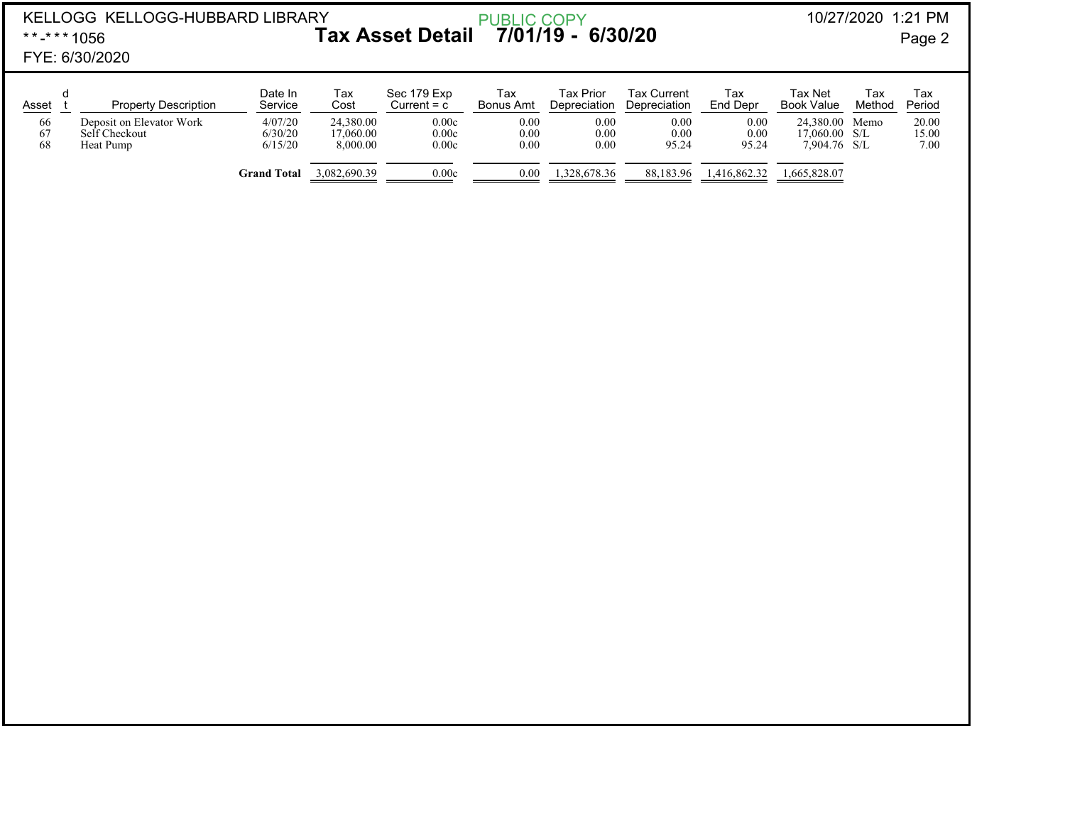KELLOGG KELLOGG-HUBBARD LIBRARY
**-***1056
FYE: 6/30/2020

PUBLIC COPY

# Tax Asset Detail 7/01/19 - 6/30/20

10/27/2020 1:21 PM

| Asset | d t | Property Description | Date In Service | Tax Cost | Sec 179 Exp Current = c | Tax Bonus Amt | Tax Prior Depreciation | Tax Current Depreciation | Tax End Depr | Tax Net Book Value | Tax Method | Tax Period |
|---|---|---|---|---|---|---|---|---|---|---|---|---|
| 66 | | Deposit on Elevator Work | 4/07/20 | 24,380.00 | 0.00c | 0.00 | 0.00 | 0.00 | 0.00 | 24,380.00 | Memo | 20.00 |
| 67 | | Self Checkout | 6/30/20 | 17,060.00 | 0.00c | 0.00 | 0.00 | 0.00 | 0.00 | 17,060.00 | S/L | 15.00 |
| 68 | | Heat Pump | 6/15/20 | 8,000.00 | 0.00c | 0.00 | 0.00 | 95.24 | 95.24 | 7,904.76 | S/L | 7.00 |
| | | | **Grand Total** | 3,082,690.39 | 0.00c | 0.00 | 1,328,678.36 | 88,183.96 | 1,416,862.32 | 1,665,828.07 | | |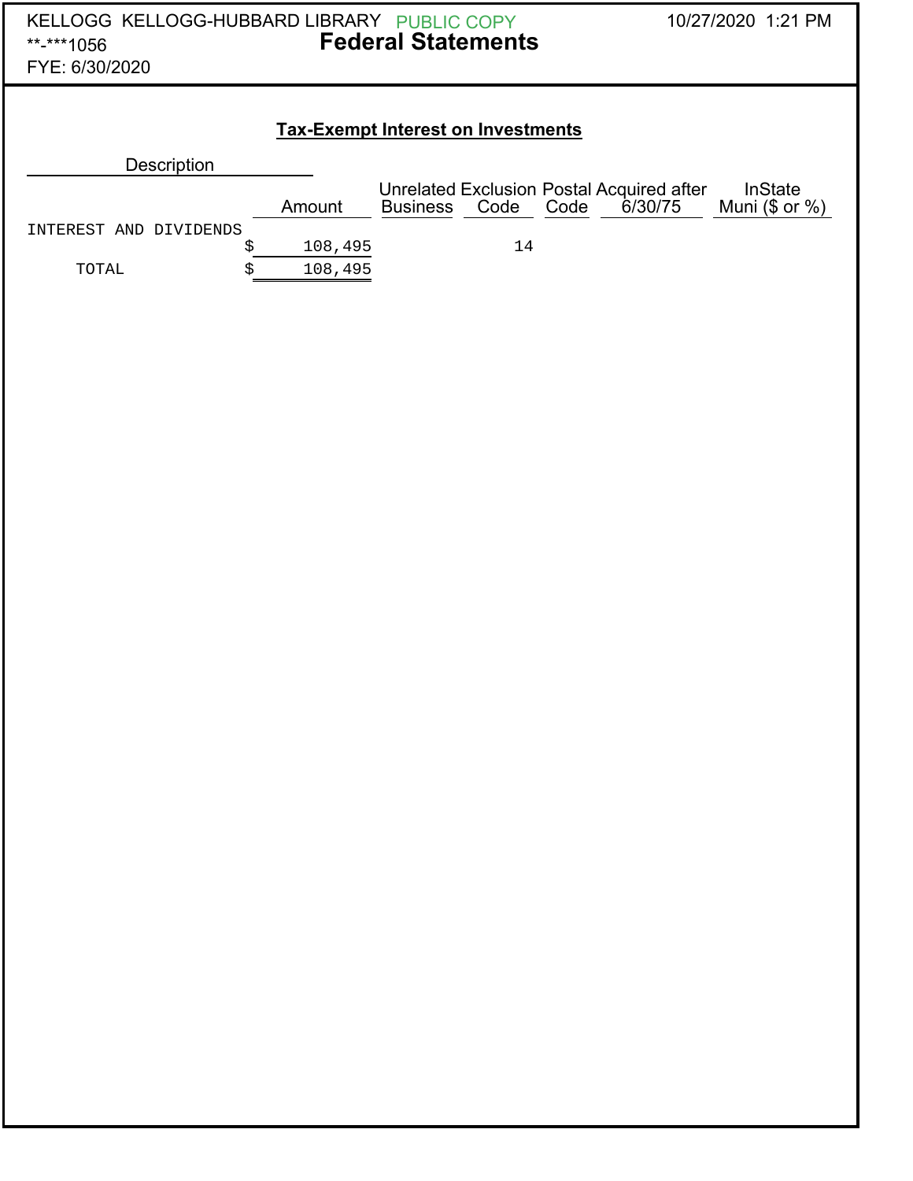KELLOGG KELLOGG-HUBBARD LIBRARY PUBLIC COPY

**-***1056

FYE: 6/30/2020

# Federal Statements

10/27/2020 1:21 PM

## Tax-Exempt Interest on Investments

| Description | Amount | Unrelated Business | Exclusion Code | Postal Code | Acquired after 6/30/75 | InState Muni ($ or %) |
|---|---|---|---|---|---|---|
| INTEREST AND DIVIDENDS | $ 108,495 | | 14 | | | |
| TOTAL | $ 108,495 | | | | | |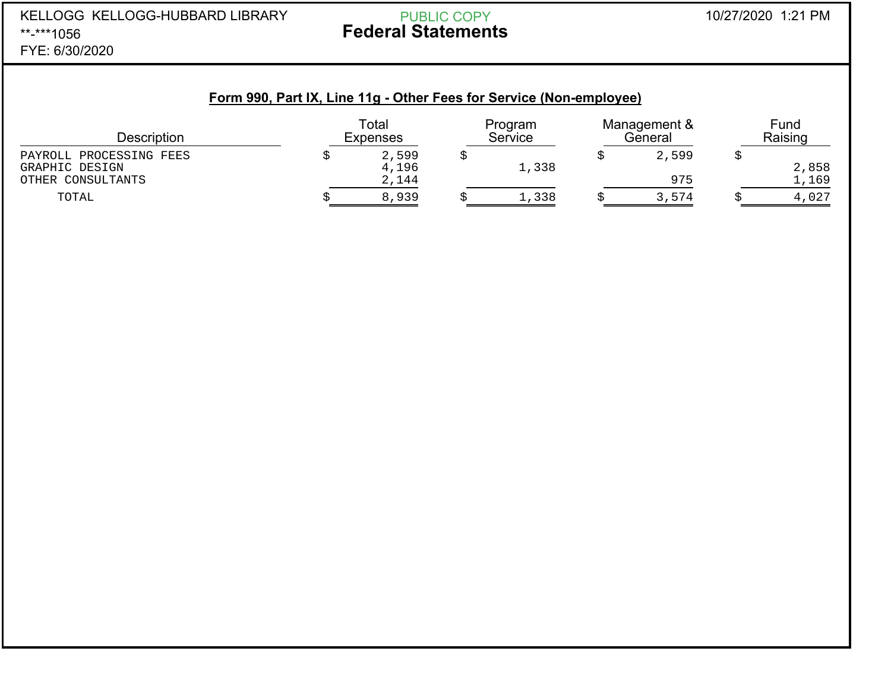KELLOGG KELLOGG-HUBBARD LIBRARY
**-***1056
FYE: 6/30/2020

PUBLIC COPY

# Federal Statements

10/27/2020 1:21 PM

## Form 990, Part IX, Line 11g - Other Fees for Service (Non-employee)

| Description | Total Expenses | Program Service | Management & General | Fund Raising |
|---|---|---|---|---|
| PAYROLL PROCESSING FEES | $ 2,599 | $ | $ 2,599 | $ |
| GRAPHIC DESIGN | 4,196 | 1,338 | | 2,858 |
| OTHER CONSULTANTS | 2,144 | | 975 | 1,169 |
| TOTAL | $ 8,939 | $ 1,338 | $ 3,574 | $ 4,027 |